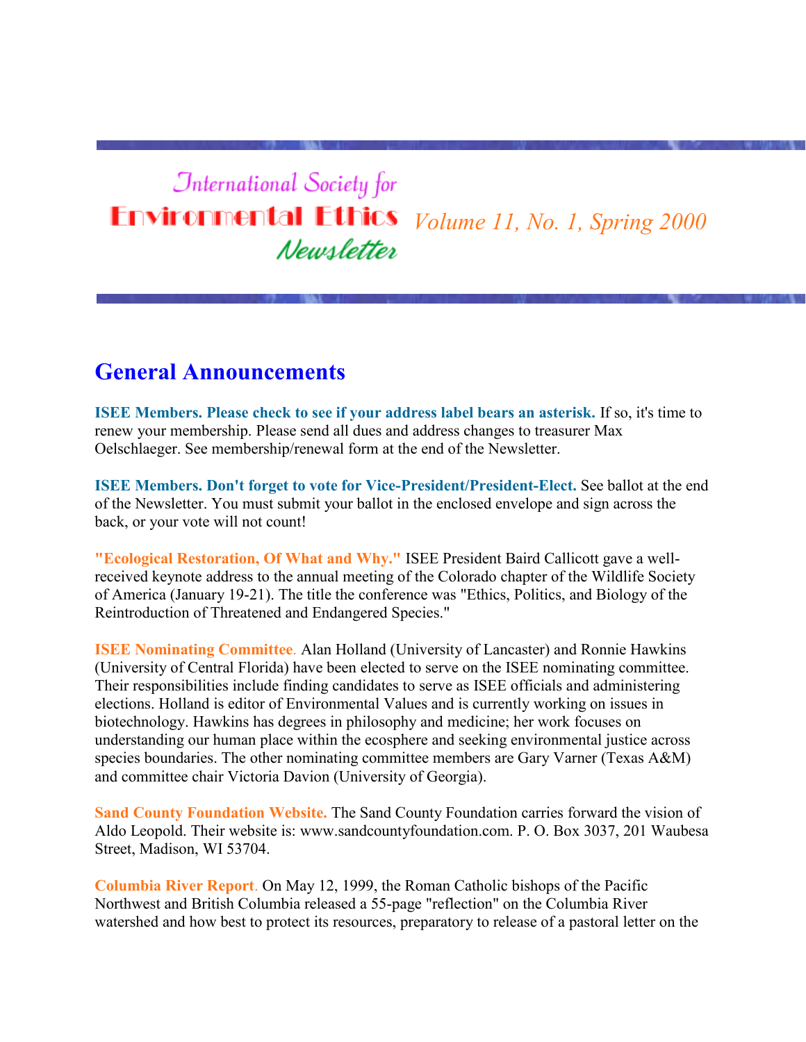# International Society for Environmental Ethics Newsletter

*Volume 11, No. 1, Spring 2000*

## General Announcements

**ISEE Members. Please check to see if your address label bears an asterisk.** If so, it's time to renew your membership. Please send all dues and address changes to treasurer Max Oelschlaeger. See membership/renewal form at the end of the Newsletter.

**ISEE Members. Don't forget to vote for Vice-President/President-Elect.** See ballot at the end of the Newsletter. You must submit your ballot in the enclosed envelope and sign across the back, or your vote will not count!

**"Ecological Restoration, Of What and Why."** ISEE President Baird Callicott gave a well-received keynote address to the annual meeting of the Colorado chapter of the Wildlife Society of America (January 19-21). The title the conference was "Ethics, Politics, and Biology of the Reintroduction of Threatened and Endangered Species."

**ISEE Nominating Committee**. Alan Holland (University of Lancaster) and Ronnie Hawkins (University of Central Florida) have been elected to serve on the ISEE nominating committee. Their responsibilities include finding candidates to serve as ISEE officials and administering elections. Holland is editor of Environmental Values and is currently working on issues in biotechnology. Hawkins has degrees in philosophy and medicine; her work focuses on understanding our human place within the ecosphere and seeking environmental justice across species boundaries. The other nominating committee members are Gary Varner (Texas A&M) and committee chair Victoria Davion (University of Georgia).

**Sand County Foundation Website.** The Sand County Foundation carries forward the vision of Aldo Leopold. Their website is: www.sandcountyfoundation.com. P. O. Box 3037, 201 Waubesa Street, Madison, WI 53704.

**Columbia River Report**. On May 12, 1999, the Roman Catholic bishops of the Pacific Northwest and British Columbia released a 55-page "reflection" on the Columbia River watershed and how best to protect its resources, preparatory to release of a pastoral letter on the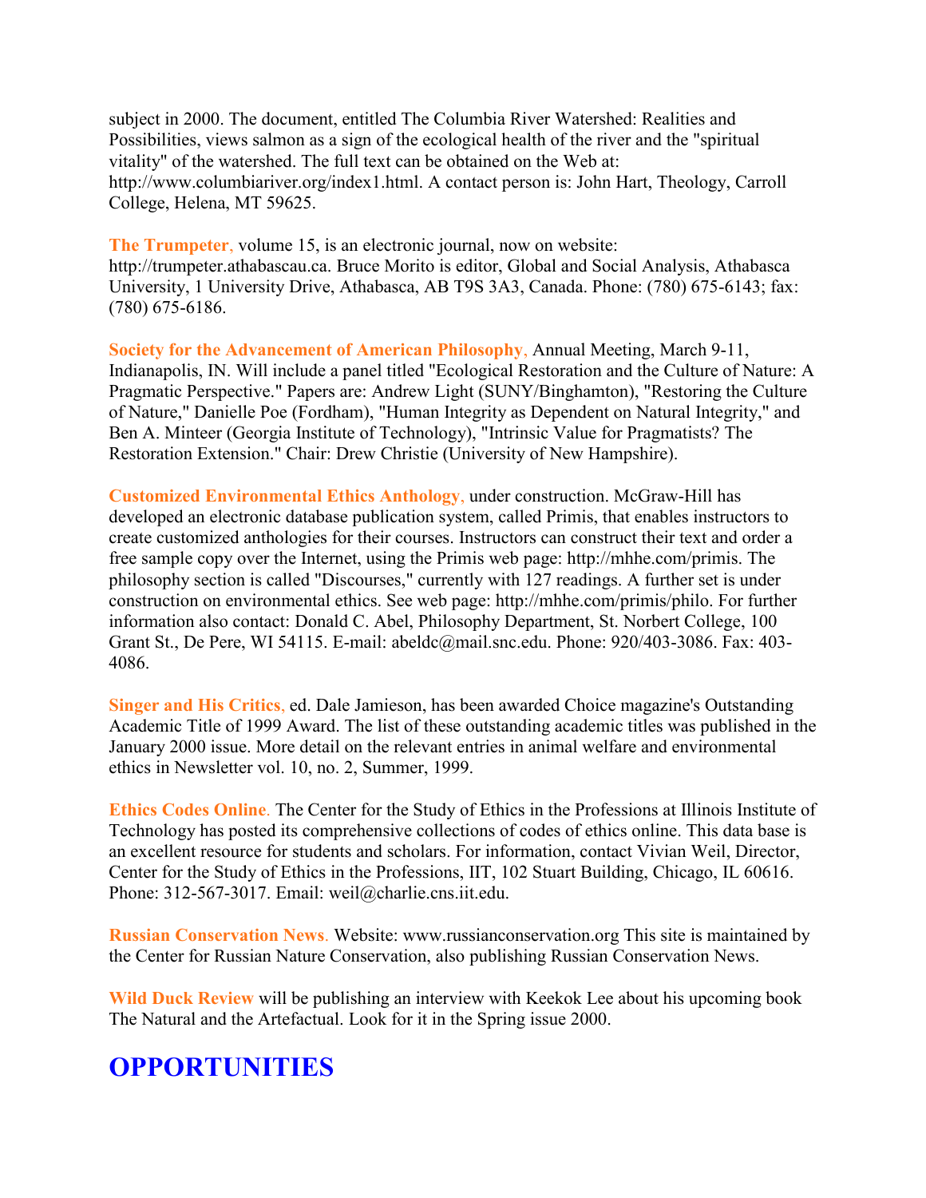subject in 2000. The document, entitled The Columbia River Watershed: Realities and Possibilities, views salmon as a sign of the ecological health of the river and the "spiritual vitality" of the watershed. The full text can be obtained on the Web at: http://www.columbiariver.org/index1.html. A contact person is: John Hart, Theology, Carroll College, Helena, MT 59625.

**The Trumpeter,** volume 15, is an electronic journal, now on website: http://trumpeter.athabascau.ca. Bruce Morito is editor, Global and Social Analysis, Athabasca University, 1 University Drive, Athabasca, AB T9S 3A3, Canada. Phone: (780) 675-6143; fax: (780) 675-6186.

**Society for the Advancement of American Philosophy,** Annual Meeting, March 9-11, Indianapolis, IN. Will include a panel titled "Ecological Restoration and the Culture of Nature: A Pragmatic Perspective." Papers are: Andrew Light (SUNY/Binghamton), "Restoring the Culture of Nature," Danielle Poe (Fordham), "Human Integrity as Dependent on Natural Integrity," and Ben A. Minteer (Georgia Institute of Technology), "Intrinsic Value for Pragmatists? The Restoration Extension." Chair: Drew Christie (University of New Hampshire).

**Customized Environmental Ethics Anthology,** under construction. McGraw-Hill has developed an electronic database publication system, called Primis, that enables instructors to create customized anthologies for their courses. Instructors can construct their text and order a free sample copy over the Internet, using the Primis web page: http://mhhe.com/primis. The philosophy section is called "Discourses," currently with 127 readings. A further set is under construction on environmental ethics. See web page: http://mhhe.com/primis/philo. For further information also contact: Donald C. Abel, Philosophy Department, St. Norbert College, 100 Grant St., De Pere, WI 54115. E-mail: abeldc@mail.snc.edu. Phone: 920/403-3086. Fax: 403-4086.

**Singer and His Critics,** ed. Dale Jamieson, has been awarded Choice magazine's Outstanding Academic Title of 1999 Award. The list of these outstanding academic titles was published in the January 2000 issue. More detail on the relevant entries in animal welfare and environmental ethics in Newsletter vol. 10, no. 2, Summer, 1999.

**Ethics Codes Online.** The Center for the Study of Ethics in the Professions at Illinois Institute of Technology has posted its comprehensive collections of codes of ethics online. This data base is an excellent resource for students and scholars. For information, contact Vivian Weil, Director, Center for the Study of Ethics in the Professions, IIT, 102 Stuart Building, Chicago, IL 60616. Phone: 312-567-3017. Email: weil@charlie.cns.iit.edu.

**Russian Conservation News.** Website: www.russianconservation.org This site is maintained by the Center for Russian Nature Conservation, also publishing Russian Conservation News.

**Wild Duck Review** will be publishing an interview with Keekok Lee about his upcoming book The Natural and the Artefactual. Look for it in the Spring issue 2000.

# OPPORTUNITIES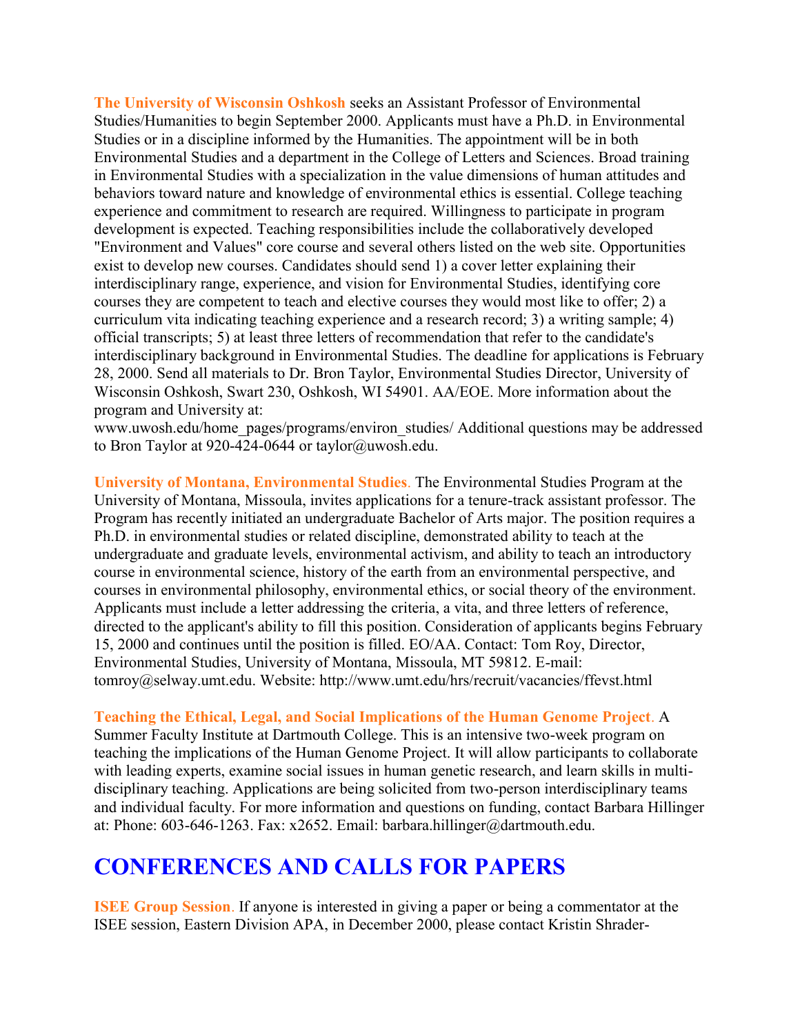**The University of Wisconsin Oshkosh** seeks an Assistant Professor of Environmental Studies/Humanities to begin September 2000. Applicants must have a Ph.D. in Environmental Studies or in a discipline informed by the Humanities. The appointment will be in both Environmental Studies and a department in the College of Letters and Sciences. Broad training in Environmental Studies with a specialization in the value dimensions of human attitudes and behaviors toward nature and knowledge of environmental ethics is essential. College teaching experience and commitment to research are required. Willingness to participate in program development is expected. Teaching responsibilities include the collaboratively developed "Environment and Values" core course and several others listed on the web site. Opportunities exist to develop new courses. Candidates should send 1) a cover letter explaining their interdisciplinary range, experience, and vision for Environmental Studies, identifying core courses they are competent to teach and elective courses they would most like to offer; 2) a curriculum vita indicating teaching experience and a research record; 3) a writing sample; 4) official transcripts; 5) at least three letters of recommendation that refer to the candidate's interdisciplinary background in Environmental Studies. The deadline for applications is February 28, 2000. Send all materials to Dr. Bron Taylor, Environmental Studies Director, University of Wisconsin Oshkosh, Swart 230, Oshkosh, WI 54901. AA/EOE. More information about the program and University at: www.uwosh.edu/home_pages/programs/environ_studies/ Additional questions may be addressed to Bron Taylor at 920-424-0644 or taylor@uwosh.edu.

**University of Montana, Environmental Studies**. The Environmental Studies Program at the University of Montana, Missoula, invites applications for a tenure-track assistant professor. The Program has recently initiated an undergraduate Bachelor of Arts major. The position requires a Ph.D. in environmental studies or related discipline, demonstrated ability to teach at the undergraduate and graduate levels, environmental activism, and ability to teach an introductory course in environmental science, history of the earth from an environmental perspective, and courses in environmental philosophy, environmental ethics, or social theory of the environment. Applicants must include a letter addressing the criteria, a vita, and three letters of reference, directed to the applicant's ability to fill this position. Consideration of applicants begins February 15, 2000 and continues until the position is filled. EO/AA. Contact: Tom Roy, Director, Environmental Studies, University of Montana, Missoula, MT 59812. E-mail: tomroy@selway.umt.edu. Website: http://www.umt.edu/hrs/recruit/vacancies/ffevst.html

**Teaching the Ethical, Legal, and Social Implications of the Human Genome Project**. A Summer Faculty Institute at Dartmouth College. This is an intensive two-week program on teaching the implications of the Human Genome Project. It will allow participants to collaborate with leading experts, examine social issues in human genetic research, and learn skills in multi-disciplinary teaching. Applications are being solicited from two-person interdisciplinary teams and individual faculty. For more information and questions on funding, contact Barbara Hillinger at: Phone: 603-646-1263. Fax: x2652. Email: barbara.hillinger@dartmouth.edu.

# CONFERENCES AND CALLS FOR PAPERS

**ISEE Group Session**. If anyone is interested in giving a paper or being a commentator at the ISEE session, Eastern Division APA, in December 2000, please contact Kristin Shrader-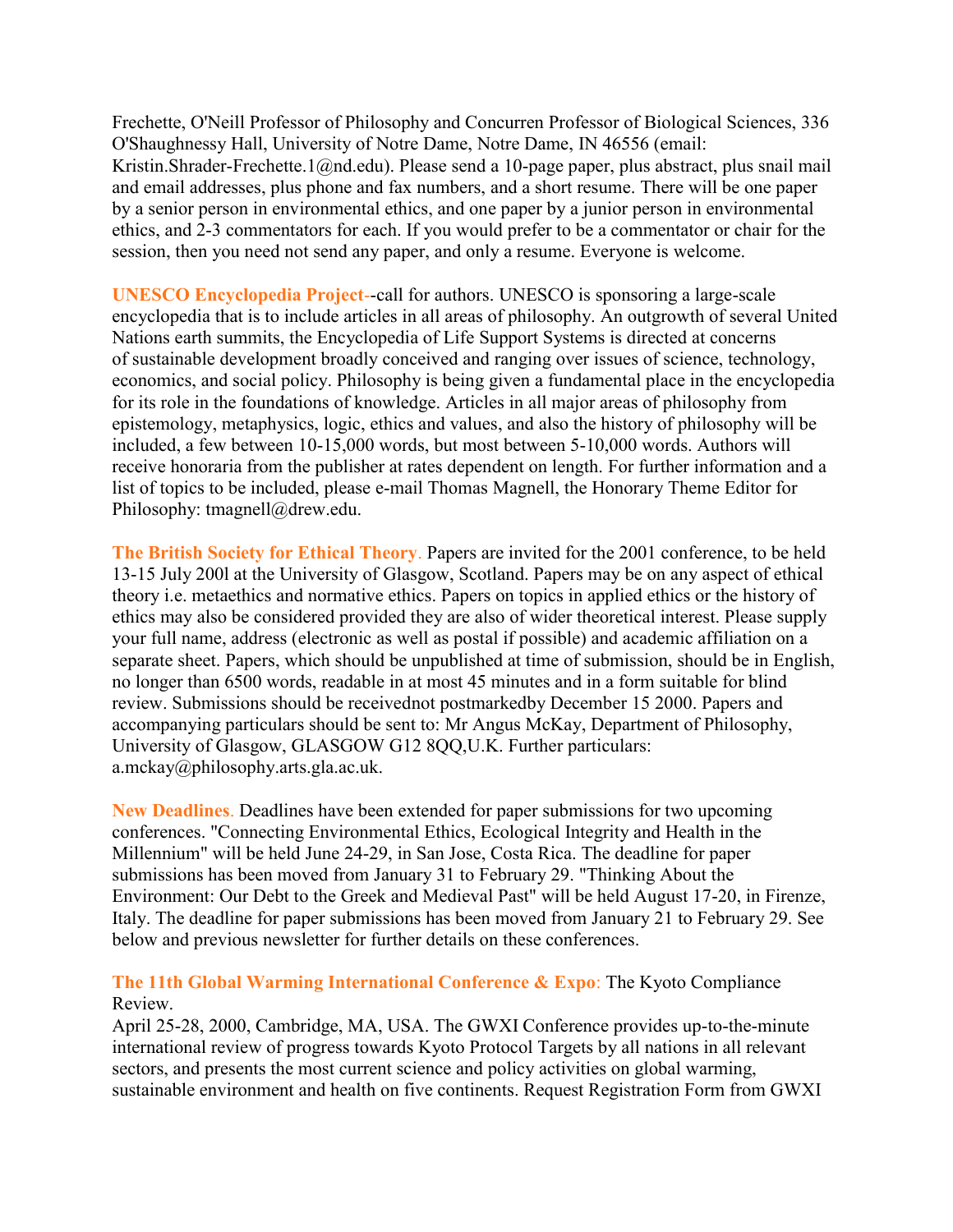Frechette, O'Neill Professor of Philosophy and Concurren Professor of Biological Sciences, 336 O'Shaughnessy Hall, University of Notre Dame, Notre Dame, IN 46556 (email: Kristin.Shrader-Frechette.1@nd.edu). Please send a 10-page paper, plus abstract, plus snail mail and email addresses, plus phone and fax numbers, and a short resume. There will be one paper by a senior person in environmental ethics, and one paper by a junior person in environmental ethics, and 2-3 commentators for each. If you would prefer to be a commentator or chair for the session, then you need not send any paper, and only a resume. Everyone is welcome.

**UNESCO Encyclopedia Project**--call for authors. UNESCO is sponsoring a large-scale encyclopedia that is to include articles in all areas of philosophy. An outgrowth of several United Nations earth summits, the Encyclopedia of Life Support Systems is directed at concerns of sustainable development broadly conceived and ranging over issues of science, technology, economics, and social policy. Philosophy is being given a fundamental place in the encyclopedia for its role in the foundations of knowledge. Articles in all major areas of philosophy from epistemology, metaphysics, logic, ethics and values, and also the history of philosophy will be included, a few between 10-15,000 words, but most between 5-10,000 words. Authors will receive honoraria from the publisher at rates dependent on length. For further information and a list of topics to be included, please e-mail Thomas Magnell, the Honorary Theme Editor for Philosophy: tmagnell@drew.edu.

**The British Society for Ethical Theory**. Papers are invited for the 2001 conference, to be held 13-15 July 200l at the University of Glasgow, Scotland. Papers may be on any aspect of ethical theory i.e. metaethics and normative ethics. Papers on topics in applied ethics or the history of ethics may also be considered provided they are also of wider theoretical interest. Please supply your full name, address (electronic as well as postal if possible) and academic affiliation on a separate sheet. Papers, which should be unpublished at time of submission, should be in English, no longer than 6500 words, readable in at most 45 minutes and in a form suitable for blind review. Submissions should be receivednot postmarkedby December 15 2000. Papers and accompanying particulars should be sent to: Mr Angus McKay, Department of Philosophy, University of Glasgow, GLASGOW G12 8QQ,U.K. Further particulars: a.mckay@philosophy.arts.gla.ac.uk.

**New Deadlines**. Deadlines have been extended for paper submissions for two upcoming conferences. "Connecting Environmental Ethics, Ecological Integrity and Health in the Millennium" will be held June 24-29, in San Jose, Costa Rica. The deadline for paper submissions has been moved from January 31 to February 29. "Thinking About the Environment: Our Debt to the Greek and Medieval Past" will be held August 17-20, in Firenze, Italy. The deadline for paper submissions has been moved from January 21 to February 29. See below and previous newsletter for further details on these conferences.

**The 11th Global Warming International Conference & Expo**: The Kyoto Compliance Review.
April 25-28, 2000, Cambridge, MA, USA. The GWXI Conference provides up-to-the-minute international review of progress towards Kyoto Protocol Targets by all nations in all relevant sectors, and presents the most current science and policy activities on global warming, sustainable environment and health on five continents. Request Registration Form from GWXI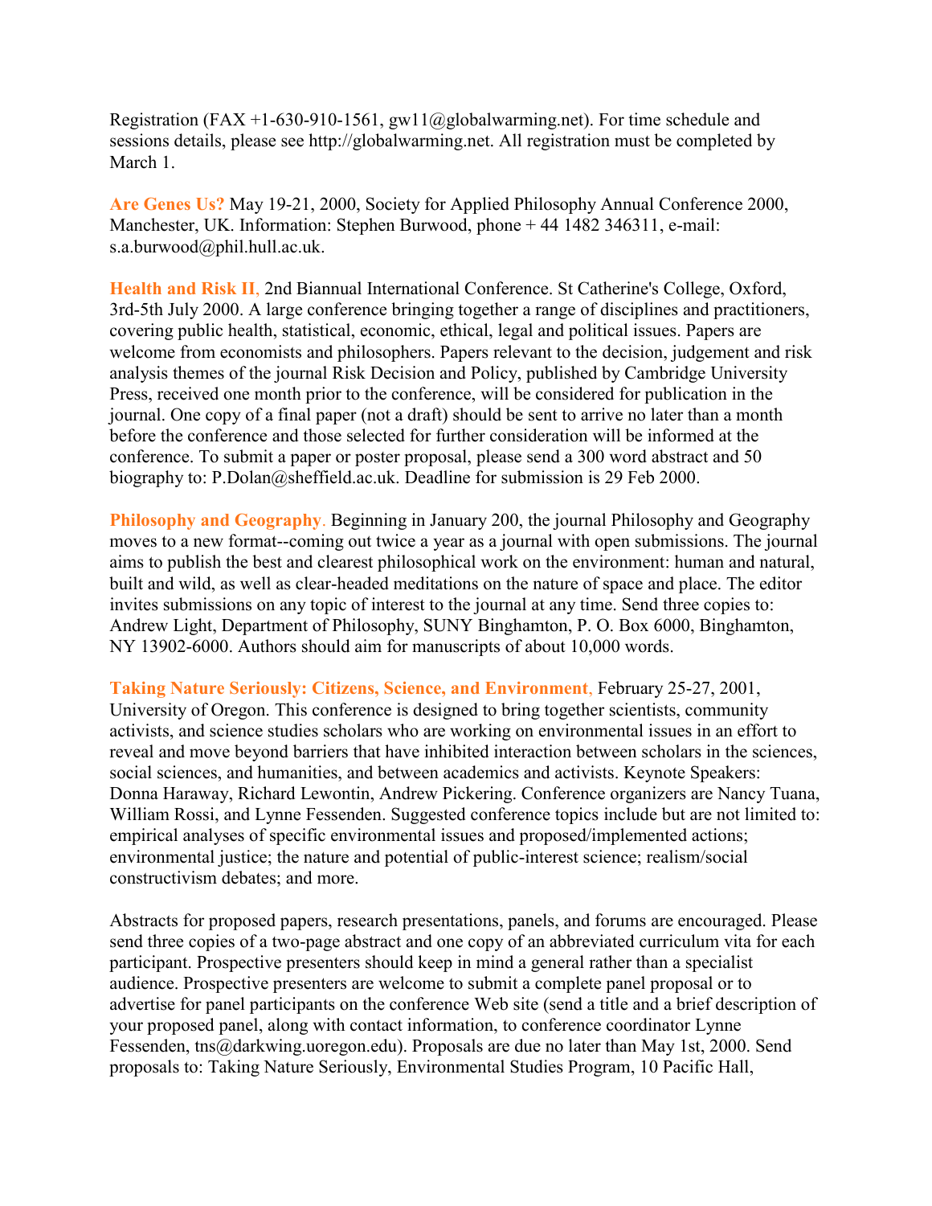Registration (FAX +1-630-910-1561, gw11@globalwarming.net). For time schedule and sessions details, please see http://globalwarming.net. All registration must be completed by March 1.

**Are Genes Us?** May 19-21, 2000, Society for Applied Philosophy Annual Conference 2000, Manchester, UK. Information: Stephen Burwood, phone + 44 1482 346311, e-mail: s.a.burwood@phil.hull.ac.uk.

**Health and Risk II,** 2nd Biannual International Conference. St Catherine's College, Oxford, 3rd-5th July 2000. A large conference bringing together a range of disciplines and practitioners, covering public health, statistical, economic, ethical, legal and political issues. Papers are welcome from economists and philosophers. Papers relevant to the decision, judgement and risk analysis themes of the journal Risk Decision and Policy, published by Cambridge University Press, received one month prior to the conference, will be considered for publication in the journal. One copy of a final paper (not a draft) should be sent to arrive no later than a month before the conference and those selected for further consideration will be informed at the conference. To submit a paper or poster proposal, please send a 300 word abstract and 50 biography to: P.Dolan@sheffield.ac.uk. Deadline for submission is 29 Feb 2000.

**Philosophy and Geography**. Beginning in January 200, the journal Philosophy and Geography moves to a new format--coming out twice a year as a journal with open submissions. The journal aims to publish the best and clearest philosophical work on the environment: human and natural, built and wild, as well as clear-headed meditations on the nature of space and place. The editor invites submissions on any topic of interest to the journal at any time. Send three copies to: Andrew Light, Department of Philosophy, SUNY Binghamton, P. O. Box 6000, Binghamton, NY 13902-6000. Authors should aim for manuscripts of about 10,000 words.

**Taking Nature Seriously: Citizens, Science, and Environment,** February 25-27, 2001, University of Oregon. This conference is designed to bring together scientists, community activists, and science studies scholars who are working on environmental issues in an effort to reveal and move beyond barriers that have inhibited interaction between scholars in the sciences, social sciences, and humanities, and between academics and activists. Keynote Speakers: Donna Haraway, Richard Lewontin, Andrew Pickering. Conference organizers are Nancy Tuana, William Rossi, and Lynne Fessenden. Suggested conference topics include but are not limited to: empirical analyses of specific environmental issues and proposed/implemented actions; environmental justice; the nature and potential of public-interest science; realism/social constructivism debates; and more.

Abstracts for proposed papers, research presentations, panels, and forums are encouraged. Please send three copies of a two-page abstract and one copy of an abbreviated curriculum vita for each participant. Prospective presenters should keep in mind a general rather than a specialist audience. Prospective presenters are welcome to submit a complete panel proposal or to advertise for panel participants on the conference Web site (send a title and a brief description of your proposed panel, along with contact information, to conference coordinator Lynne Fessenden, tns@darkwing.uoregon.edu). Proposals are due no later than May 1st, 2000. Send proposals to: Taking Nature Seriously, Environmental Studies Program, 10 Pacific Hall,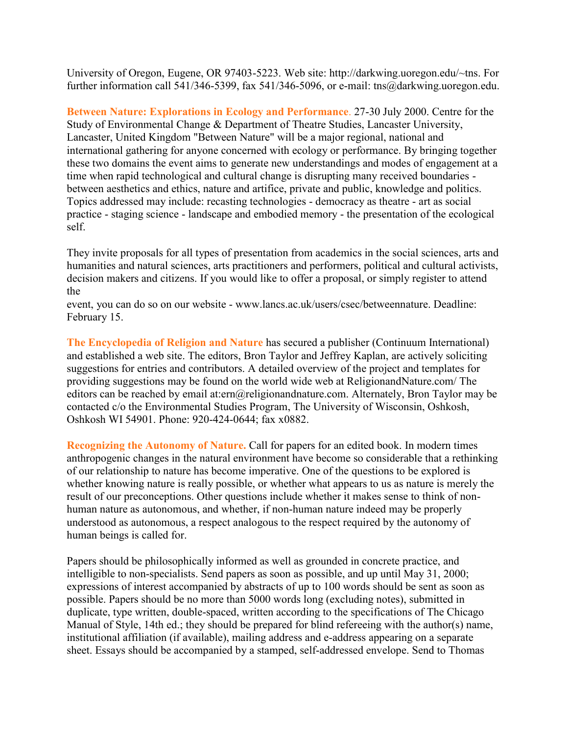University of Oregon, Eugene, OR 97403-5223. Web site: http://darkwing.uoregon.edu/~tns. For further information call 541/346-5399, fax 541/346-5096, or e-mail: tns@darkwing.uoregon.edu.

**Between Nature: Explorations in Ecology and Performance.** 27-30 July 2000. Centre for the Study of Environmental Change & Department of Theatre Studies, Lancaster University, Lancaster, United Kingdom "Between Nature" will be a major regional, national and international gathering for anyone concerned with ecology or performance. By bringing together these two domains the event aims to generate new understandings and modes of engagement at a time when rapid technological and cultural change is disrupting many received boundaries - between aesthetics and ethics, nature and artifice, private and public, knowledge and politics. Topics addressed may include: recasting technologies - democracy as theatre - art as social practice - staging science - landscape and embodied memory - the presentation of the ecological self.

They invite proposals for all types of presentation from academics in the social sciences, arts and humanities and natural sciences, arts practitioners and performers, political and cultural activists, decision makers and citizens. If you would like to offer a proposal, or simply register to attend the event, you can do so on our website - www.lancs.ac.uk/users/csec/betweennature. Deadline: February 15.

**The Encyclopedia of Religion and Nature** has secured a publisher (Continuum International) and established a web site. The editors, Bron Taylor and Jeffrey Kaplan, are actively soliciting suggestions for entries and contributors. A detailed overview of the project and templates for providing suggestions may be found on the world wide web at ReligionandNature.com/ The editors can be reached by email at:ern@religionandnature.com. Alternately, Bron Taylor may be contacted c/o the Environmental Studies Program, The University of Wisconsin, Oshkosh, Oshkosh WI 54901. Phone: 920-424-0644; fax x0882.

**Recognizing the Autonomy of Nature.** Call for papers for an edited book. In modern times anthropogenic changes in the natural environment have become so considerable that a rethinking of our relationship to nature has become imperative. One of the questions to be explored is whether knowing nature is really possible, or whether what appears to us as nature is merely the result of our preconceptions. Other questions include whether it makes sense to think of non-human nature as autonomous, and whether, if non-human nature indeed may be properly understood as autonomous, a respect analogous to the respect required by the autonomy of human beings is called for.

Papers should be philosophically informed as well as grounded in concrete practice, and intelligible to non-specialists. Send papers as soon as possible, and up until May 31, 2000; expressions of interest accompanied by abstracts of up to 100 words should be sent as soon as possible. Papers should be no more than 5000 words long (excluding notes), submitted in duplicate, type written, double-spaced, written according to the specifications of The Chicago Manual of Style, 14th ed.; they should be prepared for blind refereeing with the author(s) name, institutional affiliation (if available), mailing address and e-address appearing on a separate sheet. Essays should be accompanied by a stamped, self-addressed envelope. Send to Thomas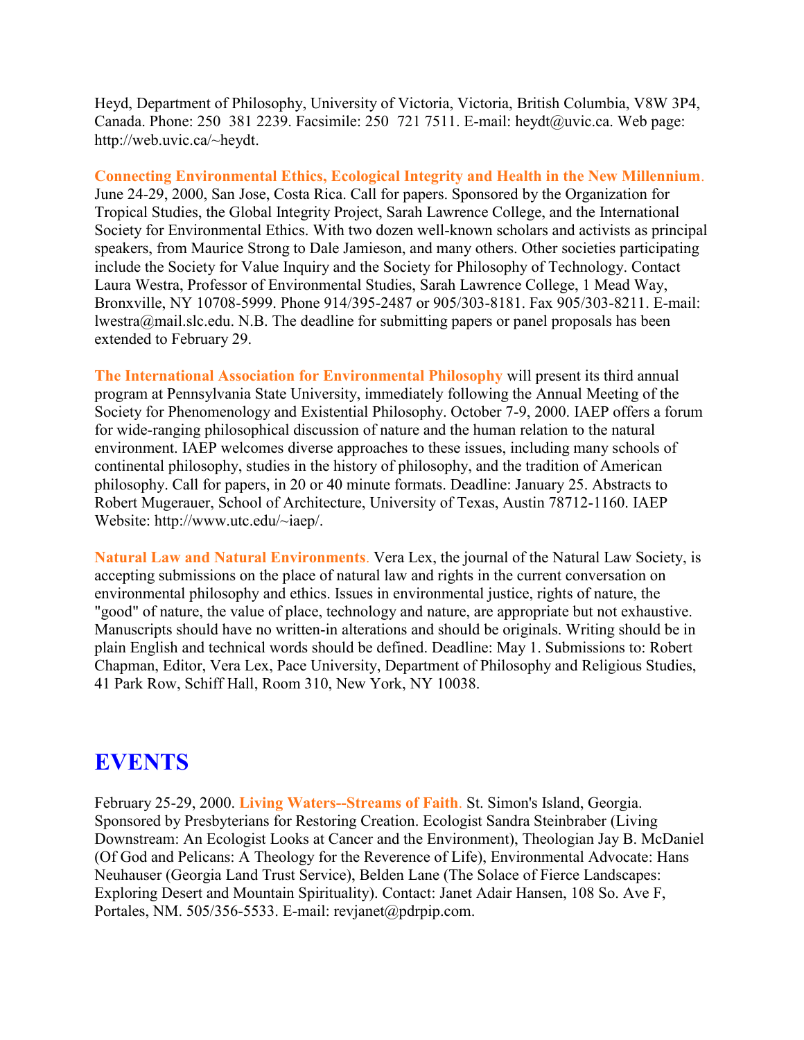Heyd, Department of Philosophy, University of Victoria, Victoria, British Columbia, V8W 3P4, Canada. Phone: 250 381 2239. Facsimile: 250 721 7511. E-mail: heydt@uvic.ca. Web page: http://web.uvic.ca/~heydt.

**Connecting Environmental Ethics, Ecological Integrity and Health in the New Millennium**. June 24-29, 2000, San Jose, Costa Rica. Call for papers. Sponsored by the Organization for Tropical Studies, the Global Integrity Project, Sarah Lawrence College, and the International Society for Environmental Ethics. With two dozen well-known scholars and activists as principal speakers, from Maurice Strong to Dale Jamieson, and many others. Other societies participating include the Society for Value Inquiry and the Society for Philosophy of Technology. Contact Laura Westra, Professor of Environmental Studies, Sarah Lawrence College, 1 Mead Way, Bronxville, NY 10708-5999. Phone 914/395-2487 or 905/303-8181. Fax 905/303-8211. E-mail: lwestra@mail.slc.edu. N.B. The deadline for submitting papers or panel proposals has been extended to February 29.

**The International Association for Environmental Philosophy** will present its third annual program at Pennsylvania State University, immediately following the Annual Meeting of the Society for Phenomenology and Existential Philosophy. October 7-9, 2000. IAEP offers a forum for wide-ranging philosophical discussion of nature and the human relation to the natural environment. IAEP welcomes diverse approaches to these issues, including many schools of continental philosophy, studies in the history of philosophy, and the tradition of American philosophy. Call for papers, in 20 or 40 minute formats. Deadline: January 25. Abstracts to Robert Mugerauer, School of Architecture, University of Texas, Austin 78712-1160. IAEP Website: http://www.utc.edu/~iaep/.

**Natural Law and Natural Environments**. Vera Lex, the journal of the Natural Law Society, is accepting submissions on the place of natural law and rights in the current conversation on environmental philosophy and ethics. Issues in environmental justice, rights of nature, the "good" of nature, the value of place, technology and nature, are appropriate but not exhaustive. Manuscripts should have no written-in alterations and should be originals. Writing should be in plain English and technical words should be defined. Deadline: May 1. Submissions to: Robert Chapman, Editor, Vera Lex, Pace University, Department of Philosophy and Religious Studies, 41 Park Row, Schiff Hall, Room 310, New York, NY 10038.

# EVENTS

February 25-29, 2000. **Living Waters--Streams of Faith**. St. Simon's Island, Georgia. Sponsored by Presbyterians for Restoring Creation. Ecologist Sandra Steinbraber (Living Downstream: An Ecologist Looks at Cancer and the Environment), Theologian Jay B. McDaniel (Of God and Pelicans: A Theology for the Reverence of Life), Environmental Advocate: Hans Neuhauser (Georgia Land Trust Service), Belden Lane (The Solace of Fierce Landscapes: Exploring Desert and Mountain Spirituality). Contact: Janet Adair Hansen, 108 So. Ave F, Portales, NM. 505/356-5533. E-mail: revjanet@pdrpip.com.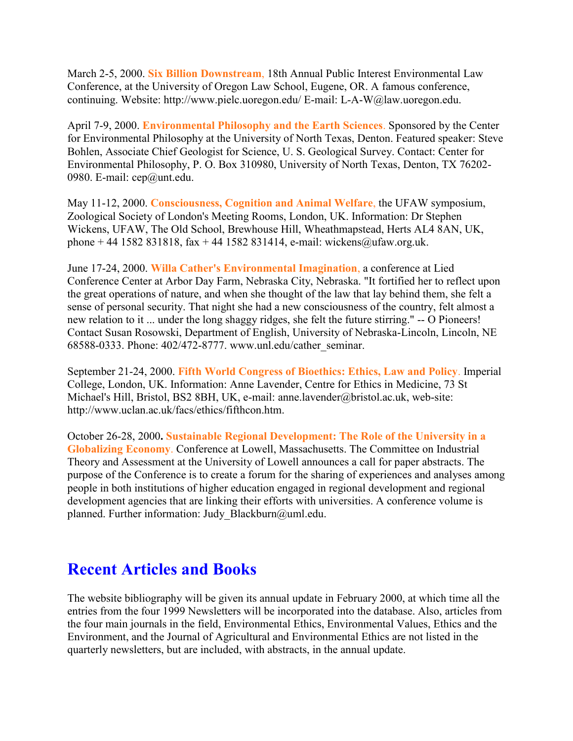March 2-5, 2000. **Six Billion Downstream,** 18th Annual Public Interest Environmental Law Conference, at the University of Oregon Law School, Eugene, OR. A famous conference, continuing. Website: http://www.pielc.uoregon.edu/ E-mail: L-A-W@law.uoregon.edu.

April 7-9, 2000. **Environmental Philosophy and the Earth Sciences**. Sponsored by the Center for Environmental Philosophy at the University of North Texas, Denton. Featured speaker: Steve Bohlen, Associate Chief Geologist for Science, U. S. Geological Survey. Contact: Center for Environmental Philosophy, P. O. Box 310980, University of North Texas, Denton, TX 76202-0980. E-mail: cep@unt.edu.

May 11-12, 2000. **Consciousness, Cognition and Animal Welfare,** the UFAW symposium, Zoological Society of London's Meeting Rooms, London, UK. Information: Dr Stephen Wickens, UFAW, The Old School, Brewhouse Hill, Wheathmapstead, Herts AL4 8AN, UK, phone + 44 1582 831818, fax + 44 1582 831414, e-mail: wickens@ufaw.org.uk.

June 17-24, 2000. **Willa Cather's Environmental Imagination**, a conference at Lied Conference Center at Arbor Day Farm, Nebraska City, Nebraska. "It fortified her to reflect upon the great operations of nature, and when she thought of the law that lay behind them, she felt a sense of personal security. That night she had a new consciousness of the country, felt almost a new relation to it ... under the long shaggy ridges, she felt the future stirring." -- O Pioneers! Contact Susan Rosowski, Department of English, University of Nebraska-Lincoln, Lincoln, NE 68588-0333. Phone: 402/472-8777. www.unl.edu/cather_seminar.

September 21-24, 2000. **Fifth World Congress of Bioethics: Ethics, Law and Policy**. Imperial College, London, UK. Information: Anne Lavender, Centre for Ethics in Medicine, 73 St Michael's Hill, Bristol, BS2 8BH, UK, e-mail: anne.lavender@bristol.ac.uk, web-site: http://www.uclan.ac.uk/facs/ethics/fifthcon.htm.

October 26-28, 2000**. Sustainable Regional Development: The Role of the University in a Globalizing Economy**. Conference at Lowell, Massachusetts. The Committee on Industrial Theory and Assessment at the University of Lowell announces a call for paper abstracts. The purpose of the Conference is to create a forum for the sharing of experiences and analyses among people in both institutions of higher education engaged in regional development and regional development agencies that are linking their efforts with universities. A conference volume is planned. Further information: Judy_Blackburn@uml.edu.

## Recent Articles and Books

The website bibliography will be given its annual update in February 2000, at which time all the entries from the four 1999 Newsletters will be incorporated into the database. Also, articles from the four main journals in the field, Environmental Ethics, Environmental Values, Ethics and the Environment, and the Journal of Agricultural and Environmental Ethics are not listed in the quarterly newsletters, but are included, with abstracts, in the annual update.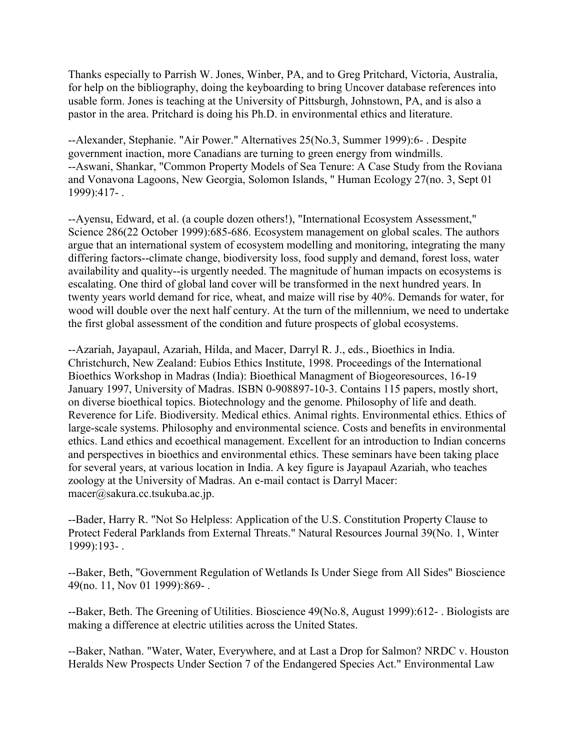Thanks especially to Parrish W. Jones, Winber, PA, and to Greg Pritchard, Victoria, Australia, for help on the bibliography, doing the keyboarding to bring Uncover database references into usable form. Jones is teaching at the University of Pittsburgh, Johnstown, PA, and is also a pastor in the area. Pritchard is doing his Ph.D. in environmental ethics and literature.

--Alexander, Stephanie. "Air Power." Alternatives 25(No.3, Summer 1999):6- . Despite government inaction, more Canadians are turning to green energy from windmills.
--Aswani, Shankar, "Common Property Models of Sea Tenure: A Case Study from the Roviana and Vonavona Lagoons, New Georgia, Solomon Islands, " Human Ecology 27(no. 3, Sept 01 1999):417- .

--Ayensu, Edward, et al. (a couple dozen others!), "International Ecosystem Assessment," Science 286(22 October 1999):685-686. Ecosystem management on global scales. The authors argue that an international system of ecosystem modelling and monitoring, integrating the many differing factors--climate change, biodiversity loss, food supply and demand, forest loss, water availability and quality--is urgently needed. The magnitude of human impacts on ecosystems is escalating. One third of global land cover will be transformed in the next hundred years. In twenty years world demand for rice, wheat, and maize will rise by 40%. Demands for water, for wood will double over the next half century. At the turn of the millennium, we need to undertake the first global assessment of the condition and future prospects of global ecosystems.

--Azariah, Jayapaul, Azariah, Hilda, and Macer, Darryl R. J., eds., Bioethics in India. Christchurch, New Zealand: Eubios Ethics Institute, 1998. Proceedings of the International Bioethics Workshop in Madras (India): Bioethical Managment of Biogeoresources, 16-19 January 1997, University of Madras. ISBN 0-908897-10-3. Contains 115 papers, mostly short, on diverse bioethical topics. Biotechnology and the genome. Philosophy of life and death. Reverence for Life. Biodiversity. Medical ethics. Animal rights. Environmental ethics. Ethics of large-scale systems. Philosophy and environmental science. Costs and benefits in environmental ethics. Land ethics and ecoethical management. Excellent for an introduction to Indian concerns and perspectives in bioethics and environmental ethics. These seminars have been taking place for several years, at various location in India. A key figure is Jayapaul Azariah, who teaches zoology at the University of Madras. An e-mail contact is Darryl Macer: macer@sakura.cc.tsukuba.ac.jp.

--Bader, Harry R. "Not So Helpless: Application of the U.S. Constitution Property Clause to Protect Federal Parklands from External Threats." Natural Resources Journal 39(No. 1, Winter 1999):193- .

--Baker, Beth, "Government Regulation of Wetlands Is Under Siege from All Sides" Bioscience 49(no. 11, Nov 01 1999):869- .

--Baker, Beth. The Greening of Utilities. Bioscience 49(No.8, August 1999):612- . Biologists are making a difference at electric utilities across the United States.

--Baker, Nathan. "Water, Water, Everywhere, and at Last a Drop for Salmon? NRDC v. Houston Heralds New Prospects Under Section 7 of the Endangered Species Act." Environmental Law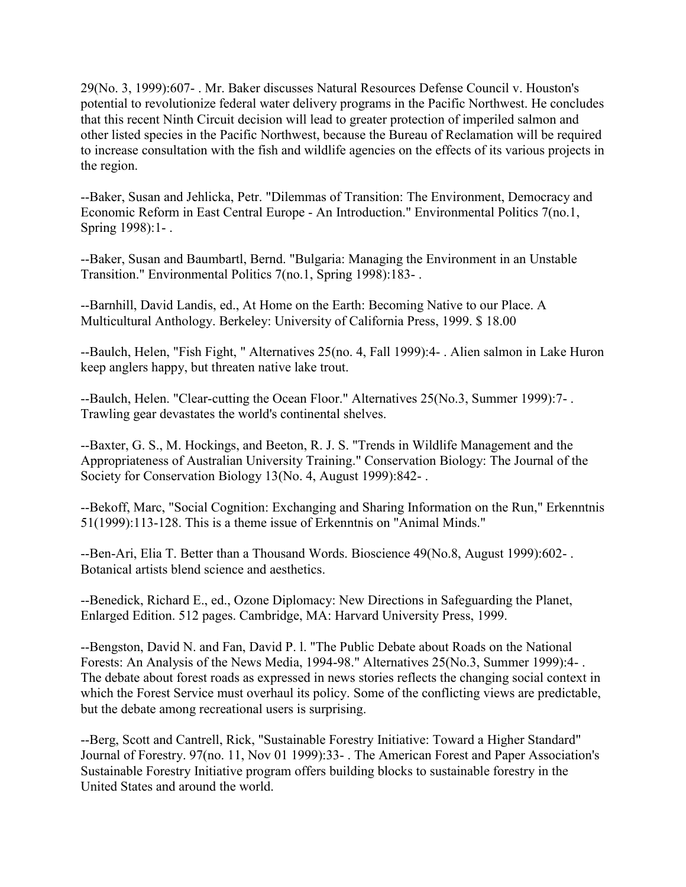29(No. 3, 1999):607- . Mr. Baker discusses Natural Resources Defense Council v. Houston's potential to revolutionize federal water delivery programs in the Pacific Northwest. He concludes that this recent Ninth Circuit decision will lead to greater protection of imperiled salmon and other listed species in the Pacific Northwest, because the Bureau of Reclamation will be required to increase consultation with the fish and wildlife agencies on the effects of its various projects in the region.

--Baker, Susan and Jehlicka, Petr. "Dilemmas of Transition: The Environment, Democracy and Economic Reform in East Central Europe - An Introduction." Environmental Politics 7(no.1, Spring 1998):1- .

--Baker, Susan and Baumbartl, Bernd. "Bulgaria: Managing the Environment in an Unstable Transition." Environmental Politics 7(no.1, Spring 1998):183- .

--Barnhill, David Landis, ed., At Home on the Earth: Becoming Native to our Place. A Multicultural Anthology. Berkeley: University of California Press, 1999. $ 18.00

--Baulch, Helen, "Fish Fight, " Alternatives 25(no. 4, Fall 1999):4- . Alien salmon in Lake Huron keep anglers happy, but threaten native lake trout.

--Baulch, Helen. "Clear-cutting the Ocean Floor." Alternatives 25(No.3, Summer 1999):7- . Trawling gear devastates the world's continental shelves.

--Baxter, G. S., M. Hockings, and Beeton, R. J. S. "Trends in Wildlife Management and the Appropriateness of Australian University Training." Conservation Biology: The Journal of the Society for Conservation Biology 13(No. 4, August 1999):842- .

--Bekoff, Marc, "Social Cognition: Exchanging and Sharing Information on the Run," Erkenntnis 51(1999):113-128. This is a theme issue of Erkenntnis on "Animal Minds."

--Ben-Ari, Elia T. Better than a Thousand Words. Bioscience 49(No.8, August 1999):602- . Botanical artists blend science and aesthetics.

--Benedick, Richard E., ed., Ozone Diplomacy: New Directions in Safeguarding the Planet, Enlarged Edition. 512 pages. Cambridge, MA: Harvard University Press, 1999.

--Bengston, David N. and Fan, David P. l. "The Public Debate about Roads on the National Forests: An Analysis of the News Media, 1994-98." Alternatives 25(No.3, Summer 1999):4- . The debate about forest roads as expressed in news stories reflects the changing social context in which the Forest Service must overhaul its policy. Some of the conflicting views are predictable, but the debate among recreational users is surprising.

--Berg, Scott and Cantrell, Rick, "Sustainable Forestry Initiative: Toward a Higher Standard" Journal of Forestry. 97(no. 11, Nov 01 1999):33- . The American Forest and Paper Association's Sustainable Forestry Initiative program offers building blocks to sustainable forestry in the United States and around the world.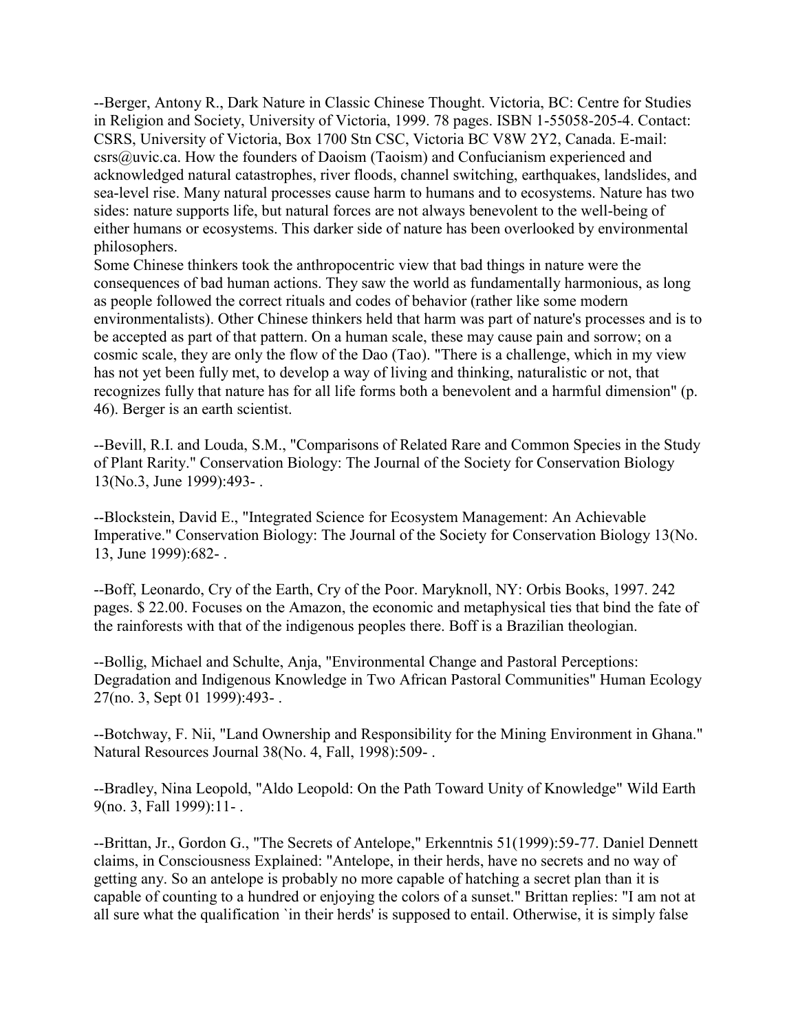--Berger, Antony R., Dark Nature in Classic Chinese Thought. Victoria, BC: Centre for Studies in Religion and Society, University of Victoria, 1999. 78 pages. ISBN 1-55058-205-4. Contact: CSRS, University of Victoria, Box 1700 Stn CSC, Victoria BC V8W 2Y2, Canada. E-mail: csrs@uvic.ca. How the founders of Daoism (Taoism) and Confucianism experienced and acknowledged natural catastrophes, river floods, channel switching, earthquakes, landslides, and sea-level rise. Many natural processes cause harm to humans and to ecosystems. Nature has two sides: nature supports life, but natural forces are not always benevolent to the well-being of either humans or ecosystems. This darker side of nature has been overlooked by environmental philosophers.

Some Chinese thinkers took the anthropocentric view that bad things in nature were the consequences of bad human actions. They saw the world as fundamentally harmonious, as long as people followed the correct rituals and codes of behavior (rather like some modern environmentalists). Other Chinese thinkers held that harm was part of nature's processes and is to be accepted as part of that pattern. On a human scale, these may cause pain and sorrow; on a cosmic scale, they are only the flow of the Dao (Tao). "There is a challenge, which in my view has not yet been fully met, to develop a way of living and thinking, naturalistic or not, that recognizes fully that nature has for all life forms both a benevolent and a harmful dimension" (p. 46). Berger is an earth scientist.

--Bevill, R.I. and Louda, S.M., "Comparisons of Related Rare and Common Species in the Study of Plant Rarity." Conservation Biology: The Journal of the Society for Conservation Biology 13(No.3, June 1999):493- .

--Blockstein, David E., "Integrated Science for Ecosystem Management: An Achievable Imperative." Conservation Biology: The Journal of the Society for Conservation Biology 13(No. 13, June 1999):682- .

--Boff, Leonardo, Cry of the Earth, Cry of the Poor. Maryknoll, NY: Orbis Books, 1997. 242 pages. $ 22.00. Focuses on the Amazon, the economic and metaphysical ties that bind the fate of the rainforests with that of the indigenous peoples there. Boff is a Brazilian theologian.

--Bollig, Michael and Schulte, Anja, "Environmental Change and Pastoral Perceptions: Degradation and Indigenous Knowledge in Two African Pastoral Communities" Human Ecology 27(no. 3, Sept 01 1999):493- .

--Botchway, F. Nii, "Land Ownership and Responsibility for the Mining Environment in Ghana." Natural Resources Journal 38(No. 4, Fall, 1998):509- .

--Bradley, Nina Leopold, "Aldo Leopold: On the Path Toward Unity of Knowledge" Wild Earth 9(no. 3, Fall 1999):11- .

--Brittan, Jr., Gordon G., "The Secrets of Antelope," Erkenntnis 51(1999):59-77. Daniel Dennett claims, in Consciousness Explained: "Antelope, in their herds, have no secrets and no way of getting any. So an antelope is probably no more capable of hatching a secret plan than it is capable of counting to a hundred or enjoying the colors of a sunset." Brittan replies: "I am not at all sure what the qualification `in their herds' is supposed to entail. Otherwise, it is simply false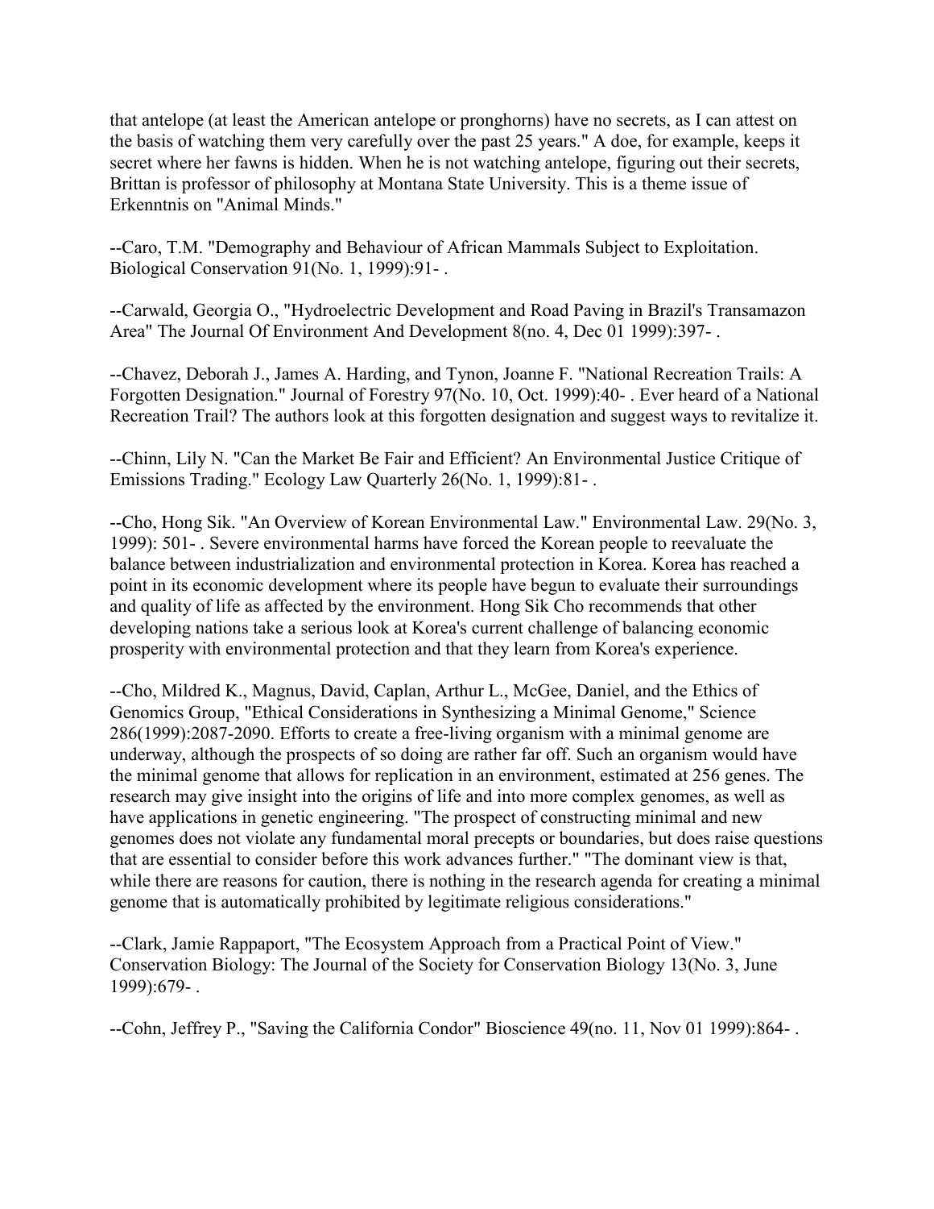that antelope (at least the American antelope or pronghorns) have no secrets, as I can attest on the basis of watching them very carefully over the past 25 years." A doe, for example, keeps it secret where her fawns is hidden. When he is not watching antelope, figuring out their secrets, Brittan is professor of philosophy at Montana State University. This is a theme issue of Erkenntnis on "Animal Minds."

--Caro, T.M. "Demography and Behaviour of African Mammals Subject to Exploitation. Biological Conservation 91(No. 1, 1999):91- .

--Carwald, Georgia O., "Hydroelectric Development and Road Paving in Brazil's Transamazon Area" The Journal Of Environment And Development 8(no. 4, Dec 01 1999):397- .

--Chavez, Deborah J., James A. Harding, and Tynon, Joanne F. "National Recreation Trails: A Forgotten Designation." Journal of Forestry 97(No. 10, Oct. 1999):40- . Ever heard of a National Recreation Trail? The authors look at this forgotten designation and suggest ways to revitalize it.

--Chinn, Lily N. "Can the Market Be Fair and Efficient? An Environmental Justice Critique of Emissions Trading." Ecology Law Quarterly 26(No. 1, 1999):81- .

--Cho, Hong Sik. "An Overview of Korean Environmental Law." Environmental Law. 29(No. 3, 1999): 501- . Severe environmental harms have forced the Korean people to reevaluate the balance between industrialization and environmental protection in Korea. Korea has reached a point in its economic development where its people have begun to evaluate their surroundings and quality of life as affected by the environment. Hong Sik Cho recommends that other developing nations take a serious look at Korea's current challenge of balancing economic prosperity with environmental protection and that they learn from Korea's experience.

--Cho, Mildred K., Magnus, David, Caplan, Arthur L., McGee, Daniel, and the Ethics of Genomics Group, "Ethical Considerations in Synthesizing a Minimal Genome," Science 286(1999):2087-2090. Efforts to create a free-living organism with a minimal genome are underway, although the prospects of so doing are rather far off. Such an organism would have the minimal genome that allows for replication in an environment, estimated at 256 genes. The research may give insight into the origins of life and into more complex genomes, as well as have applications in genetic engineering. "The prospect of constructing minimal and new genomes does not violate any fundamental moral precepts or boundaries, but does raise questions that are essential to consider before this work advances further." "The dominant view is that, while there are reasons for caution, there is nothing in the research agenda for creating a minimal genome that is automatically prohibited by legitimate religious considerations."

--Clark, Jamie Rappaport, "The Ecosystem Approach from a Practical Point of View." Conservation Biology: The Journal of the Society for Conservation Biology 13(No. 3, June 1999):679- .

--Cohn, Jeffrey P., "Saving the California Condor" Bioscience 49(no. 11, Nov 01 1999):864- .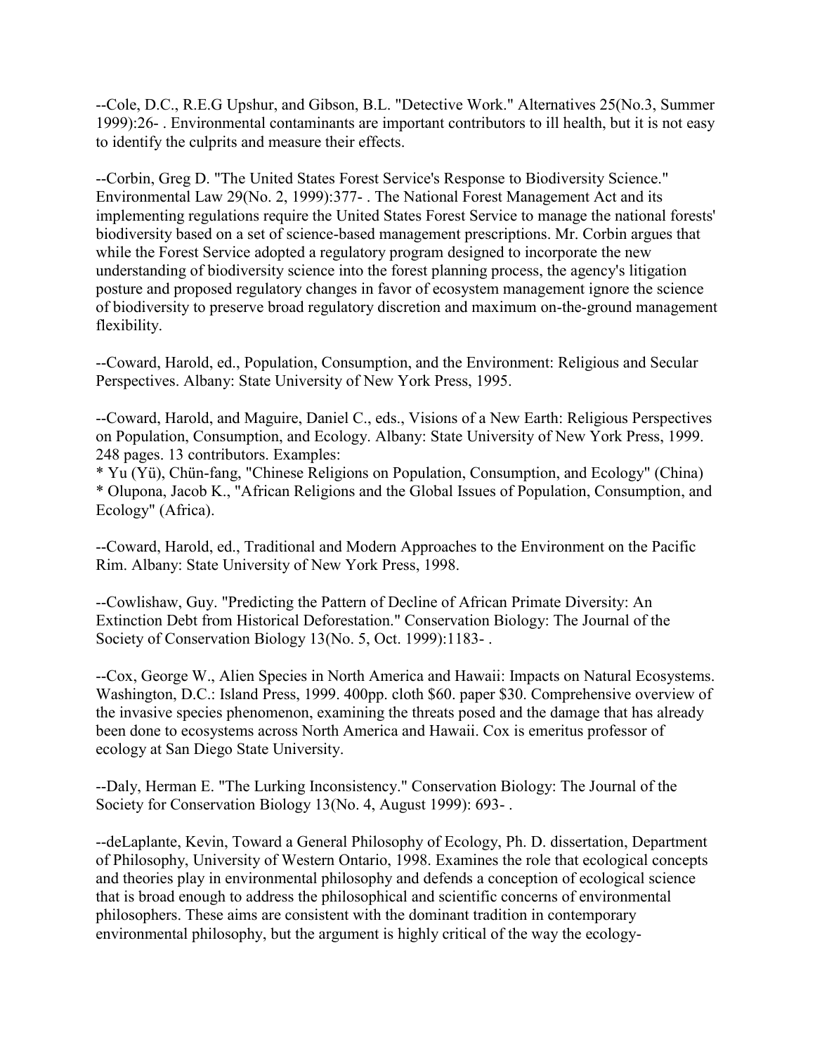--Cole, D.C., R.E.G Upshur, and Gibson, B.L. "Detective Work." Alternatives 25(No.3, Summer 1999):26- . Environmental contaminants are important contributors to ill health, but it is not easy to identify the culprits and measure their effects.

--Corbin, Greg D. "The United States Forest Service's Response to Biodiversity Science." Environmental Law 29(No. 2, 1999):377- . The National Forest Management Act and its implementing regulations require the United States Forest Service to manage the national forests' biodiversity based on a set of science-based management prescriptions. Mr. Corbin argues that while the Forest Service adopted a regulatory program designed to incorporate the new understanding of biodiversity science into the forest planning process, the agency's litigation posture and proposed regulatory changes in favor of ecosystem management ignore the science of biodiversity to preserve broad regulatory discretion and maximum on-the-ground management flexibility.

--Coward, Harold, ed., Population, Consumption, and the Environment: Religious and Secular Perspectives. Albany: State University of New York Press, 1995.

--Coward, Harold, and Maguire, Daniel C., eds., Visions of a New Earth: Religious Perspectives on Population, Consumption, and Ecology. Albany: State University of New York Press, 1999. 248 pages. 13 contributors. Examples:
* Yu (Yü), Chün-fang, "Chinese Religions on Population, Consumption, and Ecology" (China)
* Olupona, Jacob K., "African Religions and the Global Issues of Population, Consumption, and Ecology" (Africa).

--Coward, Harold, ed., Traditional and Modern Approaches to the Environment on the Pacific Rim. Albany: State University of New York Press, 1998.

--Cowlishaw, Guy. "Predicting the Pattern of Decline of African Primate Diversity: An Extinction Debt from Historical Deforestation." Conservation Biology: The Journal of the Society of Conservation Biology 13(No. 5, Oct. 1999):1183- .

--Cox, George W., Alien Species in North America and Hawaii: Impacts on Natural Ecosystems. Washington, D.C.: Island Press, 1999. 400pp. cloth $60. paper $30. Comprehensive overview of the invasive species phenomenon, examining the threats posed and the damage that has already been done to ecosystems across North America and Hawaii. Cox is emeritus professor of ecology at San Diego State University.

--Daly, Herman E. "The Lurking Inconsistency." Conservation Biology: The Journal of the Society for Conservation Biology 13(No. 4, August 1999): 693- .

--deLaplante, Kevin, Toward a General Philosophy of Ecology, Ph. D. dissertation, Department of Philosophy, University of Western Ontario, 1998. Examines the role that ecological concepts and theories play in environmental philosophy and defends a conception of ecological science that is broad enough to address the philosophical and scientific concerns of environmental philosophers. These aims are consistent with the dominant tradition in contemporary environmental philosophy, but the argument is highly critical of the way the ecology-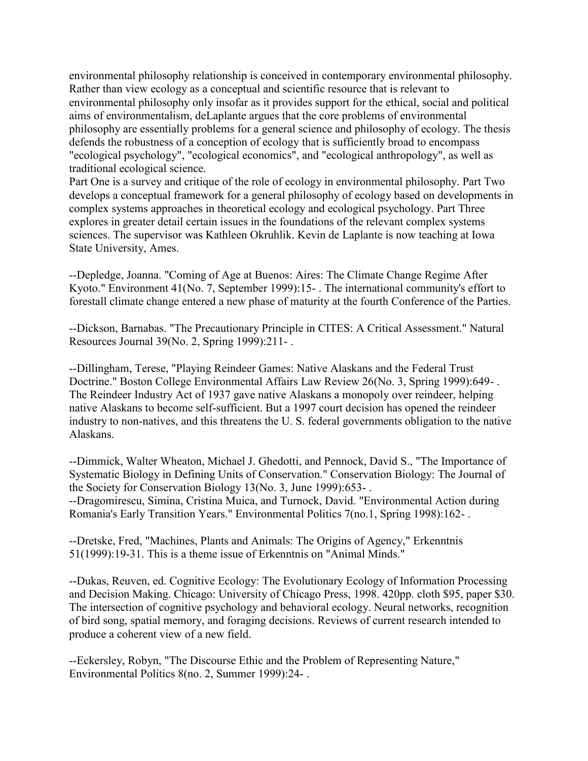environmental philosophy relationship is conceived in contemporary environmental philosophy. Rather than view ecology as a conceptual and scientific resource that is relevant to environmental philosophy only insofar as it provides support for the ethical, social and political aims of environmentalism, deLaplante argues that the core problems of environmental philosophy are essentially problems for a general science and philosophy of ecology. The thesis defends the robustness of a conception of ecology that is sufficiently broad to encompass "ecological psychology", "ecological economics", and "ecological anthropology", as well as traditional ecological science.

Part One is a survey and critique of the role of ecology in environmental philosophy. Part Two develops a conceptual framework for a general philosophy of ecology based on developments in complex systems approaches in theoretical ecology and ecological psychology. Part Three explores in greater detail certain issues in the foundations of the relevant complex systems sciences. The supervisor was Kathleen Okruhlik. Kevin de Laplante is now teaching at Iowa State University, Ames.

--Depledge, Joanna. "Coming of Age at Buenos: Aires: The Climate Change Regime After Kyoto." Environment 41(No. 7, September 1999):15- . The international community's effort to forestall climate change entered a new phase of maturity at the fourth Conference of the Parties.

--Dickson, Barnabas. "The Precautionary Principle in CITES: A Critical Assessment." Natural Resources Journal 39(No. 2, Spring 1999):211- .

--Dillingham, Terese, "Playing Reindeer Games: Native Alaskans and the Federal Trust Doctrine." Boston College Environmental Affairs Law Review 26(No. 3, Spring 1999):649- . The Reindeer Industry Act of 1937 gave native Alaskans a monopoly over reindeer, helping native Alaskans to become self-sufficient. But a 1997 court decision has opened the reindeer industry to non-natives, and this threatens the U. S. federal governments obligation to the native Alaskans.

--Dimmick, Walter Wheaton, Michael J. Ghedotti, and Pennock, David S., "The Importance of Systematic Biology in Defining Units of Conservation." Conservation Biology: The Journal of the Society for Conservation Biology 13(No. 3, June 1999):653- .

--Dragomirescu, Simina, Cristina Muica, and Turnock, David. "Environmental Action during Romania's Early Transition Years." Environmental Politics 7(no.1, Spring 1998):162- .

--Dretske, Fred, "Machines, Plants and Animals: The Origins of Agency," Erkenntnis 51(1999):19-31. This is a theme issue of Erkenntnis on "Animal Minds."

--Dukas, Reuven, ed. Cognitive Ecology: The Evolutionary Ecology of Information Processing and Decision Making. Chicago: University of Chicago Press, 1998. 420pp. cloth $95, paper $30. The intersection of cognitive psychology and behavioral ecology. Neural networks, recognition of bird song, spatial memory, and foraging decisions. Reviews of current research intended to produce a coherent view of a new field.

--Eckersley, Robyn, "The Discourse Ethic and the Problem of Representing Nature," Environmental Politics 8(no. 2, Summer 1999):24- .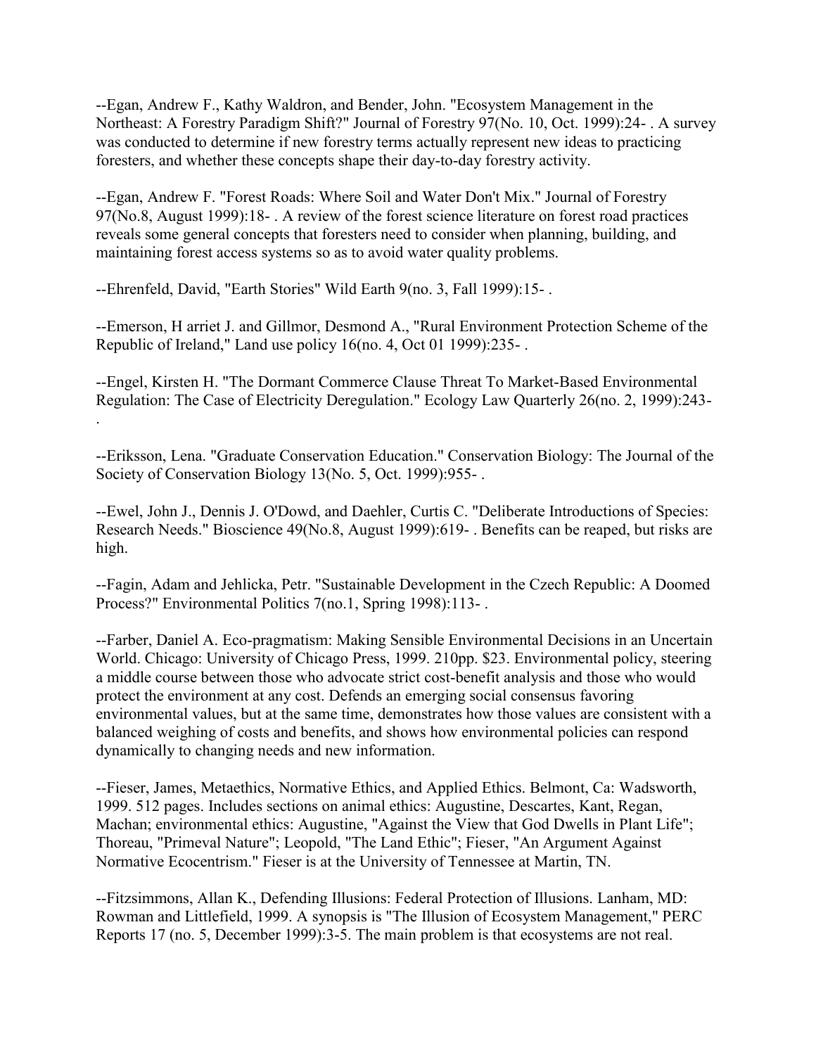--Egan, Andrew F., Kathy Waldron, and Bender, John. "Ecosystem Management in the Northeast: A Forestry Paradigm Shift?" Journal of Forestry 97(No. 10, Oct. 1999):24- . A survey was conducted to determine if new forestry terms actually represent new ideas to practicing foresters, and whether these concepts shape their day-to-day forestry activity.

--Egan, Andrew F. "Forest Roads: Where Soil and Water Don't Mix." Journal of Forestry 97(No.8, August 1999):18- . A review of the forest science literature on forest road practices reveals some general concepts that foresters need to consider when planning, building, and maintaining forest access systems so as to avoid water quality problems.

--Ehrenfeld, David, "Earth Stories" Wild Earth 9(no. 3, Fall 1999):15- .

--Emerson, H arriet J. and Gillmor, Desmond A., "Rural Environment Protection Scheme of the Republic of Ireland," Land use policy 16(no. 4, Oct 01 1999):235- .

--Engel, Kirsten H. "The Dormant Commerce Clause Threat To Market-Based Environmental Regulation: The Case of Electricity Deregulation." Ecology Law Quarterly 26(no. 2, 1999):243- .

--Eriksson, Lena. "Graduate Conservation Education." Conservation Biology: The Journal of the Society of Conservation Biology 13(No. 5, Oct. 1999):955- .

--Ewel, John J., Dennis J. O'Dowd, and Daehler, Curtis C. "Deliberate Introductions of Species: Research Needs." Bioscience 49(No.8, August 1999):619- . Benefits can be reaped, but risks are high.

--Fagin, Adam and Jehlicka, Petr. "Sustainable Development in the Czech Republic: A Doomed Process?" Environmental Politics 7(no.1, Spring 1998):113- .

--Farber, Daniel A. Eco-pragmatism: Making Sensible Environmental Decisions in an Uncertain World. Chicago: University of Chicago Press, 1999. 210pp. $23. Environmental policy, steering a middle course between those who advocate strict cost-benefit analysis and those who would protect the environment at any cost. Defends an emerging social consensus favoring environmental values, but at the same time, demonstrates how those values are consistent with a balanced weighing of costs and benefits, and shows how environmental policies can respond dynamically to changing needs and new information.

--Fieser, James, Metaethics, Normative Ethics, and Applied Ethics. Belmont, Ca: Wadsworth, 1999. 512 pages. Includes sections on animal ethics: Augustine, Descartes, Kant, Regan, Machan; environmental ethics: Augustine, "Against the View that God Dwells in Plant Life"; Thoreau, "Primeval Nature"; Leopold, "The Land Ethic"; Fieser, "An Argument Against Normative Ecocentrism." Fieser is at the University of Tennessee at Martin, TN.

--Fitzsimmons, Allan K., Defending Illusions: Federal Protection of Illusions. Lanham, MD: Rowman and Littlefield, 1999. A synopsis is "The Illusion of Ecosystem Management," PERC Reports 17 (no. 5, December 1999):3-5. The main problem is that ecosystems are not real.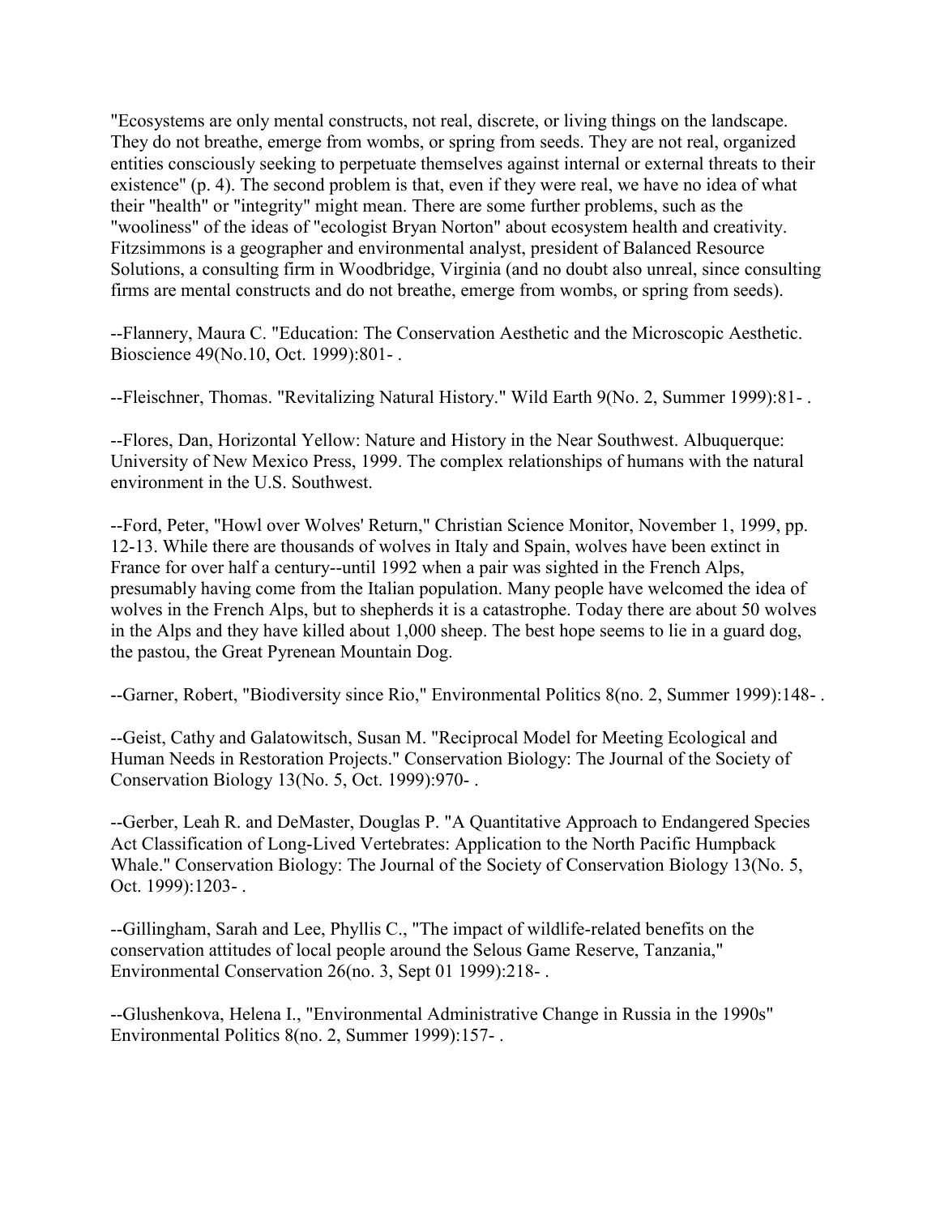"Ecosystems are only mental constructs, not real, discrete, or living things on the landscape. They do not breathe, emerge from wombs, or spring from seeds. They are not real, organized entities consciously seeking to perpetuate themselves against internal or external threats to their existence" (p. 4). The second problem is that, even if they were real, we have no idea of what their "health" or "integrity" might mean. There are some further problems, such as the "wooliness" of the ideas of "ecologist Bryan Norton" about ecosystem health and creativity. Fitzsimmons is a geographer and environmental analyst, president of Balanced Resource Solutions, a consulting firm in Woodbridge, Virginia (and no doubt also unreal, since consulting firms are mental constructs and do not breathe, emerge from wombs, or spring from seeds).

--Flannery, Maura C. "Education: The Conservation Aesthetic and the Microscopic Aesthetic. Bioscience 49(No.10, Oct. 1999):801- .

--Fleischner, Thomas. "Revitalizing Natural History." Wild Earth 9(No. 2, Summer 1999):81- .

--Flores, Dan, Horizontal Yellow: Nature and History in the Near Southwest. Albuquerque: University of New Mexico Press, 1999. The complex relationships of humans with the natural environment in the U.S. Southwest.

--Ford, Peter, "Howl over Wolves' Return," Christian Science Monitor, November 1, 1999, pp. 12-13. While there are thousands of wolves in Italy and Spain, wolves have been extinct in France for over half a century--until 1992 when a pair was sighted in the French Alps, presumably having come from the Italian population. Many people have welcomed the idea of wolves in the French Alps, but to shepherds it is a catastrophe. Today there are about 50 wolves in the Alps and they have killed about 1,000 sheep. The best hope seems to lie in a guard dog, the pastou, the Great Pyrenean Mountain Dog.

--Garner, Robert, "Biodiversity since Rio," Environmental Politics 8(no. 2, Summer 1999):148- .

--Geist, Cathy and Galatowitsch, Susan M. "Reciprocal Model for Meeting Ecological and Human Needs in Restoration Projects." Conservation Biology: The Journal of the Society of Conservation Biology 13(No. 5, Oct. 1999):970- .

--Gerber, Leah R. and DeMaster, Douglas P. "A Quantitative Approach to Endangered Species Act Classification of Long-Lived Vertebrates: Application to the North Pacific Humpback Whale." Conservation Biology: The Journal of the Society of Conservation Biology 13(No. 5, Oct. 1999):1203- .

--Gillingham, Sarah and Lee, Phyllis C., "The impact of wildlife-related benefits on the conservation attitudes of local people around the Selous Game Reserve, Tanzania," Environmental Conservation 26(no. 3, Sept 01 1999):218- .

--Glushenkova, Helena I., "Environmental Administrative Change in Russia in the 1990s" Environmental Politics 8(no. 2, Summer 1999):157- .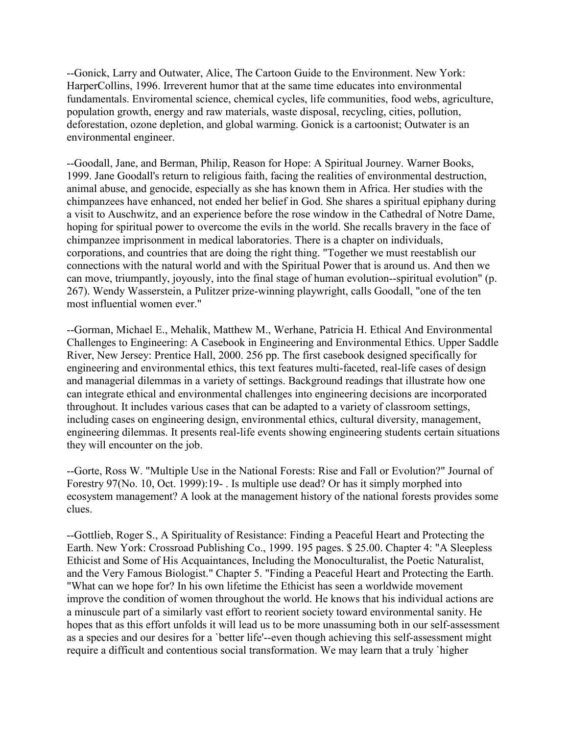--Gonick, Larry and Outwater, Alice, The Cartoon Guide to the Environment. New York: HarperCollins, 1996. Irreverent humor that at the same time educates into environmental fundamentals. Enviromental science, chemical cycles, life communities, food webs, agriculture, population growth, energy and raw materials, waste disposal, recycling, cities, pollution, deforestation, ozone depletion, and global warming. Gonick is a cartoonist; Outwater is an environmental engineer.

--Goodall, Jane, and Berman, Philip, Reason for Hope: A Spiritual Journey. Warner Books, 1999. Jane Goodall's return to religious faith, facing the realities of environmental destruction, animal abuse, and genocide, especially as she has known them in Africa. Her studies with the chimpanzees have enhanced, not ended her belief in God. She shares a spiritual epiphany during a visit to Auschwitz, and an experience before the rose window in the Cathedral of Notre Dame, hoping for spiritual power to overcome the evils in the world. She recalls bravery in the face of chimpanzee imprisonment in medical laboratories. There is a chapter on individuals, corporations, and countries that are doing the right thing. "Together we must reestablish our connections with the natural world and with the Spiritual Power that is around us. And then we can move, triumpantly, joyously, into the final stage of human evolution--spiritual evolution" (p. 267). Wendy Wasserstein, a Pulitzer prize-winning playwright, calls Goodall, "one of the ten most influential women ever."

--Gorman, Michael E., Mehalik, Matthew M., Werhane, Patricia H. Ethical And Environmental Challenges to Engineering: A Casebook in Engineering and Environmental Ethics. Upper Saddle River, New Jersey: Prentice Hall, 2000. 256 pp. The first casebook designed specifically for engineering and environmental ethics, this text features multi-faceted, real-life cases of design and managerial dilemmas in a variety of settings. Background readings that illustrate how one can integrate ethical and environmental challenges into engineering decisions are incorporated throughout. It includes various cases that can be adapted to a variety of classroom settings, including cases on engineering design, environmental ethics, cultural diversity, management, engineering dilemmas. It presents real-life events showing engineering students certain situations they will encounter on the job.

--Gorte, Ross W. "Multiple Use in the National Forests: Rise and Fall or Evolution?" Journal of Forestry 97(No. 10, Oct. 1999):19- . Is multiple use dead? Or has it simply morphed into ecosystem management? A look at the management history of the national forests provides some clues.

--Gottlieb, Roger S., A Spirituality of Resistance: Finding a Peaceful Heart and Protecting the Earth. New York: Crossroad Publishing Co., 1999. 195 pages. $ 25.00. Chapter 4: "A Sleepless Ethicist and Some of His Acquaintances, Including the Monoculturalist, the Poetic Naturalist, and the Very Famous Biologist." Chapter 5. "Finding a Peaceful Heart and Protecting the Earth. "What can we hope for? In his own lifetime the Ethicist has seen a worldwide movement improve the condition of women throughout the world. He knows that his individual actions are a minuscule part of a similarly vast effort to reorient society toward environmental sanity. He hopes that as this effort unfolds it will lead us to be more unassuming both in our self-assessment as a species and our desires for a `better life'--even though achieving this self-assessment might require a difficult and contentious social transformation. We may learn that a truly `higher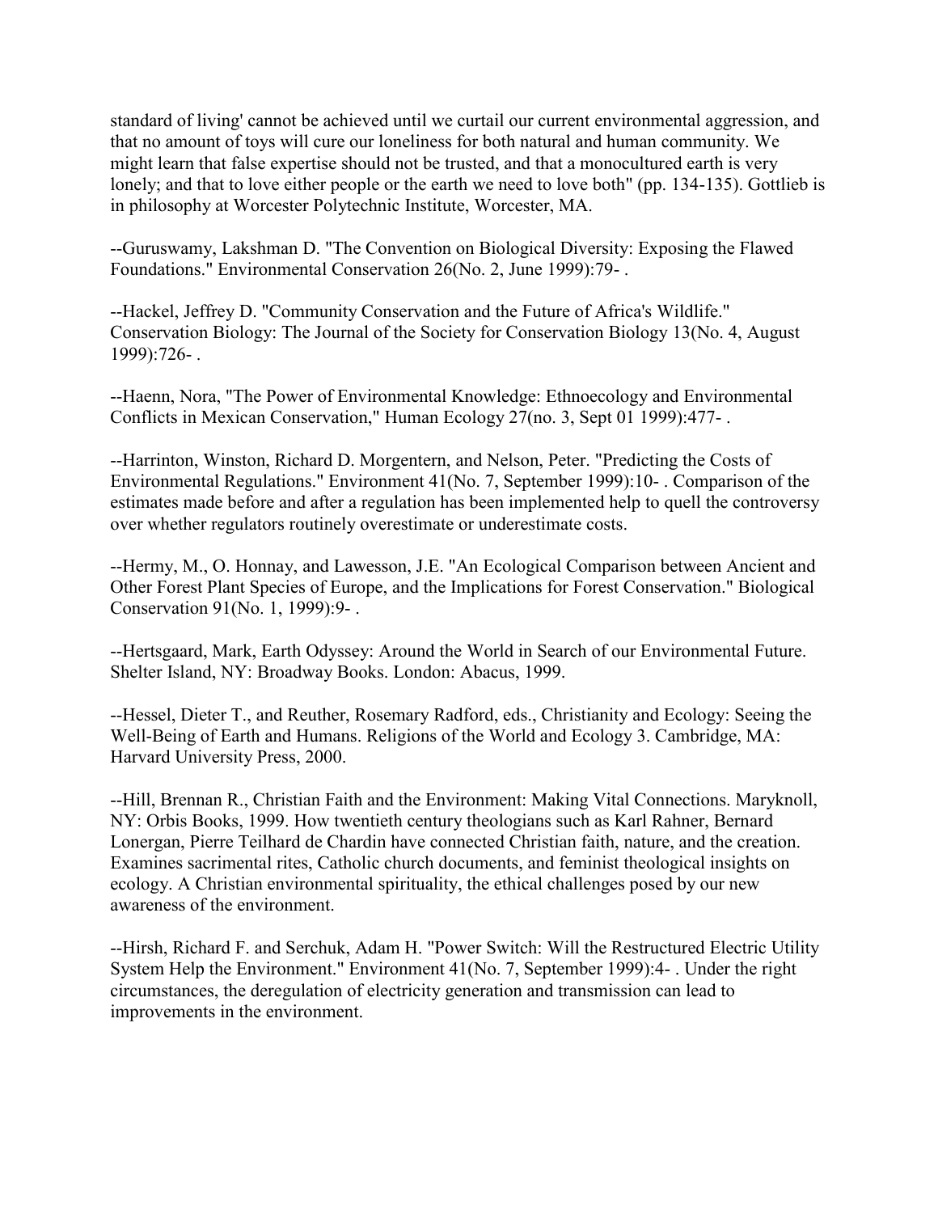standard of living' cannot be achieved until we curtail our current environmental aggression, and that no amount of toys will cure our loneliness for both natural and human community. We might learn that false expertise should not be trusted, and that a monocultured earth is very lonely; and that to love either people or the earth we need to love both" (pp. 134-135). Gottlieb is in philosophy at Worcester Polytechnic Institute, Worcester, MA.

--Guruswamy, Lakshman D. "The Convention on Biological Diversity: Exposing the Flawed Foundations." Environmental Conservation 26(No. 2, June 1999):79- .

--Hackel, Jeffrey D. "Community Conservation and the Future of Africa's Wildlife." Conservation Biology: The Journal of the Society for Conservation Biology 13(No. 4, August 1999):726- .

--Haenn, Nora, "The Power of Environmental Knowledge: Ethnoecology and Environmental Conflicts in Mexican Conservation," Human Ecology 27(no. 3, Sept 01 1999):477- .

--Harrinton, Winston, Richard D. Morgentern, and Nelson, Peter. "Predicting the Costs of Environmental Regulations." Environment 41(No. 7, September 1999):10- . Comparison of the estimates made before and after a regulation has been implemented help to quell the controversy over whether regulators routinely overestimate or underestimate costs.

--Hermy, M., O. Honnay, and Lawesson, J.E. "An Ecological Comparison between Ancient and Other Forest Plant Species of Europe, and the Implications for Forest Conservation." Biological Conservation 91(No. 1, 1999):9- .

--Hertsgaard, Mark, Earth Odyssey: Around the World in Search of our Environmental Future. Shelter Island, NY: Broadway Books. London: Abacus, 1999.

--Hessel, Dieter T., and Reuther, Rosemary Radford, eds., Christianity and Ecology: Seeing the Well-Being of Earth and Humans. Religions of the World and Ecology 3. Cambridge, MA: Harvard University Press, 2000.

--Hill, Brennan R., Christian Faith and the Environment: Making Vital Connections. Maryknoll, NY: Orbis Books, 1999. How twentieth century theologians such as Karl Rahner, Bernard Lonergan, Pierre Teilhard de Chardin have connected Christian faith, nature, and the creation. Examines sacrimental rites, Catholic church documents, and feminist theological insights on ecology. A Christian environmental spirituality, the ethical challenges posed by our new awareness of the environment.

--Hirsh, Richard F. and Serchuk, Adam H. "Power Switch: Will the Restructured Electric Utility System Help the Environment." Environment 41(No. 7, September 1999):4- . Under the right circumstances, the deregulation of electricity generation and transmission can lead to improvements in the environment.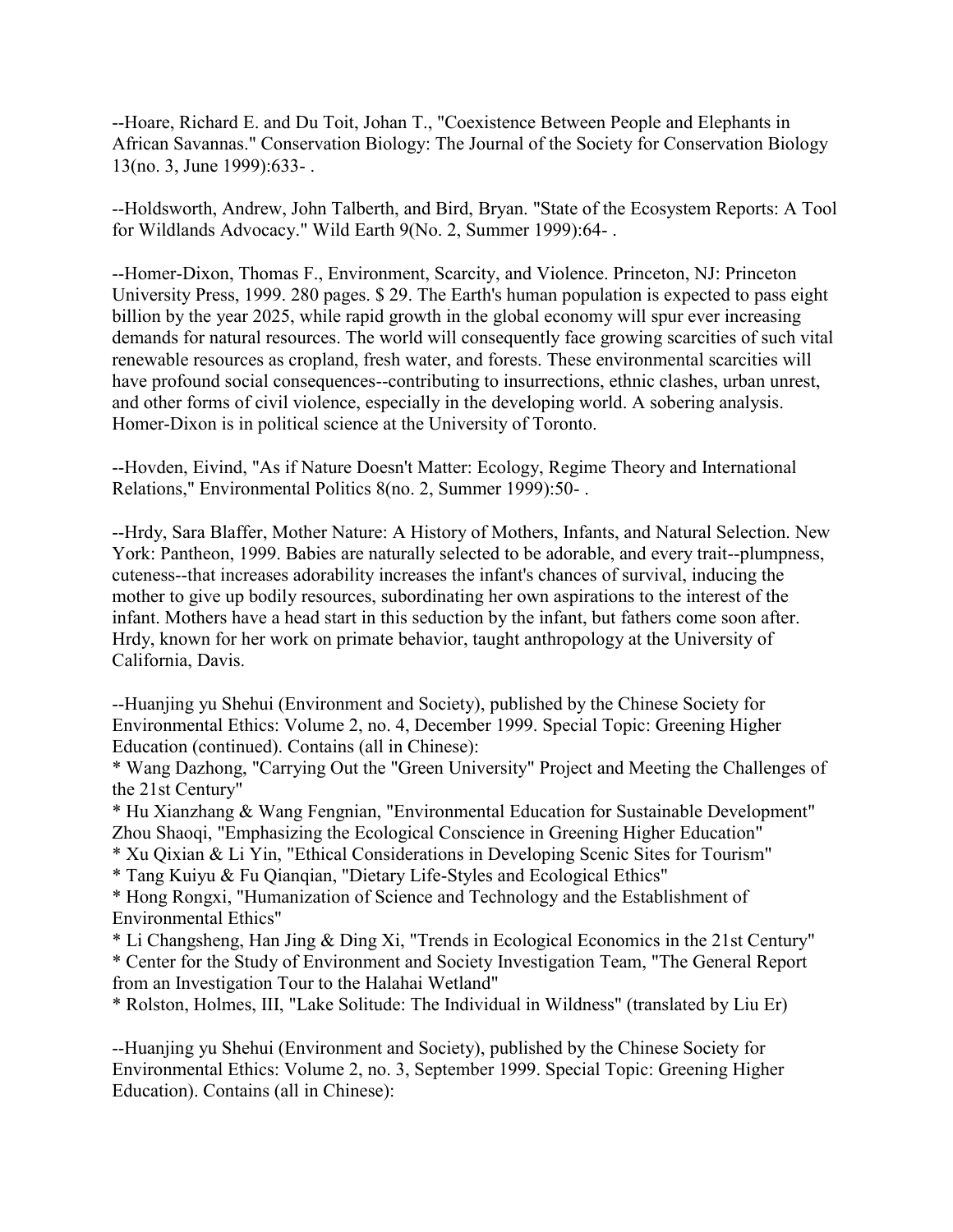--Hoare, Richard E. and Du Toit, Johan T., "Coexistence Between People and Elephants in African Savannas." Conservation Biology: The Journal of the Society for Conservation Biology 13(no. 3, June 1999):633- .

--Holdsworth, Andrew, John Talberth, and Bird, Bryan. "State of the Ecosystem Reports: A Tool for Wildlands Advocacy." Wild Earth 9(No. 2, Summer 1999):64- .

--Homer-Dixon, Thomas F., Environment, Scarcity, and Violence. Princeton, NJ: Princeton University Press, 1999. 280 pages. $ 29. The Earth's human population is expected to pass eight billion by the year 2025, while rapid growth in the global economy will spur ever increasing demands for natural resources. The world will consequently face growing scarcities of such vital renewable resources as cropland, fresh water, and forests. These environmental scarcities will have profound social consequences--contributing to insurrections, ethnic clashes, urban unrest, and other forms of civil violence, especially in the developing world. A sobering analysis. Homer-Dixon is in political science at the University of Toronto.

--Hovden, Eivind, "As if Nature Doesn't Matter: Ecology, Regime Theory and International Relations," Environmental Politics 8(no. 2, Summer 1999):50- .

--Hrdy, Sara Blaffer, Mother Nature: A History of Mothers, Infants, and Natural Selection. New York: Pantheon, 1999. Babies are naturally selected to be adorable, and every trait--plumpness, cuteness--that increases adorability increases the infant's chances of survival, inducing the mother to give up bodily resources, subordinating her own aspirations to the interest of the infant. Mothers have a head start in this seduction by the infant, but fathers come soon after. Hrdy, known for her work on primate behavior, taught anthropology at the University of California, Davis.

--Huanjing yu Shehui (Environment and Society), published by the Chinese Society for Environmental Ethics: Volume 2, no. 4, December 1999. Special Topic: Greening Higher Education (continued). Contains (all in Chinese):

* Wang Dazhong, "Carrying Out the "Green University" Project and Meeting the Challenges of the 21st Century"
* Hu Xianzhang & Wang Fengnian, "Environmental Education for Sustainable Development"
Zhou Shaoqi, "Emphasizing the Ecological Conscience in Greening Higher Education"
* Xu Qixian & Li Yin, "Ethical Considerations in Developing Scenic Sites for Tourism"
* Tang Kuiyu & Fu Qianqian, "Dietary Life-Styles and Ecological Ethics"
* Hong Rongxi, "Humanization of Science and Technology and the Establishment of Environmental Ethics"
* Li Changsheng, Han Jing & Ding Xi, "Trends in Ecological Economics in the 21st Century"
* Center for the Study of Environment and Society Investigation Team, "The General Report from an Investigation Tour to the Halahai Wetland"
* Rolston, Holmes, III, "Lake Solitude: The Individual in Wildness" (translated by Liu Er)

--Huanjing yu Shehui (Environment and Society), published by the Chinese Society for Environmental Ethics: Volume 2, no. 3, September 1999. Special Topic: Greening Higher Education). Contains (all in Chinese):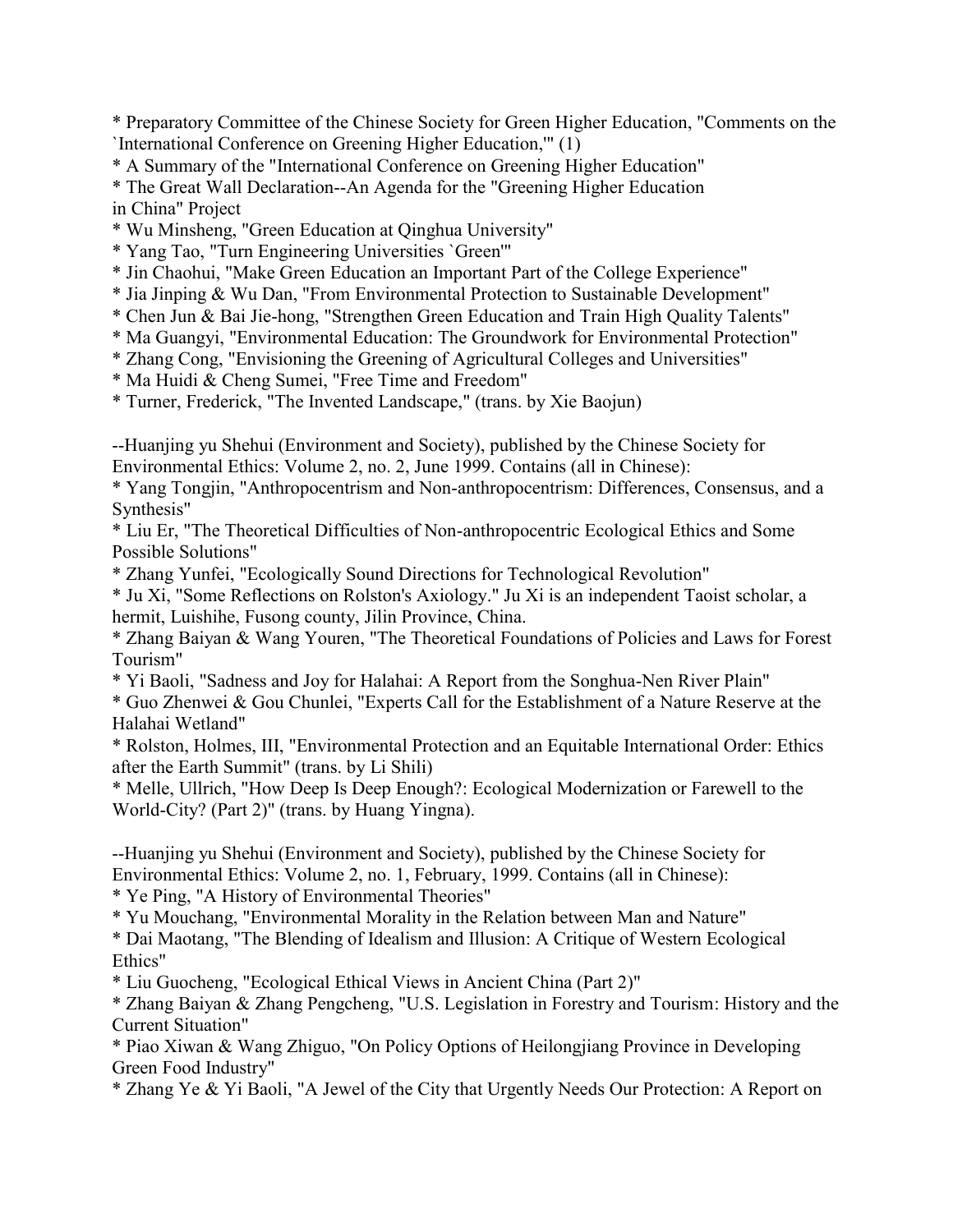* Preparatory Committee of the Chinese Society for Green Higher Education, "Comments on the `International Conference on Greening Higher Education,'" (1)
* A Summary of the "International Conference on Greening Higher Education"
* The Great Wall Declaration--An Agenda for the "Greening Higher Education in China" Project
* Wu Minsheng, "Green Education at Qinghua University"
* Yang Tao, "Turn Engineering Universities `Green'"
* Jin Chaohui, "Make Green Education an Important Part of the College Experience"
* Jia Jinping & Wu Dan, "From Environmental Protection to Sustainable Development"
* Chen Jun & Bai Jie-hong, "Strengthen Green Education and Train High Quality Talents"
* Ma Guangyi, "Environmental Education: The Groundwork for Environmental Protection"
* Zhang Cong, "Envisioning the Greening of Agricultural Colleges and Universities"
* Ma Huidi & Cheng Sumei, "Free Time and Freedom"
* Turner, Frederick, "The Invented Landscape," (trans. by Xie Baojun)

--Huanjing yu Shehui (Environment and Society), published by the Chinese Society for Environmental Ethics: Volume 2, no. 2, June 1999. Contains (all in Chinese):
* Yang Tongjin, "Anthropocentrism and Non-anthropocentrism: Differences, Consensus, and a Synthesis"
* Liu Er, "The Theoretical Difficulties of Non-anthropocentric Ecological Ethics and Some Possible Solutions"
* Zhang Yunfei, "Ecologically Sound Directions for Technological Revolution"
* Ju Xi, "Some Reflections on Rolston's Axiology." Ju Xi is an independent Taoist scholar, a hermit, Luishihe, Fusong county, Jilin Province, China.
* Zhang Baiyan & Wang Youren, "The Theoretical Foundations of Policies and Laws for Forest Tourism"
* Yi Baoli, "Sadness and Joy for Halahai: A Report from the Songhua-Nen River Plain"
* Guo Zhenwei & Gou Chunlei, "Experts Call for the Establishment of a Nature Reserve at the Halahai Wetland"
* Rolston, Holmes, III, "Environmental Protection and an Equitable International Order: Ethics after the Earth Summit" (trans. by Li Shili)
* Melle, Ullrich, "How Deep Is Deep Enough?: Ecological Modernization or Farewell to the World-City? (Part 2)" (trans. by Huang Yingna).

--Huanjing yu Shehui (Environment and Society), published by the Chinese Society for Environmental Ethics: Volume 2, no. 1, February, 1999. Contains (all in Chinese):
* Ye Ping, "A History of Environmental Theories"
* Yu Mouchang, "Environmental Morality in the Relation between Man and Nature"
* Dai Maotang, "The Blending of Idealism and Illusion: A Critique of Western Ecological Ethics"
* Liu Guocheng, "Ecological Ethical Views in Ancient China (Part 2)"
* Zhang Baiyan & Zhang Pengcheng, "U.S. Legislation in Forestry and Tourism: History and the Current Situation"
* Piao Xiwan & Wang Zhiguo, "On Policy Options of Heilongjiang Province in Developing Green Food Industry"
* Zhang Ye & Yi Baoli, "A Jewel of the City that Urgently Needs Our Protection: A Report on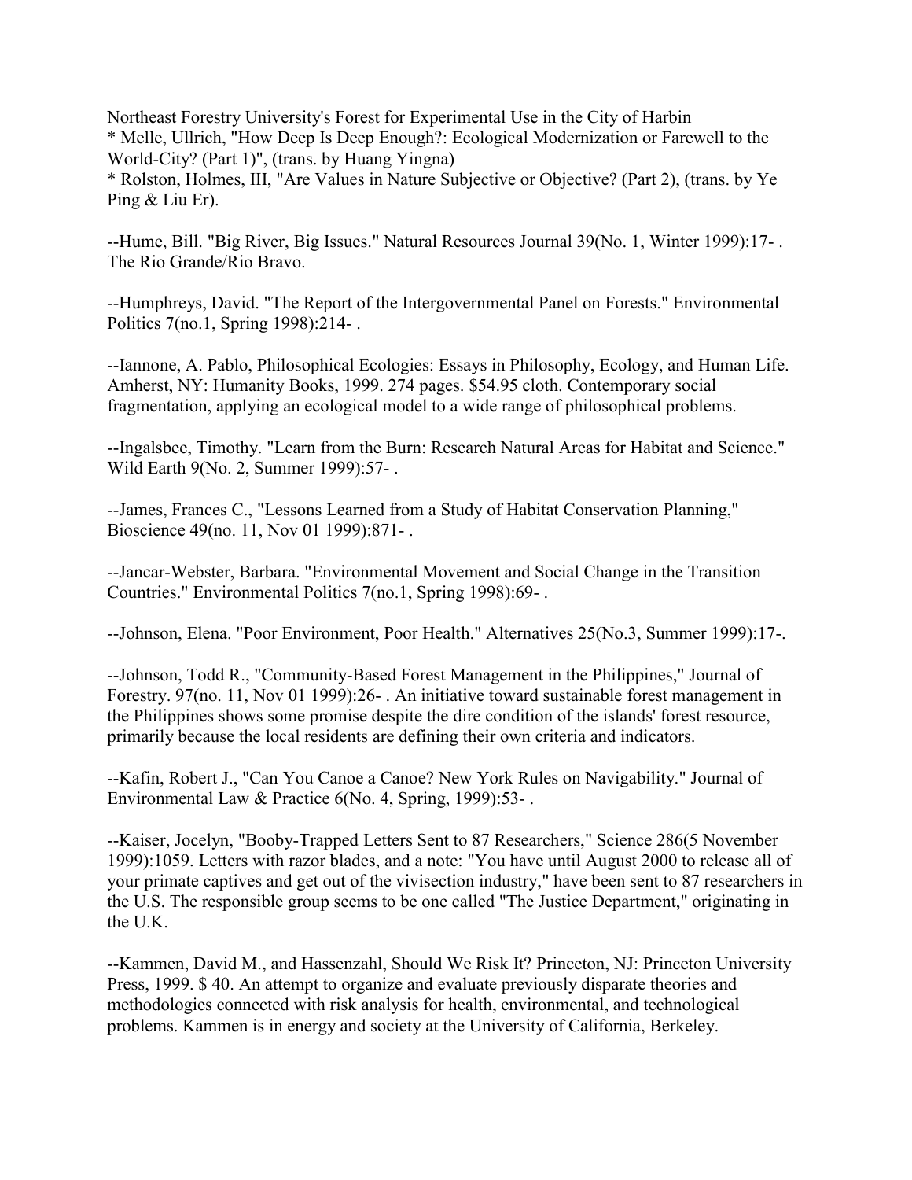Northeast Forestry University's Forest for Experimental Use in the City of Harbin

* Melle, Ullrich, "How Deep Is Deep Enough?: Ecological Modernization or Farewell to the World-City? (Part 1)", (trans. by Huang Yingna)
* Rolston, Holmes, III, "Are Values in Nature Subjective or Objective? (Part 2), (trans. by Ye Ping & Liu Er).

--Hume, Bill. "Big River, Big Issues." Natural Resources Journal 39(No. 1, Winter 1999):17- . The Rio Grande/Rio Bravo.

--Humphreys, David. "The Report of the Intergovernmental Panel on Forests." Environmental Politics 7(no.1, Spring 1998):214- .

--Iannone, A. Pablo, Philosophical Ecologies: Essays in Philosophy, Ecology, and Human Life. Amherst, NY: Humanity Books, 1999. 274 pages. $54.95 cloth. Contemporary social fragmentation, applying an ecological model to a wide range of philosophical problems.

--Ingalsbee, Timothy. "Learn from the Burn: Research Natural Areas for Habitat and Science." Wild Earth 9(No. 2, Summer 1999):57- .

--James, Frances C., "Lessons Learned from a Study of Habitat Conservation Planning," Bioscience 49(no. 11, Nov 01 1999):871- .

--Jancar-Webster, Barbara. "Environmental Movement and Social Change in the Transition Countries." Environmental Politics 7(no.1, Spring 1998):69- .

--Johnson, Elena. "Poor Environment, Poor Health." Alternatives 25(No.3, Summer 1999):17-.

--Johnson, Todd R., "Community-Based Forest Management in the Philippines," Journal of Forestry. 97(no. 11, Nov 01 1999):26- . An initiative toward sustainable forest management in the Philippines shows some promise despite the dire condition of the islands' forest resource, primarily because the local residents are defining their own criteria and indicators.

--Kafin, Robert J., "Can You Canoe a Canoe? New York Rules on Navigability." Journal of Environmental Law & Practice 6(No. 4, Spring, 1999):53- .

--Kaiser, Jocelyn, "Booby-Trapped Letters Sent to 87 Researchers," Science 286(5 November 1999):1059. Letters with razor blades, and a note: "You have until August 2000 to release all of your primate captives and get out of the vivisection industry," have been sent to 87 researchers in the U.S. The responsible group seems to be one called "The Justice Department," originating in the U.K.

--Kammen, David M., and Hassenzahl, Should We Risk It? Princeton, NJ: Princeton University Press, 1999. $ 40. An attempt to organize and evaluate previously disparate theories and methodologies connected with risk analysis for health, environmental, and technological problems. Kammen is in energy and society at the University of California, Berkeley.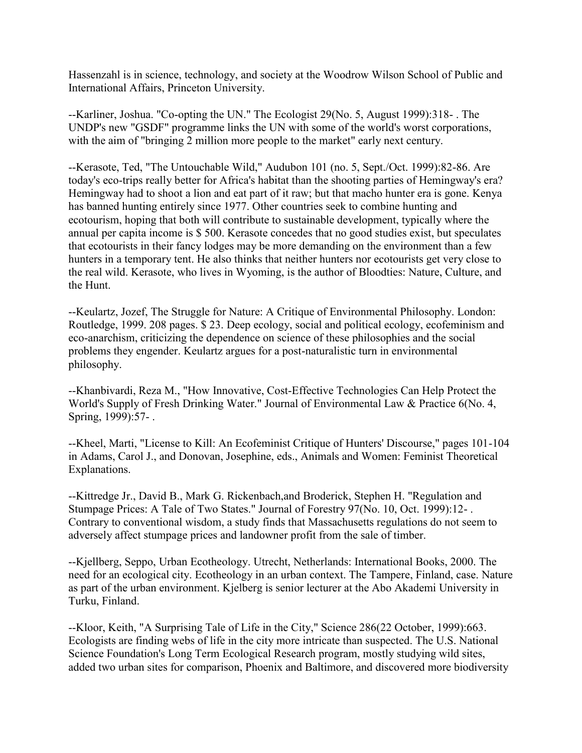Hassenzahl is in science, technology, and society at the Woodrow Wilson School of Public and International Affairs, Princeton University.

--Karliner, Joshua. "Co-opting the UN." The Ecologist 29(No. 5, August 1999):318- . The UNDP's new "GSDF" programme links the UN with some of the world's worst corporations, with the aim of "bringing 2 million more people to the market" early next century.

--Kerasote, Ted, "The Untouchable Wild," Audubon 101 (no. 5, Sept./Oct. 1999):82-86. Are today's eco-trips really better for Africa's habitat than the shooting parties of Hemingway's era? Hemingway had to shoot a lion and eat part of it raw; but that macho hunter era is gone. Kenya has banned hunting entirely since 1977. Other countries seek to combine hunting and ecotourism, hoping that both will contribute to sustainable development, typically where the annual per capita income is $ 500. Kerasote concedes that no good studies exist, but speculates that ecotourists in their fancy lodges may be more demanding on the environment than a few hunters in a temporary tent. He also thinks that neither hunters nor ecotourists get very close to the real wild. Kerasote, who lives in Wyoming, is the author of Bloodties: Nature, Culture, and the Hunt.

--Keulartz, Jozef, The Struggle for Nature: A Critique of Environmental Philosophy. London: Routledge, 1999. 208 pages. $ 23. Deep ecology, social and political ecology, ecofeminism and eco-anarchism, criticizing the dependence on science of these philosophies and the social problems they engender. Keulartz argues for a post-naturalistic turn in environmental philosophy.

--Khanbivardi, Reza M., "How Innovative, Cost-Effective Technologies Can Help Protect the World's Supply of Fresh Drinking Water." Journal of Environmental Law & Practice 6(No. 4, Spring, 1999):57- .

--Kheel, Marti, "License to Kill: An Ecofeminist Critique of Hunters' Discourse," pages 101-104 in Adams, Carol J., and Donovan, Josephine, eds., Animals and Women: Feminist Theoretical Explanations.

--Kittredge Jr., David B., Mark G. Rickenbach,and Broderick, Stephen H. "Regulation and Stumpage Prices: A Tale of Two States." Journal of Forestry 97(No. 10, Oct. 1999):12- . Contrary to conventional wisdom, a study finds that Massachusetts regulations do not seem to adversely affect stumpage prices and landowner profit from the sale of timber.

--Kjellberg, Seppo, Urban Ecotheology. Utrecht, Netherlands: International Books, 2000. The need for an ecological city. Ecotheology in an urban context. The Tampere, Finland, case. Nature as part of the urban environment. Kjelberg is senior lecturer at the Abo Akademi University in Turku, Finland.

--Kloor, Keith, "A Surprising Tale of Life in the City," Science 286(22 October, 1999):663. Ecologists are finding webs of life in the city more intricate than suspected. The U.S. National Science Foundation's Long Term Ecological Research program, mostly studying wild sites, added two urban sites for comparison, Phoenix and Baltimore, and discovered more biodiversity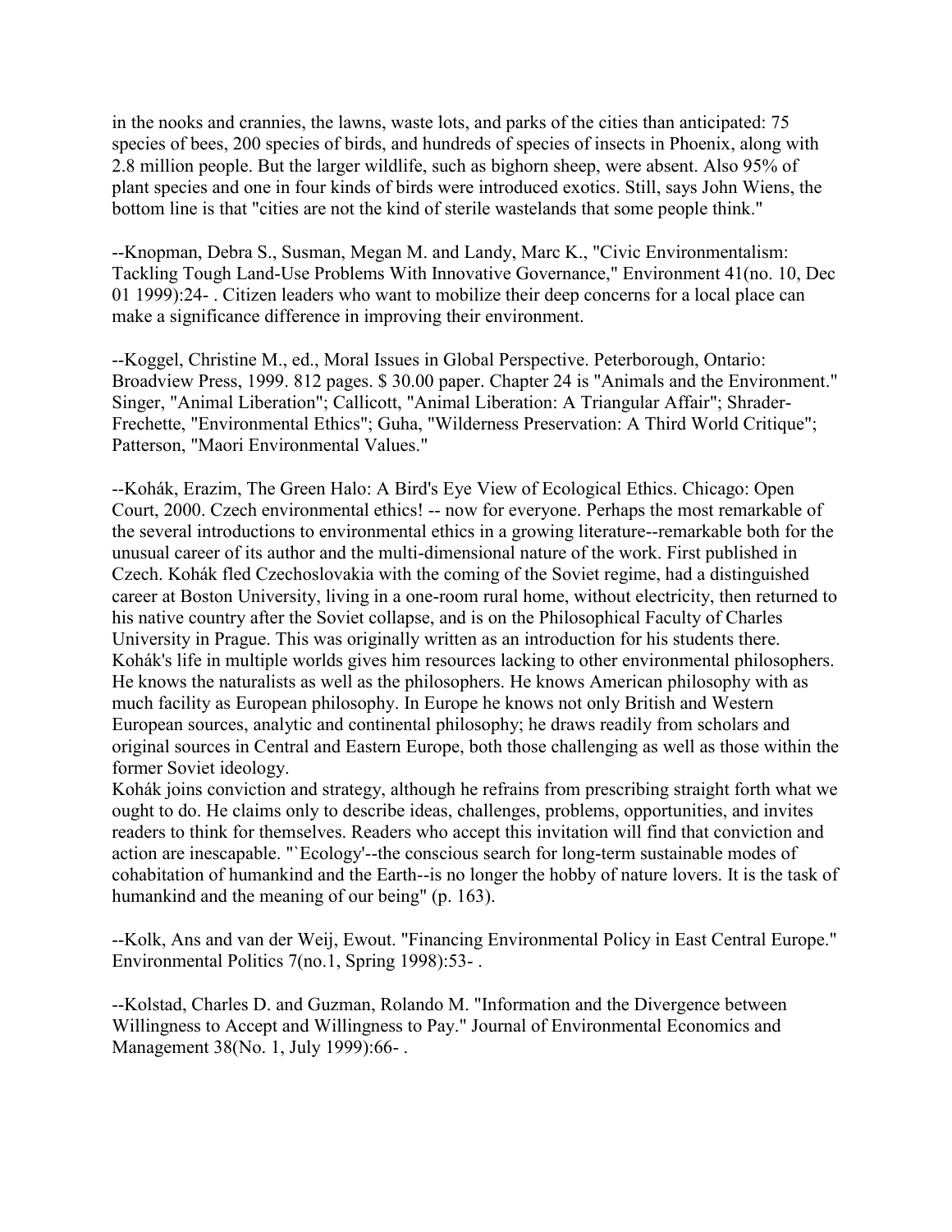in the nooks and crannies, the lawns, waste lots, and parks of the cities than anticipated: 75 species of bees, 200 species of birds, and hundreds of species of insects in Phoenix, along with 2.8 million people. But the larger wildlife, such as bighorn sheep, were absent. Also 95% of plant species and one in four kinds of birds were introduced exotics. Still, says John Wiens, the bottom line is that "cities are not the kind of sterile wastelands that some people think."

--Knopman, Debra S., Susman, Megan M. and Landy, Marc K., "Civic Environmentalism: Tackling Tough Land-Use Problems With Innovative Governance," Environment 41(no. 10, Dec 01 1999):24- . Citizen leaders who want to mobilize their deep concerns for a local place can make a significance difference in improving their environment.

--Koggel, Christine M., ed., Moral Issues in Global Perspective. Peterborough, Ontario: Broadview Press, 1999. 812 pages. $ 30.00 paper. Chapter 24 is "Animals and the Environment." Singer, "Animal Liberation"; Callicott, "Animal Liberation: A Triangular Affair"; Shrader-Frechette, "Environmental Ethics"; Guha, "Wilderness Preservation: A Third World Critique"; Patterson, "Maori Environmental Values."

--Kohák, Erazim, The Green Halo: A Bird's Eye View of Ecological Ethics. Chicago: Open Court, 2000. Czech environmental ethics! -- now for everyone. Perhaps the most remarkable of the several introductions to environmental ethics in a growing literature--remarkable both for the unusual career of its author and the multi-dimensional nature of the work. First published in Czech. Kohák fled Czechoslovakia with the coming of the Soviet regime, had a distinguished career at Boston University, living in a one-room rural home, without electricity, then returned to his native country after the Soviet collapse, and is on the Philosophical Faculty of Charles University in Prague. This was originally written as an introduction for his students there. Kohák's life in multiple worlds gives him resources lacking to other environmental philosophers. He knows the naturalists as well as the philosophers. He knows American philosophy with as much facility as European philosophy. In Europe he knows not only British and Western European sources, analytic and continental philosophy; he draws readily from scholars and original sources in Central and Eastern Europe, both those challenging as well as those within the former Soviet ideology.
Kohák joins conviction and strategy, although he refrains from prescribing straight forth what we ought to do. He claims only to describe ideas, challenges, problems, opportunities, and invites readers to think for themselves. Readers who accept this invitation will find that conviction and action are inescapable. "`Ecology'--the conscious search for long-term sustainable modes of cohabitation of humankind and the Earth--is no longer the hobby of nature lovers. It is the task of humankind and the meaning of our being" (p. 163).

--Kolk, Ans and van der Weij, Ewout. "Financing Environmental Policy in East Central Europe." Environmental Politics 7(no.1, Spring 1998):53- .

--Kolstad, Charles D. and Guzman, Rolando M. "Information and the Divergence between Willingness to Accept and Willingness to Pay." Journal of Environmental Economics and Management 38(No. 1, July 1999):66- .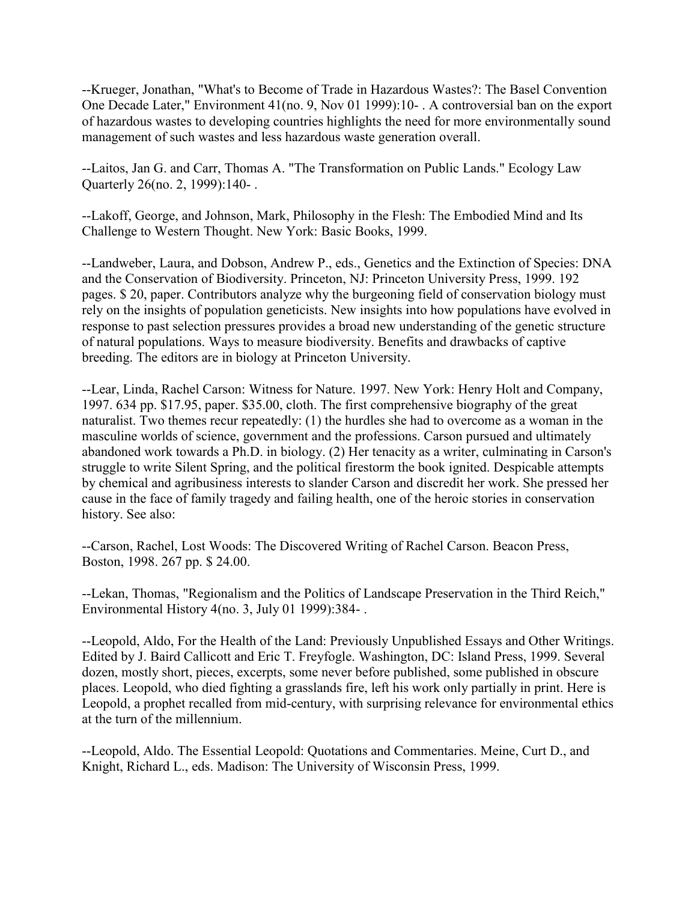--Krueger, Jonathan, "What's to Become of Trade in Hazardous Wastes?: The Basel Convention One Decade Later," Environment 41(no. 9, Nov 01 1999):10- . A controversial ban on the export of hazardous wastes to developing countries highlights the need for more environmentally sound management of such wastes and less hazardous waste generation overall.

--Laitos, Jan G. and Carr, Thomas A. "The Transformation on Public Lands." Ecology Law Quarterly 26(no. 2, 1999):140- .

--Lakoff, George, and Johnson, Mark, Philosophy in the Flesh: The Embodied Mind and Its Challenge to Western Thought. New York: Basic Books, 1999.

--Landweber, Laura, and Dobson, Andrew P., eds., Genetics and the Extinction of Species: DNA and the Conservation of Biodiversity. Princeton, NJ: Princeton University Press, 1999. 192 pages. $ 20, paper. Contributors analyze why the burgeoning field of conservation biology must rely on the insights of population geneticists. New insights into how populations have evolved in response to past selection pressures provides a broad new understanding of the genetic structure of natural populations. Ways to measure biodiversity. Benefits and drawbacks of captive breeding. The editors are in biology at Princeton University.

--Lear, Linda, Rachel Carson: Witness for Nature. 1997. New York: Henry Holt and Company, 1997. 634 pp. $17.95, paper. $35.00, cloth. The first comprehensive biography of the great naturalist. Two themes recur repeatedly: (1) the hurdles she had to overcome as a woman in the masculine worlds of science, government and the professions. Carson pursued and ultimately abandoned work towards a Ph.D. in biology. (2) Her tenacity as a writer, culminating in Carson's struggle to write Silent Spring, and the political firestorm the book ignited. Despicable attempts by chemical and agribusiness interests to slander Carson and discredit her work. She pressed her cause in the face of family tragedy and failing health, one of the heroic stories in conservation history. See also:

--Carson, Rachel, Lost Woods: The Discovered Writing of Rachel Carson. Beacon Press, Boston, 1998. 267 pp. $ 24.00.

--Lekan, Thomas, "Regionalism and the Politics of Landscape Preservation in the Third Reich," Environmental History 4(no. 3, July 01 1999):384- .

--Leopold, Aldo, For the Health of the Land: Previously Unpublished Essays and Other Writings. Edited by J. Baird Callicott and Eric T. Freyfogle. Washington, DC: Island Press, 1999. Several dozen, mostly short, pieces, excerpts, some never before published, some published in obscure places. Leopold, who died fighting a grasslands fire, left his work only partially in print. Here is Leopold, a prophet recalled from mid-century, with surprising relevance for environmental ethics at the turn of the millennium.

--Leopold, Aldo. The Essential Leopold: Quotations and Commentaries. Meine, Curt D., and Knight, Richard L., eds. Madison: The University of Wisconsin Press, 1999.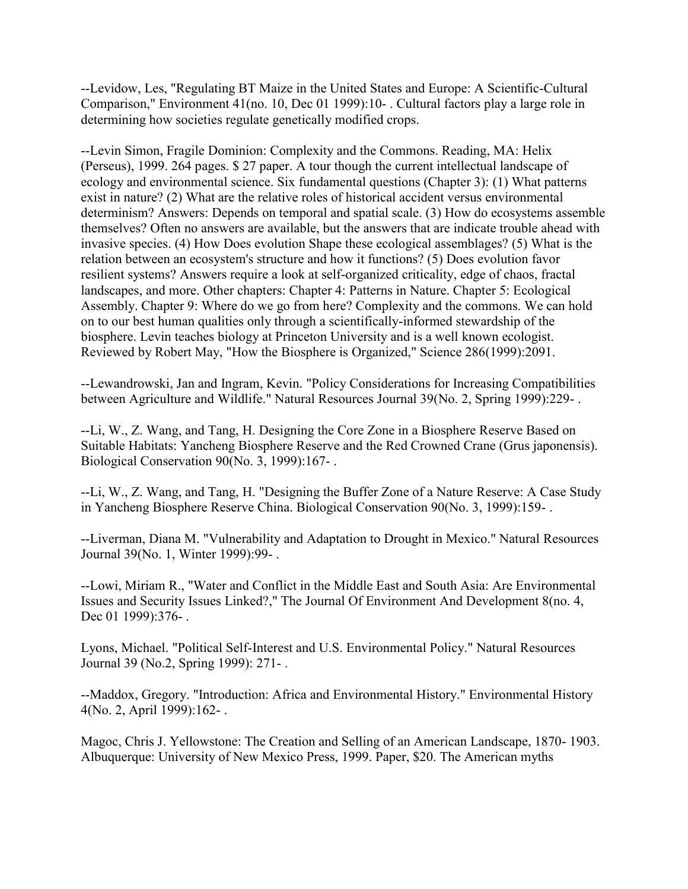--Levidow, Les, "Regulating BT Maize in the United States and Europe: A Scientific-Cultural Comparison," Environment 41(no. 10, Dec 01 1999):10- . Cultural factors play a large role in determining how societies regulate genetically modified crops.

--Levin Simon, Fragile Dominion: Complexity and the Commons. Reading, MA: Helix (Perseus), 1999. 264 pages. $ 27 paper. A tour though the current intellectual landscape of ecology and environmental science. Six fundamental questions (Chapter 3): (1) What patterns exist in nature? (2) What are the relative roles of historical accident versus environmental determinism? Answers: Depends on temporal and spatial scale. (3) How do ecosystems assemble themselves? Often no answers are available, but the answers that are indicate trouble ahead with invasive species. (4) How Does evolution Shape these ecological assemblages? (5) What is the relation between an ecosystem's structure and how it functions? (5) Does evolution favor resilient systems? Answers require a look at self-organized criticality, edge of chaos, fractal landscapes, and more. Other chapters: Chapter 4: Patterns in Nature. Chapter 5: Ecological Assembly. Chapter 9: Where do we go from here? Complexity and the commons. We can hold on to our best human qualities only through a scientifically-informed stewardship of the biosphere. Levin teaches biology at Princeton University and is a well known ecologist. Reviewed by Robert May, "How the Biosphere is Organized," Science 286(1999):2091.

--Lewandrowski, Jan and Ingram, Kevin. "Policy Considerations for Increasing Compatibilities between Agriculture and Wildlife." Natural Resources Journal 39(No. 2, Spring 1999):229- .

--Li, W., Z. Wang, and Tang, H. Designing the Core Zone in a Biosphere Reserve Based on Suitable Habitats: Yancheng Biosphere Reserve and the Red Crowned Crane (Grus japonensis). Biological Conservation 90(No. 3, 1999):167- .

--Li, W., Z. Wang, and Tang, H. "Designing the Buffer Zone of a Nature Reserve: A Case Study in Yancheng Biosphere Reserve China. Biological Conservation 90(No. 3, 1999):159- .

--Liverman, Diana M. "Vulnerability and Adaptation to Drought in Mexico." Natural Resources Journal 39(No. 1, Winter 1999):99- .

--Lowi, Miriam R., "Water and Conflict in the Middle East and South Asia: Are Environmental Issues and Security Issues Linked?," The Journal Of Environment And Development 8(no. 4, Dec 01 1999):376- .

Lyons, Michael. "Political Self-Interest and U.S. Environmental Policy." Natural Resources Journal 39 (No.2, Spring 1999): 271- .

--Maddox, Gregory. "Introduction: Africa and Environmental History." Environmental History 4(No. 2, April 1999):162- .

Magoc, Chris J. Yellowstone: The Creation and Selling of an American Landscape, 1870- 1903. Albuquerque: University of New Mexico Press, 1999. Paper, $20. The American myths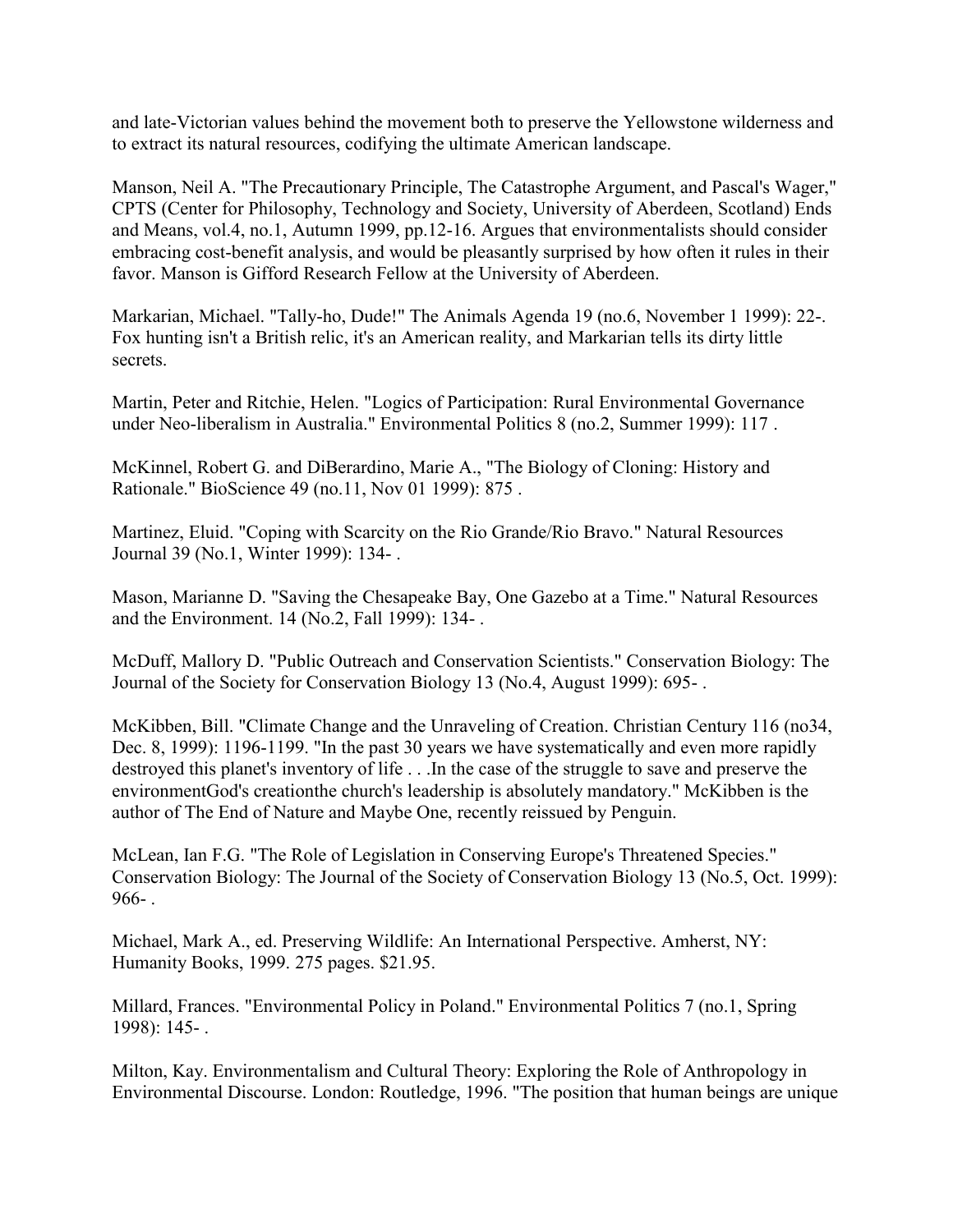and late-Victorian values behind the movement both to preserve the Yellowstone wilderness and to extract its natural resources, codifying the ultimate American landscape.

Manson, Neil A. "The Precautionary Principle, The Catastrophe Argument, and Pascal's Wager," CPTS (Center for Philosophy, Technology and Society, University of Aberdeen, Scotland) Ends and Means, vol.4, no.1, Autumn 1999, pp.12-16. Argues that environmentalists should consider embracing cost-benefit analysis, and would be pleasantly surprised by how often it rules in their favor. Manson is Gifford Research Fellow at the University of Aberdeen.

Markarian, Michael. "Tally-ho, Dude!" The Animals Agenda 19 (no.6, November 1 1999): 22-. Fox hunting isn't a British relic, it's an American reality, and Markarian tells its dirty little secrets.

Martin, Peter and Ritchie, Helen. "Logics of Participation: Rural Environmental Governance under Neo-liberalism in Australia." Environmental Politics 8 (no.2, Summer 1999): 117 .

McKinnel, Robert G. and DiBerardino, Marie A., "The Biology of Cloning: History and Rationale." BioScience 49 (no.11, Nov 01 1999): 875 .

Martinez, Eluid. "Coping with Scarcity on the Rio Grande/Rio Bravo." Natural Resources Journal 39 (No.1, Winter 1999): 134- .

Mason, Marianne D. "Saving the Chesapeake Bay, One Gazebo at a Time." Natural Resources and the Environment. 14 (No.2, Fall 1999): 134- .

McDuff, Mallory D. "Public Outreach and Conservation Scientists." Conservation Biology: The Journal of the Society for Conservation Biology 13 (No.4, August 1999): 695- .

McKibben, Bill. "Climate Change and the Unraveling of Creation. Christian Century 116 (no34, Dec. 8, 1999): 1196-1199. "In the past 30 years we have systematically and even more rapidly destroyed this planet's inventory of life . . .In the case of the struggle to save and preserve the environmentGod's creationthe church's leadership is absolutely mandatory." McKibben is the author of The End of Nature and Maybe One, recently reissued by Penguin.

McLean, Ian F.G. "The Role of Legislation in Conserving Europe's Threatened Species." Conservation Biology: The Journal of the Society of Conservation Biology 13 (No.5, Oct. 1999): 966- .

Michael, Mark A., ed. Preserving Wildlife: An International Perspective. Amherst, NY: Humanity Books, 1999. 275 pages. $21.95.

Millard, Frances. "Environmental Policy in Poland." Environmental Politics 7 (no.1, Spring 1998): 145- .

Milton, Kay. Environmentalism and Cultural Theory: Exploring the Role of Anthropology in Environmental Discourse. London: Routledge, 1996. "The position that human beings are unique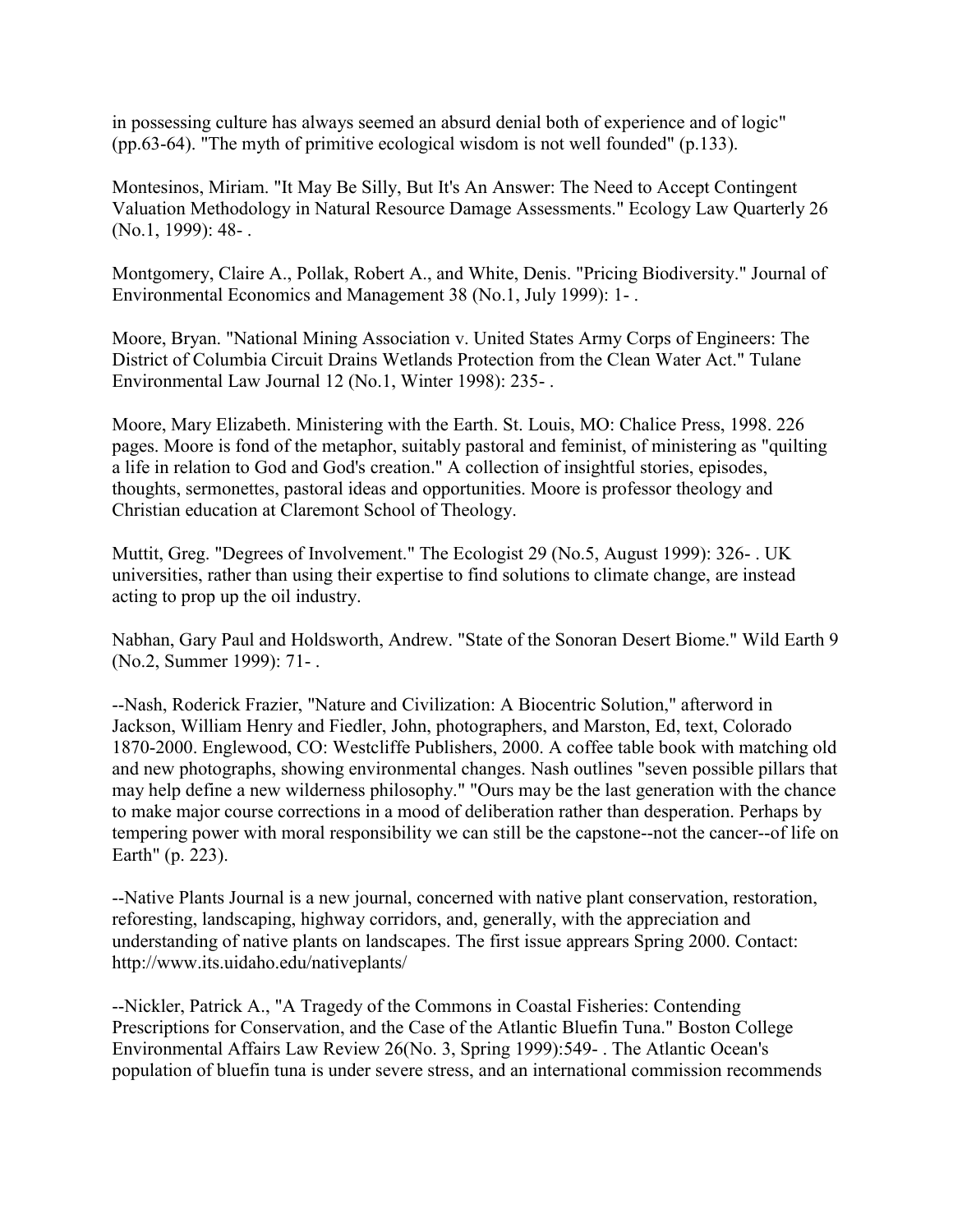in possessing culture has always seemed an absurd denial both of experience and of logic" (pp.63-64). "The myth of primitive ecological wisdom is not well founded" (p.133).

Montesinos, Miriam. "It May Be Silly, But It's An Answer: The Need to Accept Contingent Valuation Methodology in Natural Resource Damage Assessments." Ecology Law Quarterly 26 (No.1, 1999): 48- .

Montgomery, Claire A., Pollak, Robert A., and White, Denis. "Pricing Biodiversity." Journal of Environmental Economics and Management 38 (No.1, July 1999): 1- .

Moore, Bryan. "National Mining Association v. United States Army Corps of Engineers: The District of Columbia Circuit Drains Wetlands Protection from the Clean Water Act." Tulane Environmental Law Journal 12 (No.1, Winter 1998): 235- .

Moore, Mary Elizabeth. Ministering with the Earth. St. Louis, MO: Chalice Press, 1998. 226 pages. Moore is fond of the metaphor, suitably pastoral and feminist, of ministering as "quilting a life in relation to God and God's creation." A collection of insightful stories, episodes, thoughts, sermonettes, pastoral ideas and opportunities. Moore is professor theology and Christian education at Claremont School of Theology.

Muttit, Greg. "Degrees of Involvement." The Ecologist 29 (No.5, August 1999): 326- . UK universities, rather than using their expertise to find solutions to climate change, are instead acting to prop up the oil industry.

Nabhan, Gary Paul and Holdsworth, Andrew. "State of the Sonoran Desert Biome." Wild Earth 9 (No.2, Summer 1999): 71- .

--Nash, Roderick Frazier, "Nature and Civilization: A Biocentric Solution," afterword in Jackson, William Henry and Fiedler, John, photographers, and Marston, Ed, text, Colorado 1870-2000. Englewood, CO: Westcliffe Publishers, 2000. A coffee table book with matching old and new photographs, showing environmental changes. Nash outlines "seven possible pillars that may help define a new wilderness philosophy." "Ours may be the last generation with the chance to make major course corrections in a mood of deliberation rather than desperation. Perhaps by tempering power with moral responsibility we can still be the capstone--not the cancer--of life on Earth" (p. 223).

--Native Plants Journal is a new journal, concerned with native plant conservation, restoration, reforesting, landscaping, highway corridors, and, generally, with the appreciation and understanding of native plants on landscapes. The first issue apprears Spring 2000. Contact: http://www.its.uidaho.edu/nativeplants/

--Nickler, Patrick A., "A Tragedy of the Commons in Coastal Fisheries: Contending Prescriptions for Conservation, and the Case of the Atlantic Bluefin Tuna." Boston College Environmental Affairs Law Review 26(No. 3, Spring 1999):549- . The Atlantic Ocean's population of bluefin tuna is under severe stress, and an international commission recommends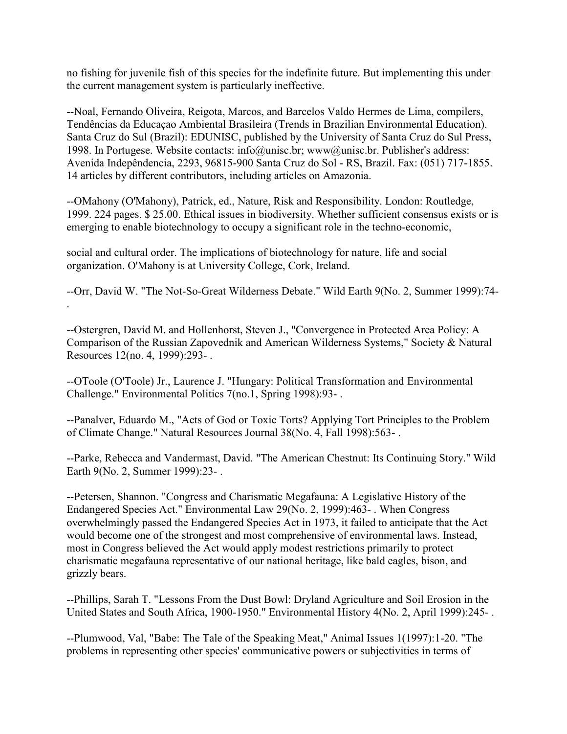no fishing for juvenile fish of this species for the indefinite future. But implementing this under the current management system is particularly ineffective.

--Noal, Fernando Oliveira, Reigota, Marcos, and Barcelos Valdo Hermes de Lima, compilers, Tendências da Educaçao Ambiental Brasileira (Trends in Brazilian Environmental Education). Santa Cruz do Sul (Brazil): EDUNISC, published by the University of Santa Cruz do Sul Press, 1998. In Portugese. Website contacts: info@unisc.br; www@unisc.br. Publisher's address: Avenida Indepêndencia, 2293, 96815-900 Santa Cruz do Sol - RS, Brazil. Fax: (051) 717-1855. 14 articles by different contributors, including articles on Amazonia.

--OMahony (O'Mahony), Patrick, ed., Nature, Risk and Responsibility. London: Routledge, 1999. 224 pages. $ 25.00. Ethical issues in biodiversity. Whether sufficient consensus exists or is emerging to enable biotechnology to occupy a significant role in the techno-economic, social and cultural order. The implications of biotechnology for nature, life and social organization. O'Mahony is at University College, Cork, Ireland.

--Orr, David W. "The Not-So-Great Wilderness Debate." Wild Earth 9(No. 2, Summer 1999):74- .

--Ostergren, David M. and Hollenhorst, Steven J., "Convergence in Protected Area Policy: A Comparison of the Russian Zapovednik and American Wilderness Systems," Society & Natural Resources 12(no. 4, 1999):293- .

--OToole (O'Toole) Jr., Laurence J. "Hungary: Political Transformation and Environmental Challenge." Environmental Politics 7(no.1, Spring 1998):93- .

--Panalver, Eduardo M., "Acts of God or Toxic Torts? Applying Tort Principles to the Problem of Climate Change." Natural Resources Journal 38(No. 4, Fall 1998):563- .

--Parke, Rebecca and Vandermast, David. "The American Chestnut: Its Continuing Story." Wild Earth 9(No. 2, Summer 1999):23- .

--Petersen, Shannon. "Congress and Charismatic Megafauna: A Legislative History of the Endangered Species Act." Environmental Law 29(No. 2, 1999):463- . When Congress overwhelmingly passed the Endangered Species Act in 1973, it failed to anticipate that the Act would become one of the strongest and most comprehensive of environmental laws. Instead, most in Congress believed the Act would apply modest restrictions primarily to protect charismatic megafauna representative of our national heritage, like bald eagles, bison, and grizzly bears.

--Phillips, Sarah T. "Lessons From the Dust Bowl: Dryland Agriculture and Soil Erosion in the United States and South Africa, 1900-1950." Environmental History 4(No. 2, April 1999):245- .

--Plumwood, Val, "Babe: The Tale of the Speaking Meat," Animal Issues 1(1997):1-20. "The problems in representing other species' communicative powers or subjectivities in terms of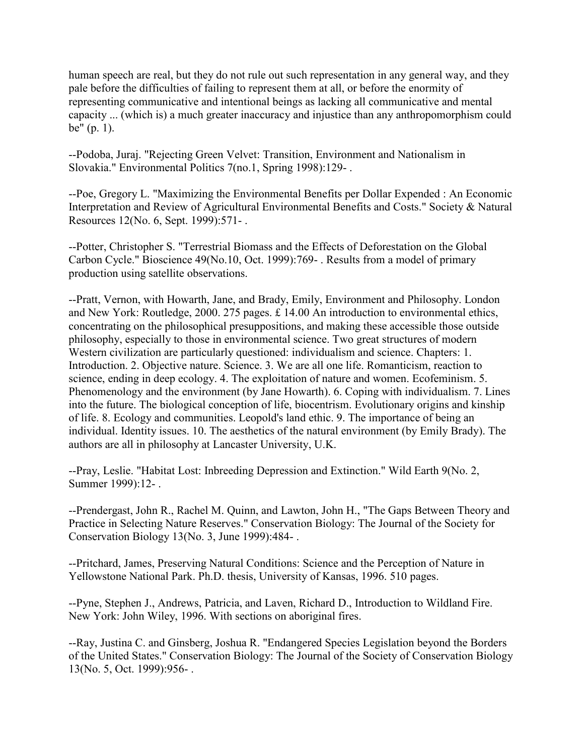human speech are real, but they do not rule out such representation in any general way, and they pale before the difficulties of failing to represent them at all, or before the enormity of representing communicative and intentional beings as lacking all communicative and mental capacity ... (which is) a much greater inaccuracy and injustice than any anthropomorphism could be" (p. 1).

--Podoba, Juraj. "Rejecting Green Velvet: Transition, Environment and Nationalism in Slovakia." Environmental Politics 7(no.1, Spring 1998):129- .

--Poe, Gregory L. "Maximizing the Environmental Benefits per Dollar Expended : An Economic Interpretation and Review of Agricultural Environmental Benefits and Costs." Society & Natural Resources 12(No. 6, Sept. 1999):571- .

--Potter, Christopher S. "Terrestrial Biomass and the Effects of Deforestation on the Global Carbon Cycle." Bioscience 49(No.10, Oct. 1999):769- . Results from a model of primary production using satellite observations.

--Pratt, Vernon, with Howarth, Jane, and Brady, Emily, Environment and Philosophy. London and New York: Routledge, 2000. 275 pages. £ 14.00 An introduction to environmental ethics, concentrating on the philosophical presuppositions, and making these accessible those outside philosophy, especially to those in environmental science. Two great structures of modern Western civilization are particularly questioned: individualism and science. Chapters: 1. Introduction. 2. Objective nature. Science. 3. We are all one life. Romanticism, reaction to science, ending in deep ecology. 4. The exploitation of nature and women. Ecofeminism. 5. Phenomenology and the environment (by Jane Howarth). 6. Coping with individualism. 7. Lines into the future. The biological conception of life, biocentrism. Evolutionary origins and kinship of life. 8. Ecology and communities. Leopold's land ethic. 9. The importance of being an individual. Identity issues. 10. The aesthetics of the natural environment (by Emily Brady). The authors are all in philosophy at Lancaster University, U.K.

--Pray, Leslie. "Habitat Lost: Inbreeding Depression and Extinction." Wild Earth 9(No. 2, Summer 1999):12- .

--Prendergast, John R., Rachel M. Quinn, and Lawton, John H., "The Gaps Between Theory and Practice in Selecting Nature Reserves." Conservation Biology: The Journal of the Society for Conservation Biology 13(No. 3, June 1999):484- .

--Pritchard, James, Preserving Natural Conditions: Science and the Perception of Nature in Yellowstone National Park. Ph.D. thesis, University of Kansas, 1996. 510 pages.

--Pyne, Stephen J., Andrews, Patricia, and Laven, Richard D., Introduction to Wildland Fire. New York: John Wiley, 1996. With sections on aboriginal fires.

--Ray, Justina C. and Ginsberg, Joshua R. "Endangered Species Legislation beyond the Borders of the United States." Conservation Biology: The Journal of the Society of Conservation Biology 13(No. 5, Oct. 1999):956- .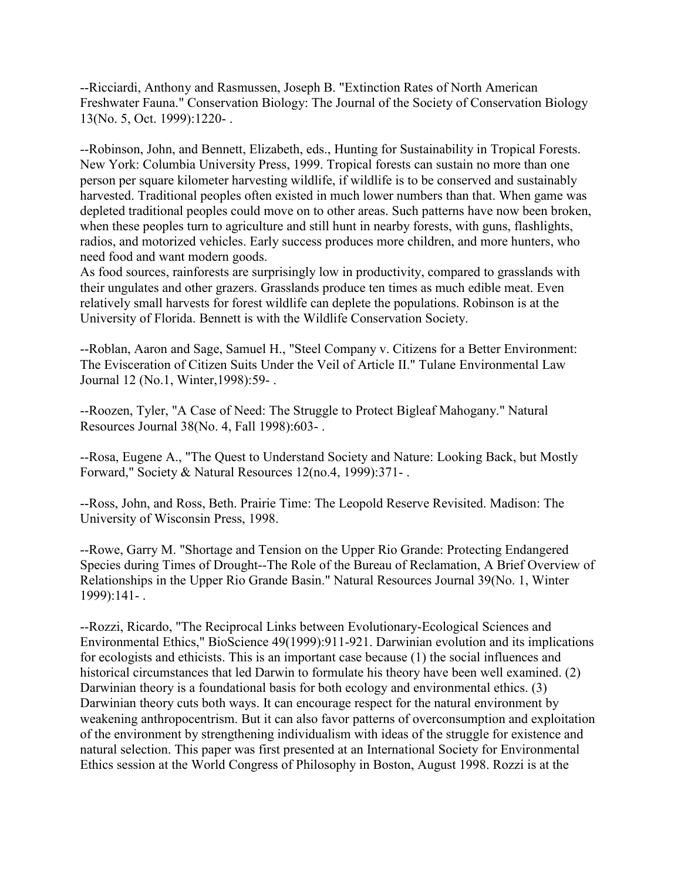--Ricciardi, Anthony and Rasmussen, Joseph B. "Extinction Rates of North American Freshwater Fauna." Conservation Biology: The Journal of the Society of Conservation Biology 13(No. 5, Oct. 1999):1220- .

--Robinson, John, and Bennett, Elizabeth, eds., Hunting for Sustainability in Tropical Forests. New York: Columbia University Press, 1999. Tropical forests can sustain no more than one person per square kilometer harvesting wildlife, if wildlife is to be conserved and sustainably harvested. Traditional peoples often existed in much lower numbers than that. When game was depleted traditional peoples could move on to other areas. Such patterns have now been broken, when these peoples turn to agriculture and still hunt in nearby forests, with guns, flashlights, radios, and motorized vehicles. Early success produces more children, and more hunters, who need food and want modern goods.
As food sources, rainforests are surprisingly low in productivity, compared to grasslands with their ungulates and other grazers. Grasslands produce ten times as much edible meat. Even relatively small harvests for forest wildlife can deplete the populations. Robinson is at the University of Florida. Bennett is with the Wildlife Conservation Society.

--Roblan, Aaron and Sage, Samuel H., "Steel Company v. Citizens for a Better Environment: The Evisceration of Citizen Suits Under the Veil of Article II." Tulane Environmental Law Journal 12 (No.1, Winter,1998):59- .

--Roozen, Tyler, "A Case of Need: The Struggle to Protect Bigleaf Mahogany." Natural Resources Journal 38(No. 4, Fall 1998):603- .

--Rosa, Eugene A., "The Quest to Understand Society and Nature: Looking Back, but Mostly Forward," Society & Natural Resources 12(no.4, 1999):371- .

--Ross, John, and Ross, Beth. Prairie Time: The Leopold Reserve Revisited. Madison: The University of Wisconsin Press, 1998.

--Rowe, Garry M. "Shortage and Tension on the Upper Rio Grande: Protecting Endangered Species during Times of Drought--The Role of the Bureau of Reclamation, A Brief Overview of Relationships in the Upper Rio Grande Basin." Natural Resources Journal 39(No. 1, Winter 1999):141- .

--Rozzi, Ricardo, "The Reciprocal Links between Evolutionary-Ecological Sciences and Environmental Ethics," BioScience 49(1999):911-921. Darwinian evolution and its implications for ecologists and ethicists. This is an important case because (1) the social influences and historical circumstances that led Darwin to formulate his theory have been well examined. (2) Darwinian theory is a foundational basis for both ecology and environmental ethics. (3) Darwinian theory cuts both ways. It can encourage respect for the natural environment by weakening anthropocentrism. But it can also favor patterns of overconsumption and exploitation of the environment by strengthening individualism with ideas of the struggle for existence and natural selection. This paper was first presented at an International Society for Environmental Ethics session at the World Congress of Philosophy in Boston, August 1998. Rozzi is at the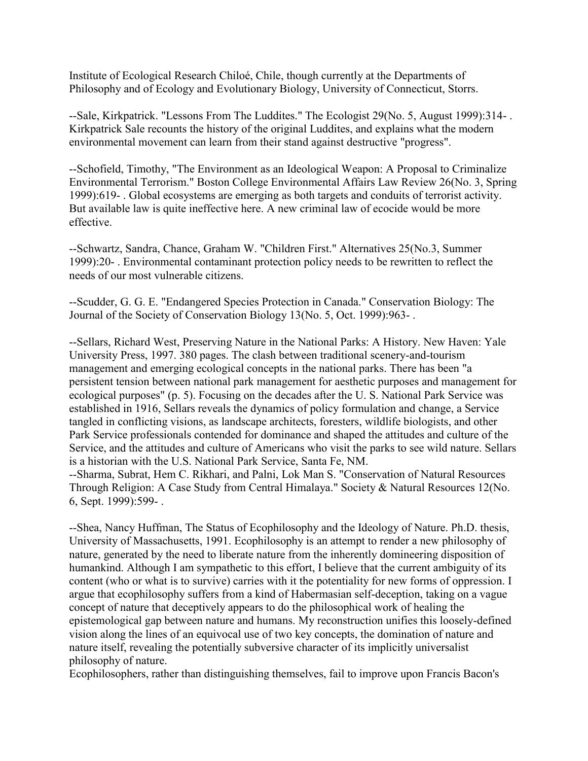Institute of Ecological Research Chiloé, Chile, though currently at the Departments of Philosophy and of Ecology and Evolutionary Biology, University of Connecticut, Storrs.

--Sale, Kirkpatrick. "Lessons From The Luddites." The Ecologist 29(No. 5, August 1999):314- . Kirkpatrick Sale recounts the history of the original Luddites, and explains what the modern environmental movement can learn from their stand against destructive "progress".

--Schofield, Timothy, "The Environment as an Ideological Weapon: A Proposal to Criminalize Environmental Terrorism." Boston College Environmental Affairs Law Review 26(No. 3, Spring 1999):619- . Global ecosystems are emerging as both targets and conduits of terrorist activity. But available law is quite ineffective here. A new criminal law of ecocide would be more effective.

--Schwartz, Sandra, Chance, Graham W. "Children First." Alternatives 25(No.3, Summer 1999):20- . Environmental contaminant protection policy needs to be rewritten to reflect the needs of our most vulnerable citizens.

--Scudder, G. G. E. "Endangered Species Protection in Canada." Conservation Biology: The Journal of the Society of Conservation Biology 13(No. 5, Oct. 1999):963- .

--Sellars, Richard West, Preserving Nature in the National Parks: A History. New Haven: Yale University Press, 1997. 380 pages. The clash between traditional scenery-and-tourism management and emerging ecological concepts in the national parks. There has been "a persistent tension between national park management for aesthetic purposes and management for ecological purposes" (p. 5). Focusing on the decades after the U. S. National Park Service was established in 1916, Sellars reveals the dynamics of policy formulation and change, a Service tangled in conflicting visions, as landscape architects, foresters, wildlife biologists, and other Park Service professionals contended for dominance and shaped the attitudes and culture of the Service, and the attitudes and culture of Americans who visit the parks to see wild nature. Sellars is a historian with the U.S. National Park Service, Santa Fe, NM.

--Sharma, Subrat, Hem C. Rikhari, and Palni, Lok Man S. "Conservation of Natural Resources Through Religion: A Case Study from Central Himalaya." Society & Natural Resources 12(No. 6, Sept. 1999):599- .

--Shea, Nancy Huffman, The Status of Ecophilosophy and the Ideology of Nature. Ph.D. thesis, University of Massachusetts, 1991. Ecophilosophy is an attempt to render a new philosophy of nature, generated by the need to liberate nature from the inherently domineering disposition of humankind. Although I am sympathetic to this effort, I believe that the current ambiguity of its content (who or what is to survive) carries with it the potentiality for new forms of oppression. I argue that ecophilosophy suffers from a kind of Habermasian self-deception, taking on a vague concept of nature that deceptively appears to do the philosophical work of healing the epistemological gap between nature and humans. My reconstruction unifies this loosely-defined vision along the lines of an equivocal use of two key concepts, the domination of nature and nature itself, revealing the potentially subversive character of its implicitly universalist philosophy of nature.

Ecophilosophers, rather than distinguishing themselves, fail to improve upon Francis Bacon's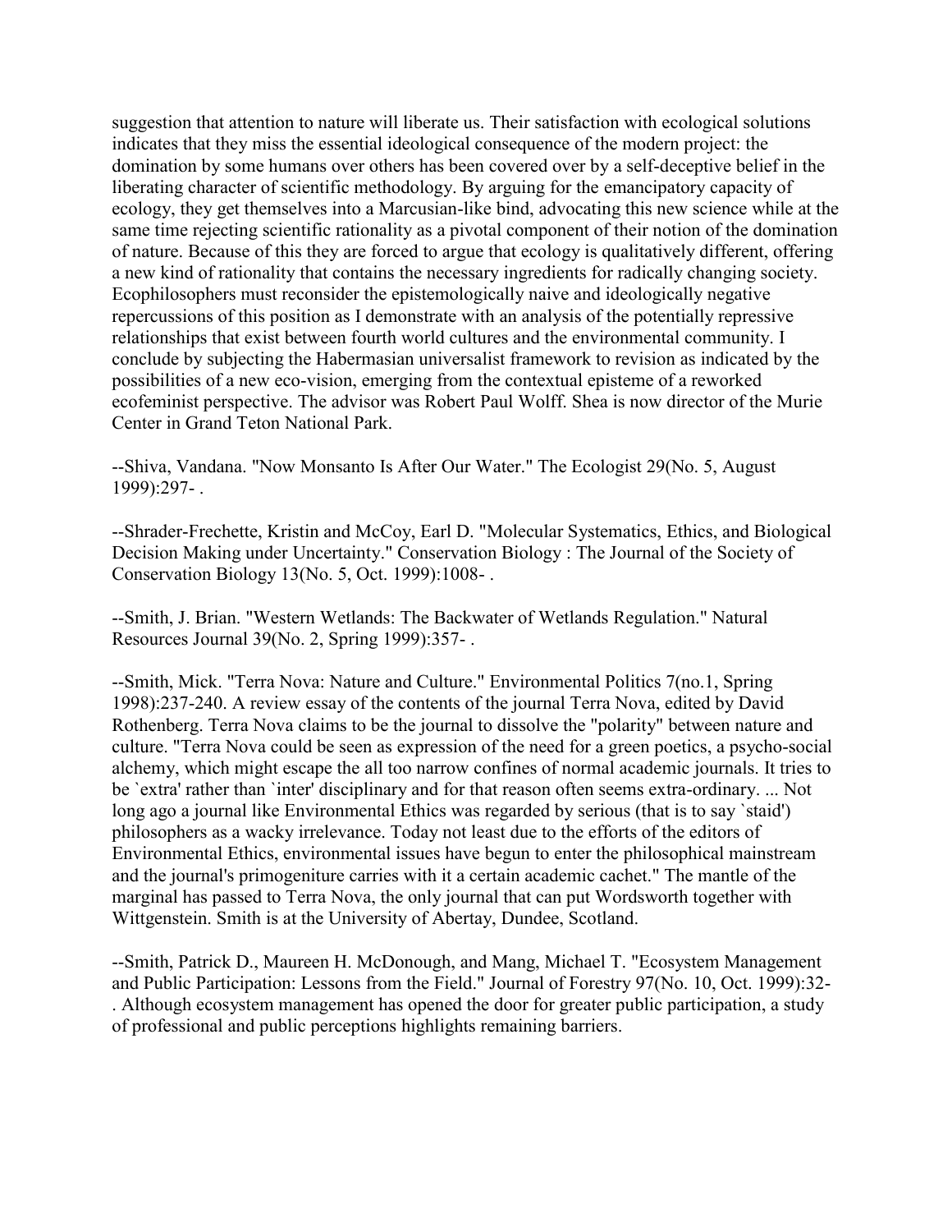suggestion that attention to nature will liberate us. Their satisfaction with ecological solutions indicates that they miss the essential ideological consequence of the modern project: the domination by some humans over others has been covered over by a self-deceptive belief in the liberating character of scientific methodology. By arguing for the emancipatory capacity of ecology, they get themselves into a Marcusian-like bind, advocating this new science while at the same time rejecting scientific rationality as a pivotal component of their notion of the domination of nature. Because of this they are forced to argue that ecology is qualitatively different, offering a new kind of rationality that contains the necessary ingredients for radically changing society. Ecophilosophers must reconsider the epistemologically naive and ideologically negative repercussions of this position as I demonstrate with an analysis of the potentially repressive relationships that exist between fourth world cultures and the environmental community. I conclude by subjecting the Habermasian universalist framework to revision as indicated by the possibilities of a new eco-vision, emerging from the contextual episteme of a reworked ecofeminist perspective. The advisor was Robert Paul Wolff. Shea is now director of the Murie Center in Grand Teton National Park.

--Shiva, Vandana. "Now Monsanto Is After Our Water." The Ecologist 29(No. 5, August 1999):297- .

--Shrader-Frechette, Kristin and McCoy, Earl D. "Molecular Systematics, Ethics, and Biological Decision Making under Uncertainty." Conservation Biology : The Journal of the Society of Conservation Biology 13(No. 5, Oct. 1999):1008- .

--Smith, J. Brian. "Western Wetlands: The Backwater of Wetlands Regulation." Natural Resources Journal 39(No. 2, Spring 1999):357- .

--Smith, Mick. "Terra Nova: Nature and Culture." Environmental Politics 7(no.1, Spring 1998):237-240. A review essay of the contents of the journal Terra Nova, edited by David Rothenberg. Terra Nova claims to be the journal to dissolve the "polarity" between nature and culture. "Terra Nova could be seen as expression of the need for a green poetics, a psycho-social alchemy, which might escape the all too narrow confines of normal academic journals. It tries to be `extra' rather than `inter' disciplinary and for that reason often seems extra-ordinary. ... Not long ago a journal like Environmental Ethics was regarded by serious (that is to say `staid') philosophers as a wacky irrelevance. Today not least due to the efforts of the editors of Environmental Ethics, environmental issues have begun to enter the philosophical mainstream and the journal's primogeniture carries with it a certain academic cachet." The mantle of the marginal has passed to Terra Nova, the only journal that can put Wordsworth together with Wittgenstein. Smith is at the University of Abertay, Dundee, Scotland.

--Smith, Patrick D., Maureen H. McDonough, and Mang, Michael T. "Ecosystem Management and Public Participation: Lessons from the Field." Journal of Forestry 97(No. 10, Oct. 1999):32- . Although ecosystem management has opened the door for greater public participation, a study of professional and public perceptions highlights remaining barriers.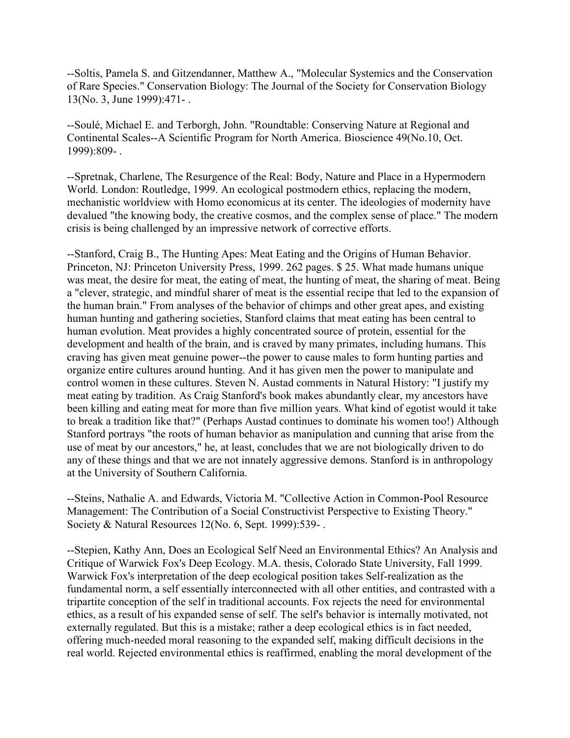--Soltis, Pamela S. and Gitzendanner, Matthew A., "Molecular Systemics and the Conservation of Rare Species." Conservation Biology: The Journal of the Society for Conservation Biology 13(No. 3, June 1999):471- .

--Soulé, Michael E. and Terborgh, John. "Roundtable: Conserving Nature at Regional and Continental Scales--A Scientific Program for North America. Bioscience 49(No.10, Oct. 1999):809- .

--Spretnak, Charlene, The Resurgence of the Real: Body, Nature and Place in a Hypermodern World. London: Routledge, 1999. An ecological postmodern ethics, replacing the modern, mechanistic worldview with Homo economicus at its center. The ideologies of modernity have devalued "the knowing body, the creative cosmos, and the complex sense of place." The modern crisis is being challenged by an impressive network of corrective efforts.

--Stanford, Craig B., The Hunting Apes: Meat Eating and the Origins of Human Behavior. Princeton, NJ: Princeton University Press, 1999. 262 pages. $ 25. What made humans unique was meat, the desire for meat, the eating of meat, the hunting of meat, the sharing of meat. Being a "clever, strategic, and mindful sharer of meat is the essential recipe that led to the expansion of the human brain." From analyses of the behavior of chimps and other great apes, and existing human hunting and gathering societies, Stanford claims that meat eating has been central to human evolution. Meat provides a highly concentrated source of protein, essential for the development and health of the brain, and is craved by many primates, including humans. This craving has given meat genuine power--the power to cause males to form hunting parties and organize entire cultures around hunting. And it has given men the power to manipulate and control women in these cultures. Steven N. Austad comments in Natural History: "I justify my meat eating by tradition. As Craig Stanford's book makes abundantly clear, my ancestors have been killing and eating meat for more than five million years. What kind of egotist would it take to break a tradition like that?" (Perhaps Austad continues to dominate his women too!) Although Stanford portrays "the roots of human behavior as manipulation and cunning that arise from the use of meat by our ancestors," he, at least, concludes that we are not biologically driven to do any of these things and that we are not innately aggressive demons. Stanford is in anthropology at the University of Southern California.

--Steins, Nathalie A. and Edwards, Victoria M. "Collective Action in Common-Pool Resource Management: The Contribution of a Social Constructivist Perspective to Existing Theory." Society & Natural Resources 12(No. 6, Sept. 1999):539- .

--Stepien, Kathy Ann, Does an Ecological Self Need an Environmental Ethics? An Analysis and Critique of Warwick Fox's Deep Ecology. M.A. thesis, Colorado State University, Fall 1999. Warwick Fox's interpretation of the deep ecological position takes Self-realization as the fundamental norm, a self essentially interconnected with all other entities, and contrasted with a tripartite conception of the self in traditional accounts. Fox rejects the need for environmental ethics, as a result of his expanded sense of self. The self's behavior is internally motivated, not externally regulated. But this is a mistake; rather a deep ecological ethics is in fact needed, offering much-needed moral reasoning to the expanded self, making difficult decisions in the real world. Rejected environmental ethics is reaffirmed, enabling the moral development of the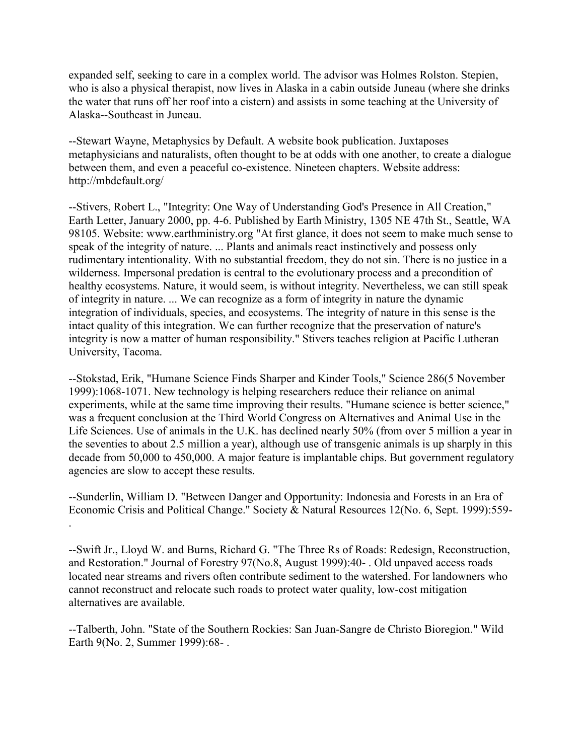expanded self, seeking to care in a complex world. The advisor was Holmes Rolston. Stepien, who is also a physical therapist, now lives in Alaska in a cabin outside Juneau (where she drinks the water that runs off her roof into a cistern) and assists in some teaching at the University of Alaska--Southeast in Juneau.

--Stewart Wayne, Metaphysics by Default. A website book publication. Juxtaposes metaphysicians and naturalists, often thought to be at odds with one another, to create a dialogue between them, and even a peaceful co-existence. Nineteen chapters. Website address: http://mbdefault.org/

--Stivers, Robert L., "Integrity: One Way of Understanding God's Presence in All Creation," Earth Letter, January 2000, pp. 4-6. Published by Earth Ministry, 1305 NE 47th St., Seattle, WA 98105. Website: www.earthministry.org "At first glance, it does not seem to make much sense to speak of the integrity of nature. ... Plants and animals react instinctively and possess only rudimentary intentionality. With no substantial freedom, they do not sin. There is no justice in a wilderness. Impersonal predation is central to the evolutionary process and a precondition of healthy ecosystems. Nature, it would seem, is without integrity. Nevertheless, we can still speak of integrity in nature. ... We can recognize as a form of integrity in nature the dynamic integration of individuals, species, and ecosystems. The integrity of nature in this sense is the intact quality of this integration. We can further recognize that the preservation of nature's integrity is now a matter of human responsibility." Stivers teaches religion at Pacific Lutheran University, Tacoma.

--Stokstad, Erik, "Humane Science Finds Sharper and Kinder Tools," Science 286(5 November 1999):1068-1071. New technology is helping researchers reduce their reliance on animal experiments, while at the same time improving their results. "Humane science is better science," was a frequent conclusion at the Third World Congress on Alternatives and Animal Use in the Life Sciences. Use of animals in the U.K. has declined nearly 50% (from over 5 million a year in the seventies to about 2.5 million a year), although use of transgenic animals is up sharply in this decade from 50,000 to 450,000. A major feature is implantable chips. But government regulatory agencies are slow to accept these results.

--Sunderlin, William D. "Between Danger and Opportunity: Indonesia and Forests in an Era of Economic Crisis and Political Change." Society & Natural Resources 12(No. 6, Sept. 1999):559-
.

--Swift Jr., Lloyd W. and Burns, Richard G. "The Three Rs of Roads: Redesign, Reconstruction, and Restoration." Journal of Forestry 97(No.8, August 1999):40- . Old unpaved access roads located near streams and rivers often contribute sediment to the watershed. For landowners who cannot reconstruct and relocate such roads to protect water quality, low-cost mitigation alternatives are available.

--Talberth, John. "State of the Southern Rockies: San Juan-Sangre de Christo Bioregion." Wild Earth 9(No. 2, Summer 1999):68- .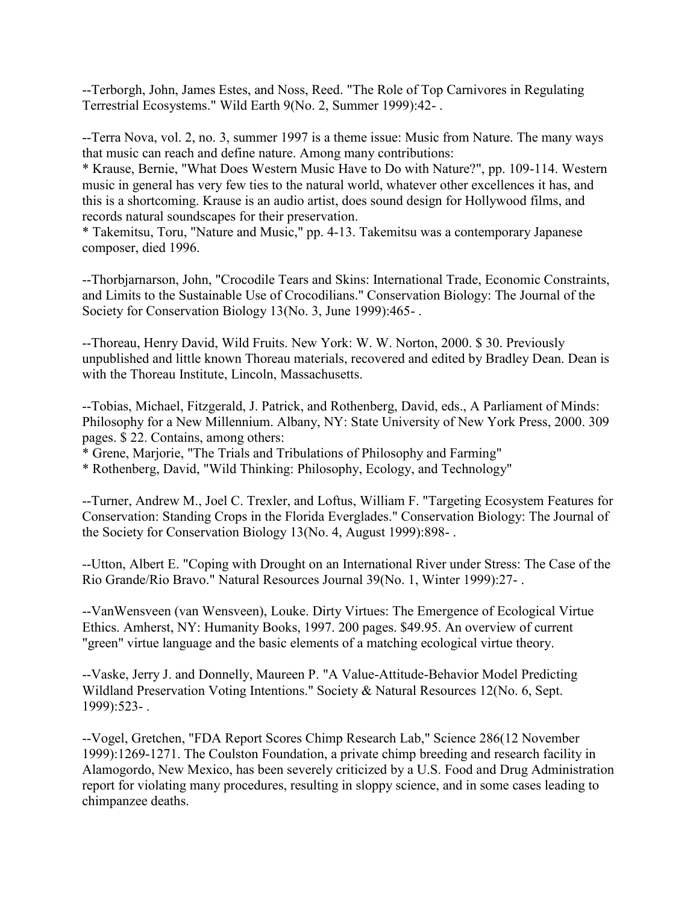--Terborgh, John, James Estes, and Noss, Reed. "The Role of Top Carnivores in Regulating Terrestrial Ecosystems." Wild Earth 9(No. 2, Summer 1999):42- .

--Terra Nova, vol. 2, no. 3, summer 1997 is a theme issue: Music from Nature. The many ways that music can reach and define nature. Among many contributions:
* Krause, Bernie, "What Does Western Music Have to Do with Nature?", pp. 109-114. Western music in general has very few ties to the natural world, whatever other excellences it has, and this is a shortcoming. Krause is an audio artist, does sound design for Hollywood films, and records natural soundscapes for their preservation.
* Takemitsu, Toru, "Nature and Music," pp. 4-13. Takemitsu was a contemporary Japanese composer, died 1996.

--Thorbjarnarson, John, "Crocodile Tears and Skins: International Trade, Economic Constraints, and Limits to the Sustainable Use of Crocodilians." Conservation Biology: The Journal of the Society for Conservation Biology 13(No. 3, June 1999):465- .

--Thoreau, Henry David, Wild Fruits. New York: W. W. Norton, 2000. $ 30. Previously unpublished and little known Thoreau materials, recovered and edited by Bradley Dean. Dean is with the Thoreau Institute, Lincoln, Massachusetts.

--Tobias, Michael, Fitzgerald, J. Patrick, and Rothenberg, David, eds., A Parliament of Minds: Philosophy for a New Millennium. Albany, NY: State University of New York Press, 2000. 309 pages. $ 22. Contains, among others:
* Grene, Marjorie, "The Trials and Tribulations of Philosophy and Farming"
* Rothenberg, David, "Wild Thinking: Philosophy, Ecology, and Technology"

--Turner, Andrew M., Joel C. Trexler, and Loftus, William F. "Targeting Ecosystem Features for Conservation: Standing Crops in the Florida Everglades." Conservation Biology: The Journal of the Society for Conservation Biology 13(No. 4, August 1999):898- .

--Utton, Albert E. "Coping with Drought on an International River under Stress: The Case of the Rio Grande/Rio Bravo." Natural Resources Journal 39(No. 1, Winter 1999):27- .

--VanWensveen (van Wensveen), Louke. Dirty Virtues: The Emergence of Ecological Virtue Ethics. Amherst, NY: Humanity Books, 1997. 200 pages. $49.95. An overview of current "green" virtue language and the basic elements of a matching ecological virtue theory.

--Vaske, Jerry J. and Donnelly, Maureen P. "A Value-Attitude-Behavior Model Predicting Wildland Preservation Voting Intentions." Society & Natural Resources 12(No. 6, Sept. 1999):523- .

--Vogel, Gretchen, "FDA Report Scores Chimp Research Lab," Science 286(12 November 1999):1269-1271. The Coulston Foundation, a private chimp breeding and research facility in Alamogordo, New Mexico, has been severely criticized by a U.S. Food and Drug Administration report for violating many procedures, resulting in sloppy science, and in some cases leading to chimpanzee deaths.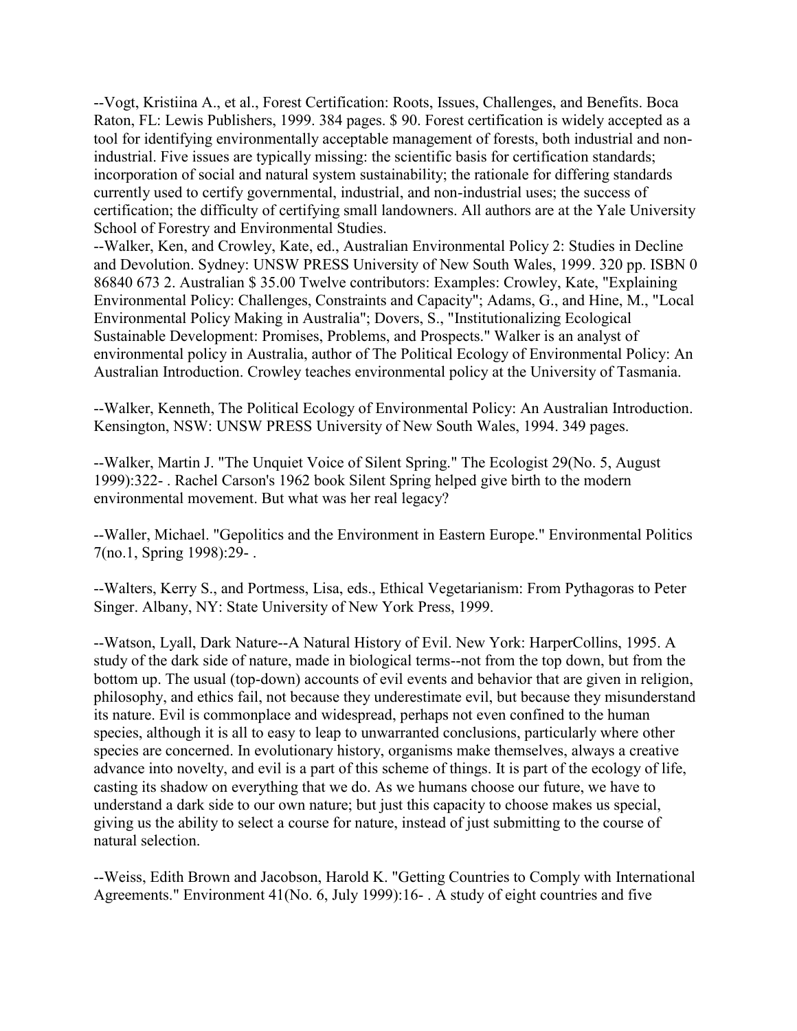--Vogt, Kristiina A., et al., Forest Certification: Roots, Issues, Challenges, and Benefits. Boca Raton, FL: Lewis Publishers, 1999. 384 pages. $ 90. Forest certification is widely accepted as a tool for identifying environmentally acceptable management of forests, both industrial and non-industrial. Five issues are typically missing: the scientific basis for certification standards; incorporation of social and natural system sustainability; the rationale for differing standards currently used to certify governmental, industrial, and non-industrial uses; the success of certification; the difficulty of certifying small landowners. All authors are at the Yale University School of Forestry and Environmental Studies.

--Walker, Ken, and Crowley, Kate, ed., Australian Environmental Policy 2: Studies in Decline and Devolution. Sydney: UNSW PRESS University of New South Wales, 1999. 320 pp. ISBN 0 86840 673 2. Australian $ 35.00 Twelve contributors: Examples: Crowley, Kate, "Explaining Environmental Policy: Challenges, Constraints and Capacity"; Adams, G., and Hine, M., "Local Environmental Policy Making in Australia"; Dovers, S., "Institutionalizing Ecological Sustainable Development: Promises, Problems, and Prospects." Walker is an analyst of environmental policy in Australia, author of The Political Ecology of Environmental Policy: An Australian Introduction. Crowley teaches environmental policy at the University of Tasmania.

--Walker, Kenneth, The Political Ecology of Environmental Policy: An Australian Introduction. Kensington, NSW: UNSW PRESS University of New South Wales, 1994. 349 pages.

--Walker, Martin J. "The Unquiet Voice of Silent Spring." The Ecologist 29(No. 5, August 1999):322- . Rachel Carson's 1962 book Silent Spring helped give birth to the modern environmental movement. But what was her real legacy?

--Waller, Michael. "Gepolitics and the Environment in Eastern Europe." Environmental Politics 7(no.1, Spring 1998):29- .

--Walters, Kerry S., and Portmess, Lisa, eds., Ethical Vegetarianism: From Pythagoras to Peter Singer. Albany, NY: State University of New York Press, 1999.

--Watson, Lyall, Dark Nature--A Natural History of Evil. New York: HarperCollins, 1995. A study of the dark side of nature, made in biological terms--not from the top down, but from the bottom up. The usual (top-down) accounts of evil events and behavior that are given in religion, philosophy, and ethics fail, not because they underestimate evil, but because they misunderstand its nature. Evil is commonplace and widespread, perhaps not even confined to the human species, although it is all to easy to leap to unwarranted conclusions, particularly where other species are concerned. In evolutionary history, organisms make themselves, always a creative advance into novelty, and evil is a part of this scheme of things. It is part of the ecology of life, casting its shadow on everything that we do. As we humans choose our future, we have to understand a dark side to our own nature; but just this capacity to choose makes us special, giving us the ability to select a course for nature, instead of just submitting to the course of natural selection.

--Weiss, Edith Brown and Jacobson, Harold K. "Getting Countries to Comply with International Agreements." Environment 41(No. 6, July 1999):16- . A study of eight countries and five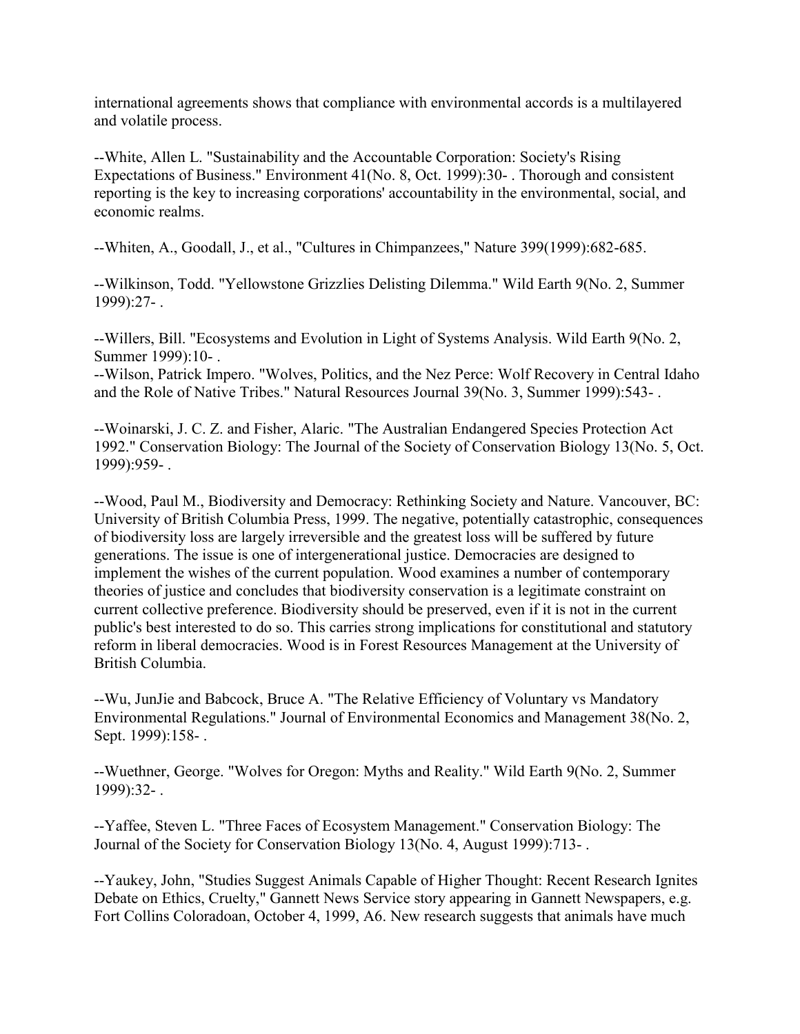international agreements shows that compliance with environmental accords is a multilayered and volatile process.

--White, Allen L. "Sustainability and the Accountable Corporation: Society's Rising Expectations of Business." Environment 41(No. 8, Oct. 1999):30- . Thorough and consistent reporting is the key to increasing corporations' accountability in the environmental, social, and economic realms.

--Whiten, A., Goodall, J., et al., "Cultures in Chimpanzees," Nature 399(1999):682-685.

--Wilkinson, Todd. "Yellowstone Grizzlies Delisting Dilemma." Wild Earth 9(No. 2, Summer 1999):27- .

--Willers, Bill. "Ecosystems and Evolution in Light of Systems Analysis. Wild Earth 9(No. 2, Summer 1999):10- .

--Wilson, Patrick Impero. "Wolves, Politics, and the Nez Perce: Wolf Recovery in Central Idaho and the Role of Native Tribes." Natural Resources Journal 39(No. 3, Summer 1999):543- .

--Woinarski, J. C. Z. and Fisher, Alaric. "The Australian Endangered Species Protection Act 1992." Conservation Biology: The Journal of the Society of Conservation Biology 13(No. 5, Oct. 1999):959- .

--Wood, Paul M., Biodiversity and Democracy: Rethinking Society and Nature. Vancouver, BC: University of British Columbia Press, 1999. The negative, potentially catastrophic, consequences of biodiversity loss are largely irreversible and the greatest loss will be suffered by future generations. The issue is one of intergenerational justice. Democracies are designed to implement the wishes of the current population. Wood examines a number of contemporary theories of justice and concludes that biodiversity conservation is a legitimate constraint on current collective preference. Biodiversity should be preserved, even if it is not in the current public's best interested to do so. This carries strong implications for constitutional and statutory reform in liberal democracies. Wood is in Forest Resources Management at the University of British Columbia.

--Wu, JunJie and Babcock, Bruce A. "The Relative Efficiency of Voluntary vs Mandatory Environmental Regulations." Journal of Environmental Economics and Management 38(No. 2, Sept. 1999):158- .

--Wuethner, George. "Wolves for Oregon: Myths and Reality." Wild Earth 9(No. 2, Summer 1999):32- .

--Yaffee, Steven L. "Three Faces of Ecosystem Management." Conservation Biology: The Journal of the Society for Conservation Biology 13(No. 4, August 1999):713- .

--Yaukey, John, "Studies Suggest Animals Capable of Higher Thought: Recent Research Ignites Debate on Ethics, Cruelty," Gannett News Service story appearing in Gannett Newspapers, e.g. Fort Collins Coloradoan, October 4, 1999, A6. New research suggests that animals have much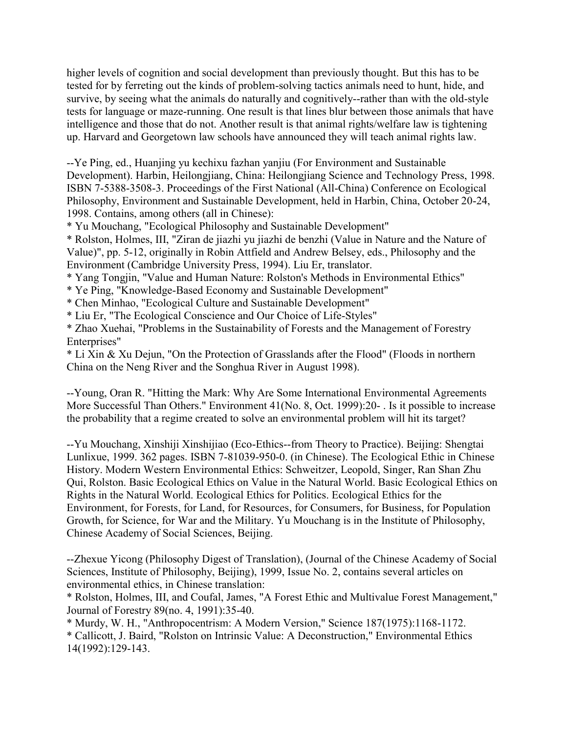higher levels of cognition and social development than previously thought. But this has to be tested for by ferreting out the kinds of problem-solving tactics animals need to hunt, hide, and survive, by seeing what the animals do naturally and cognitively--rather than with the old-style tests for language or maze-running. One result is that lines blur between those animals that have intelligence and those that do not. Another result is that animal rights/welfare law is tightening up. Harvard and Georgetown law schools have announced they will teach animal rights law.

--Ye Ping, ed., Huanjing yu kechixu fazhan yanjiu (For Environment and Sustainable Development). Harbin, Heilongjiang, China: Heilongjiang Science and Technology Press, 1998. ISBN 7-5388-3508-3. Proceedings of the First National (All-China) Conference on Ecological Philosophy, Environment and Sustainable Development, held in Harbin, China, October 20-24, 1998. Contains, among others (all in Chinese):

* Yu Mouchang, "Ecological Philosophy and Sustainable Development"
* Rolston, Holmes, III, "Ziran de jiazhi yu jiazhi de benzhi (Value in Nature and the Nature of Value)", pp. 5-12, originally in Robin Attfield and Andrew Belsey, eds., Philosophy and the Environment (Cambridge University Press, 1994). Liu Er, translator.
* Yang Tongjin, "Value and Human Nature: Rolston's Methods in Environmental Ethics"
* Ye Ping, "Knowledge-Based Economy and Sustainable Development"
* Chen Minhao, "Ecological Culture and Sustainable Development"
* Liu Er, "The Ecological Conscience and Our Choice of Life-Styles"
* Zhao Xuehai, "Problems in the Sustainability of Forests and the Management of Forestry Enterprises"
* Li Xin & Xu Dejun, "On the Protection of Grasslands after the Flood" (Floods in northern China on the Neng River and the Songhua River in August 1998).

--Young, Oran R. "Hitting the Mark: Why Are Some International Environmental Agreements More Successful Than Others." Environment 41(No. 8, Oct. 1999):20- . Is it possible to increase the probability that a regime created to solve an environmental problem will hit its target?

--Yu Mouchang, Xinshiji Xinshijiao (Eco-Ethics--from Theory to Practice). Beijing: Shengtai Lunlixue, 1999. 362 pages. ISBN 7-81039-950-0. (in Chinese). The Ecological Ethic in Chinese History. Modern Western Environmental Ethics: Schweitzer, Leopold, Singer, Ran Shan Zhu Qui, Rolston. Basic Ecological Ethics on Value in the Natural World. Basic Ecological Ethics on Rights in the Natural World. Ecological Ethics for Politics. Ecological Ethics for the Environment, for Forests, for Land, for Resources, for Consumers, for Business, for Population Growth, for Science, for War and the Military. Yu Mouchang is in the Institute of Philosophy, Chinese Academy of Social Sciences, Beijing.

--Zhexue Yicong (Philosophy Digest of Translation), (Journal of the Chinese Academy of Social Sciences, Institute of Philosophy, Beijing), 1999, Issue No. 2, contains several articles on environmental ethics, in Chinese translation:

* Rolston, Holmes, III, and Coufal, James, "A Forest Ethic and Multivalue Forest Management," Journal of Forestry 89(no. 4, 1991):35-40.
* Murdy, W. H., "Anthropocentrism: A Modern Version," Science 187(1975):1168-1172.
* Callicott, J. Baird, "Rolston on Intrinsic Value: A Deconstruction," Environmental Ethics 14(1992):129-143.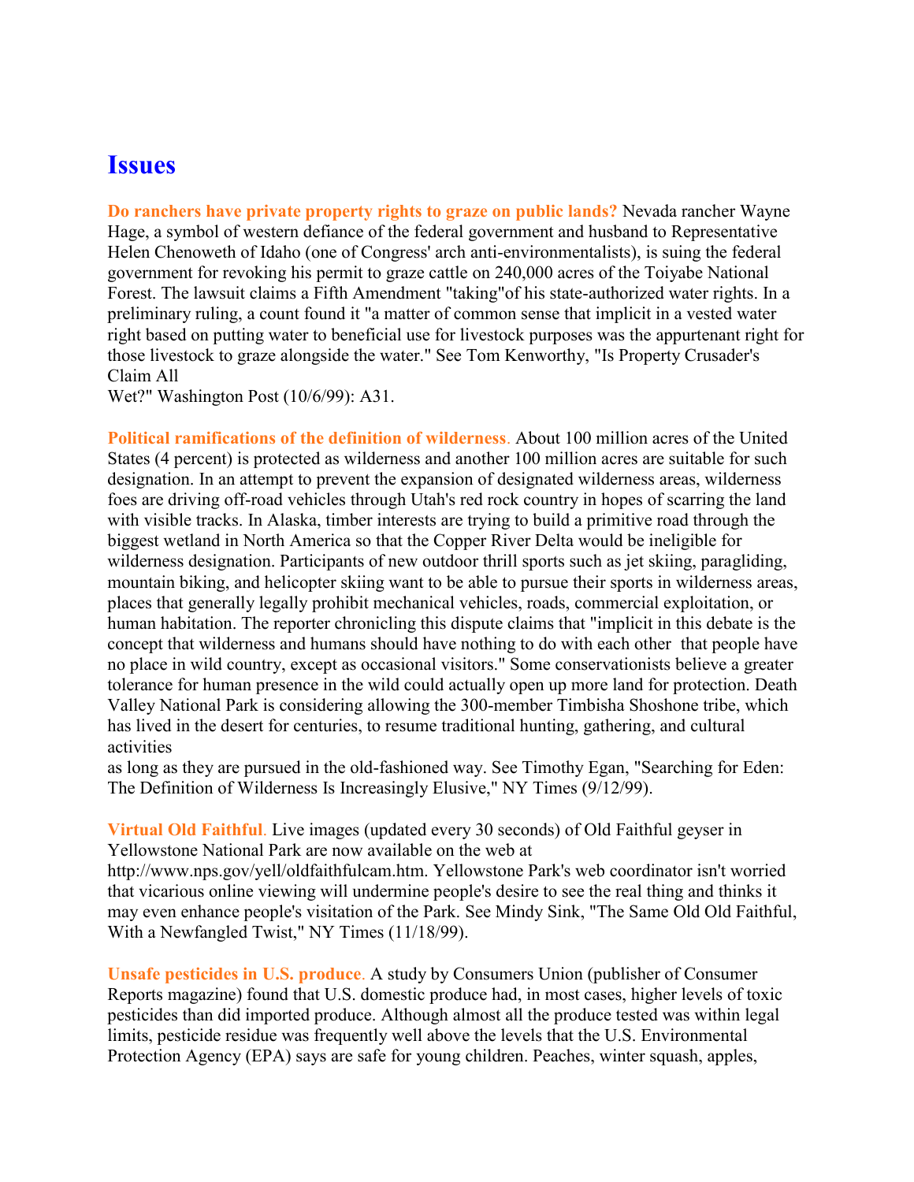# Issues

**Do ranchers have private property rights to graze on public lands?** Nevada rancher Wayne Hage, a symbol of western defiance of the federal government and husband to Representative Helen Chenoweth of Idaho (one of Congress' arch anti-environmentalists), is suing the federal government for revoking his permit to graze cattle on 240,000 acres of the Toiyabe National Forest. The lawsuit claims a Fifth Amendment "taking"of his state-authorized water rights. In a preliminary ruling, a count found it "a matter of common sense that implicit in a vested water right based on putting water to beneficial use for livestock purposes was the appurtenant right for those livestock to graze alongside the water." See Tom Kenworthy, "Is Property Crusader's Claim All Wet?" Washington Post (10/6/99): A31.

**Political ramifications of the definition of wilderness.** About 100 million acres of the United States (4 percent) is protected as wilderness and another 100 million acres are suitable for such designation. In an attempt to prevent the expansion of designated wilderness areas, wilderness foes are driving off-road vehicles through Utah's red rock country in hopes of scarring the land with visible tracks. In Alaska, timber interests are trying to build a primitive road through the biggest wetland in North America so that the Copper River Delta would be ineligible for wilderness designation. Participants of new outdoor thrill sports such as jet skiing, paragliding, mountain biking, and helicopter skiing want to be able to pursue their sports in wilderness areas, places that generally legally prohibit mechanical vehicles, roads, commercial exploitation, or human habitation. The reporter chronicling this dispute claims that "implicit in this debate is the concept that wilderness and humans should have nothing to do with each other  that people have no place in wild country, except as occasional visitors." Some conservationists believe a greater tolerance for human presence in the wild could actually open up more land for protection. Death Valley National Park is considering allowing the 300-member Timbisha Shoshone tribe, which has lived in the desert for centuries, to resume traditional hunting, gathering, and cultural activities as long as they are pursued in the old-fashioned way. See Timothy Egan, "Searching for Eden: The Definition of Wilderness Is Increasingly Elusive," NY Times (9/12/99).

**Virtual Old Faithful.** Live images (updated every 30 seconds) of Old Faithful geyser in Yellowstone National Park are now available on the web at http://www.nps.gov/yell/oldfaithfulcam.htm. Yellowstone Park's web coordinator isn't worried that vicarious online viewing will undermine people's desire to see the real thing and thinks it may even enhance people's visitation of the Park. See Mindy Sink, "The Same Old Old Faithful, With a Newfangled Twist," NY Times (11/18/99).

**Unsafe pesticides in U.S. produce.** A study by Consumers Union (publisher of Consumer Reports magazine) found that U.S. domestic produce had, in most cases, higher levels of toxic pesticides than did imported produce. Although almost all the produce tested was within legal limits, pesticide residue was frequently well above the levels that the U.S. Environmental Protection Agency (EPA) says are safe for young children. Peaches, winter squash, apples,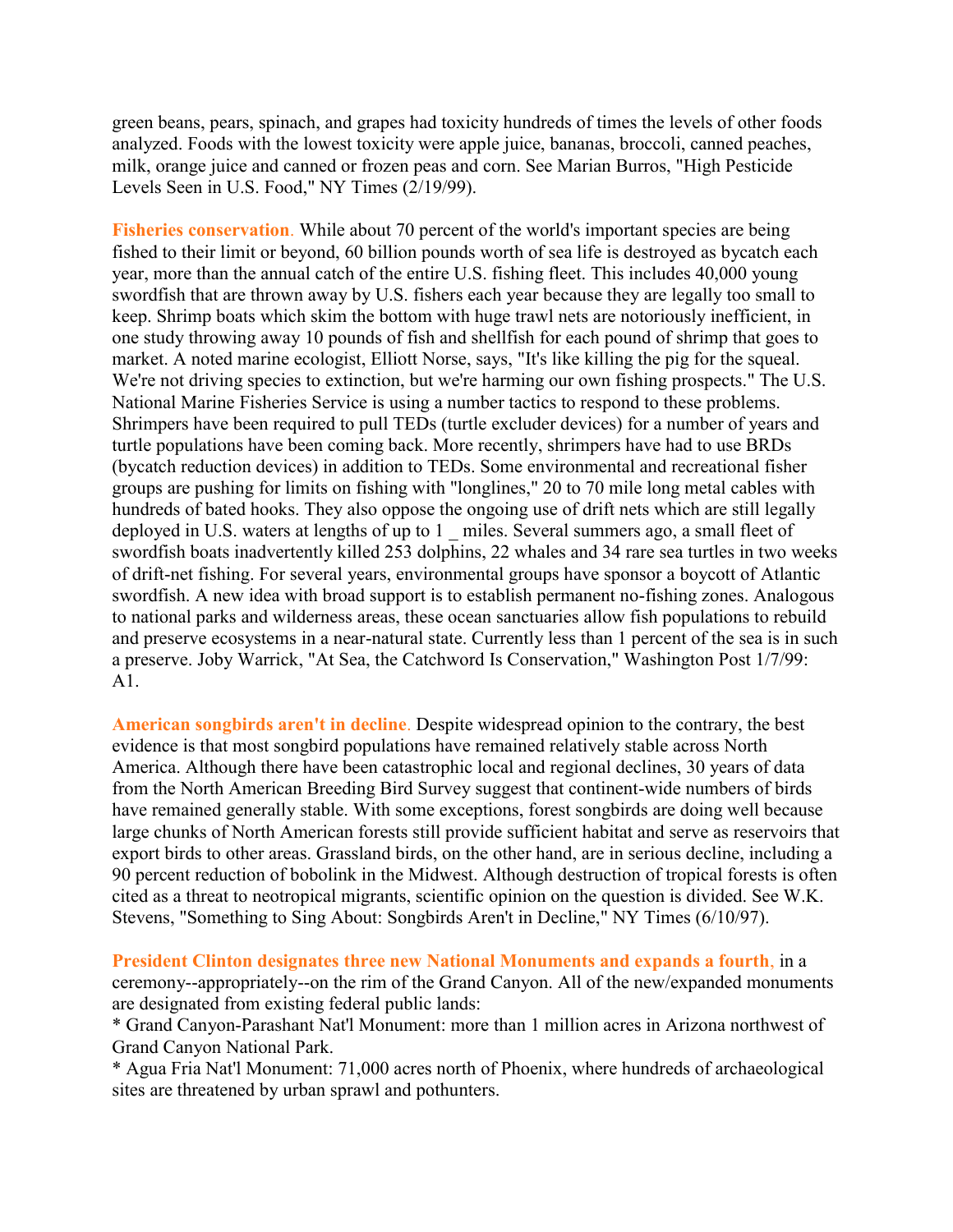green beans, pears, spinach, and grapes had toxicity hundreds of times the levels of other foods analyzed. Foods with the lowest toxicity were apple juice, bananas, broccoli, canned peaches, milk, orange juice and canned or frozen peas and corn. See Marian Burros, "High Pesticide Levels Seen in U.S. Food," NY Times (2/19/99).

**Fisheries conservation**. While about 70 percent of the world's important species are being fished to their limit or beyond, 60 billion pounds worth of sea life is destroyed as bycatch each year, more than the annual catch of the entire U.S. fishing fleet. This includes 40,000 young swordfish that are thrown away by U.S. fishers each year because they are legally too small to keep. Shrimp boats which skim the bottom with huge trawl nets are notoriously inefficient, in one study throwing away 10 pounds of fish and shellfish for each pound of shrimp that goes to market. A noted marine ecologist, Elliott Norse, says, "It's like killing the pig for the squeal. We're not driving species to extinction, but we're harming our own fishing prospects." The U.S. National Marine Fisheries Service is using a number tactics to respond to these problems. Shrimpers have been required to pull TEDs (turtle excluder devices) for a number of years and turtle populations have been coming back. More recently, shrimpers have had to use BRDs (bycatch reduction devices) in addition to TEDs. Some environmental and recreational fisher groups are pushing for limits on fishing with "longlines," 20 to 70 mile long metal cables with hundreds of bated hooks. They also oppose the ongoing use of drift nets which are still legally deployed in U.S. waters at lengths of up to 1 _ miles. Several summers ago, a small fleet of swordfish boats inadvertently killed 253 dolphins, 22 whales and 34 rare sea turtles in two weeks of drift-net fishing. For several years, environmental groups have sponsor a boycott of Atlantic swordfish. A new idea with broad support is to establish permanent no-fishing zones. Analogous to national parks and wilderness areas, these ocean sanctuaries allow fish populations to rebuild and preserve ecosystems in a near-natural state. Currently less than 1 percent of the sea is in such a preserve. Joby Warrick, "At Sea, the Catchword Is Conservation," Washington Post 1/7/99: A1.

**American songbirds aren't in decline**. Despite widespread opinion to the contrary, the best evidence is that most songbird populations have remained relatively stable across North America. Although there have been catastrophic local and regional declines, 30 years of data from the North American Breeding Bird Survey suggest that continent-wide numbers of birds have remained generally stable. With some exceptions, forest songbirds are doing well because large chunks of North American forests still provide sufficient habitat and serve as reservoirs that export birds to other areas. Grassland birds, on the other hand, are in serious decline, including a 90 percent reduction of bobolink in the Midwest. Although destruction of tropical forests is often cited as a threat to neotropical migrants, scientific opinion on the question is divided. See W.K. Stevens, "Something to Sing About: Songbirds Aren't in Decline," NY Times (6/10/97).

**President Clinton designates three new National Monuments and expands a fourth**, in a ceremony--appropriately--on the rim of the Grand Canyon. All of the new/expanded monuments are designated from existing federal public lands:

* Grand Canyon-Parashant Nat'l Monument: more than 1 million acres in Arizona northwest of Grand Canyon National Park.
* Agua Fria Nat'l Monument: 71,000 acres north of Phoenix, where hundreds of archaeological sites are threatened by urban sprawl and pothunters.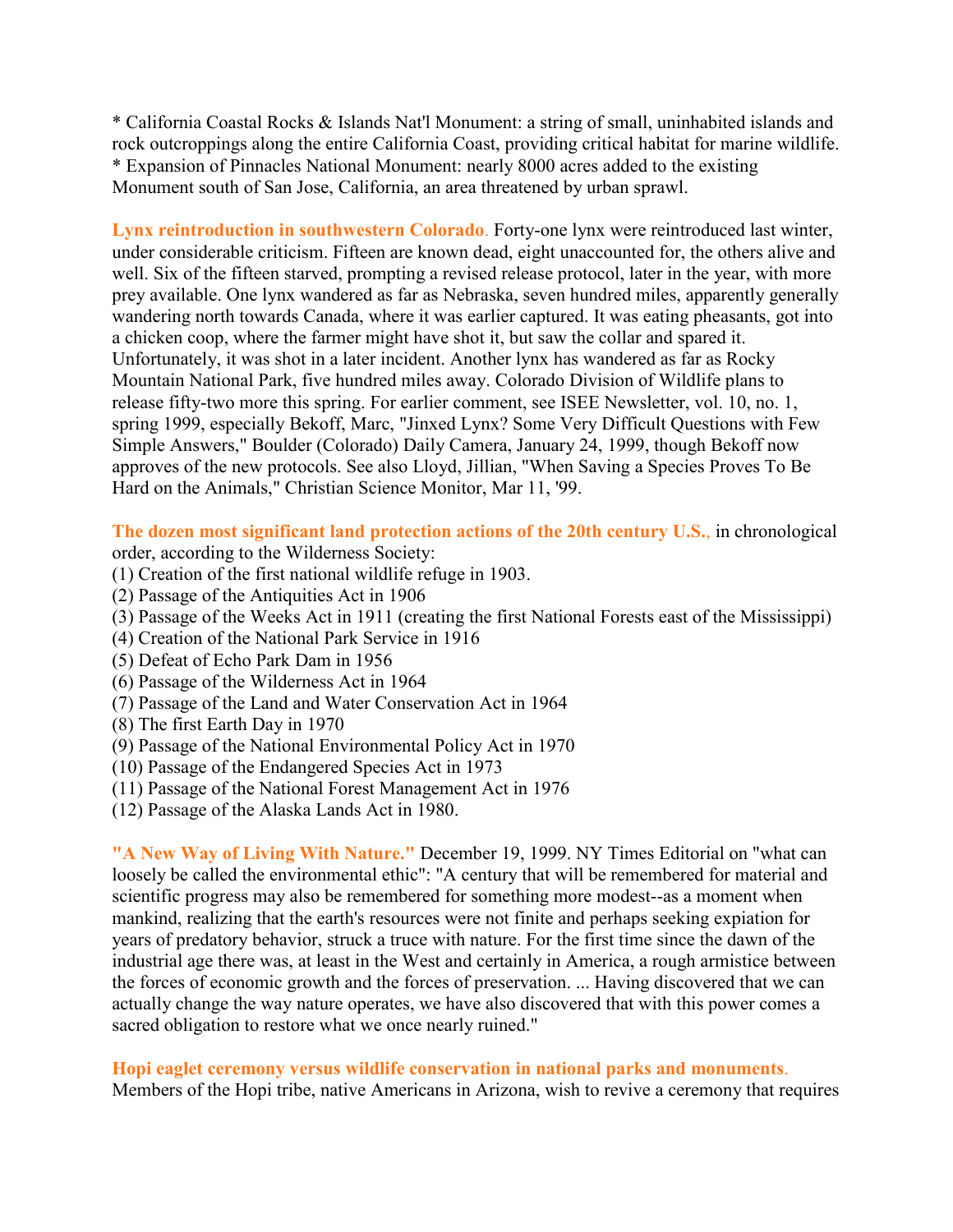* California Coastal Rocks & Islands Nat'l Monument: a string of small, uninhabited islands and rock outcroppings along the entire California Coast, providing critical habitat for marine wildlife.
* Expansion of Pinnacles National Monument: nearly 8000 acres added to the existing Monument south of San Jose, California, an area threatened by urban sprawl.

**Lynx reintroduction in southwestern Colorado**. Forty-one lynx were reintroduced last winter, under considerable criticism. Fifteen are known dead, eight unaccounted for, the others alive and well. Six of the fifteen starved, prompting a revised release protocol, later in the year, with more prey available. One lynx wandered as far as Nebraska, seven hundred miles, apparently generally wandering north towards Canada, where it was earlier captured. It was eating pheasants, got into a chicken coop, where the farmer might have shot it, but saw the collar and spared it. Unfortunately, it was shot in a later incident. Another lynx has wandered as far as Rocky Mountain National Park, five hundred miles away. Colorado Division of Wildlife plans to release fifty-two more this spring. For earlier comment, see ISEE Newsletter, vol. 10, no. 1, spring 1999, especially Bekoff, Marc, "Jinxed Lynx? Some Very Difficult Questions with Few Simple Answers," Boulder (Colorado) Daily Camera, January 24, 1999, though Bekoff now approves of the new protocols. See also Lloyd, Jillian, "When Saving a Species Proves To Be Hard on the Animals," Christian Science Monitor, Mar 11, '99.

**The dozen most significant land protection actions of the 20th century U.S.**, in chronological order, according to the Wilderness Society:
(1) Creation of the first national wildlife refuge in 1903.
(2) Passage of the Antiquities Act in 1906
(3) Passage of the Weeks Act in 1911 (creating the first National Forests east of the Mississippi)
(4) Creation of the National Park Service in 1916
(5) Defeat of Echo Park Dam in 1956
(6) Passage of the Wilderness Act in 1964
(7) Passage of the Land and Water Conservation Act in 1964
(8) The first Earth Day in 1970
(9) Passage of the National Environmental Policy Act in 1970
(10) Passage of the Endangered Species Act in 1973
(11) Passage of the National Forest Management Act in 1976
(12) Passage of the Alaska Lands Act in 1980.

**"A New Way of Living With Nature."** December 19, 1999. NY Times Editorial on "what can loosely be called the environmental ethic": "A century that will be remembered for material and scientific progress may also be remembered for something more modest--as a moment when mankind, realizing that the earth's resources were not finite and perhaps seeking expiation for years of predatory behavior, struck a truce with nature. For the first time since the dawn of the industrial age there was, at least in the West and certainly in America, a rough armistice between the forces of economic growth and the forces of preservation. ... Having discovered that we can actually change the way nature operates, we have also discovered that with this power comes a sacred obligation to restore what we once nearly ruined."

**Hopi eaglet ceremony versus wildlife conservation in national parks and monuments**. Members of the Hopi tribe, native Americans in Arizona, wish to revive a ceremony that requires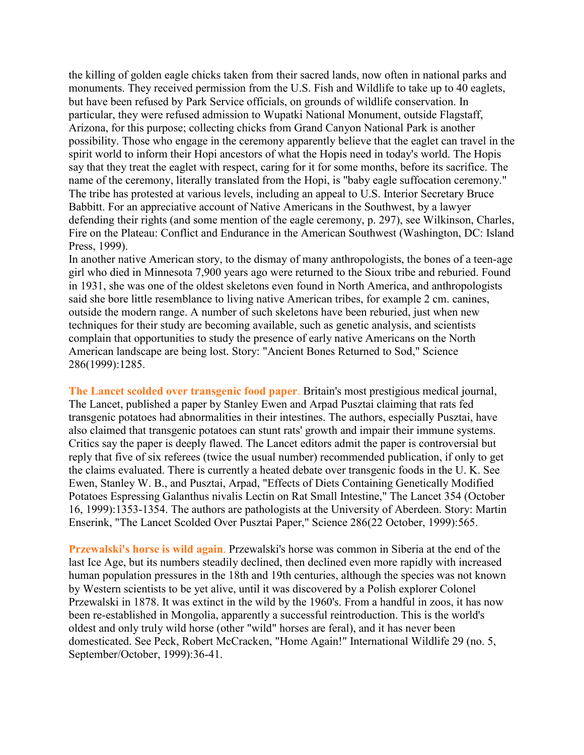the killing of golden eagle chicks taken from their sacred lands, now often in national parks and monuments. They received permission from the U.S. Fish and Wildlife to take up to 40 eaglets, but have been refused by Park Service officials, on grounds of wildlife conservation. In particular, they were refused admission to Wupatki National Monument, outside Flagstaff, Arizona, for this purpose; collecting chicks from Grand Canyon National Park is another possibility. Those who engage in the ceremony apparently believe that the eaglet can travel in the spirit world to inform their Hopi ancestors of what the Hopis need in today's world. The Hopis say that they treat the eaglet with respect, caring for it for some months, before its sacrifice. The name of the ceremony, literally translated from the Hopi, is "baby eagle suffocation ceremony." The tribe has protested at various levels, including an appeal to U.S. Interior Secretary Bruce Babbitt. For an appreciative account of Native Americans in the Southwest, by a lawyer defending their rights (and some mention of the eagle ceremony, p. 297), see Wilkinson, Charles, Fire on the Plateau: Conflict and Endurance in the American Southwest (Washington, DC: Island Press, 1999).

In another native American story, to the dismay of many anthropologists, the bones of a teen-age girl who died in Minnesota 7,900 years ago were returned to the Sioux tribe and reburied. Found in 1931, she was one of the oldest skeletons even found in North America, and anthropologists said she bore little resemblance to living native American tribes, for example 2 cm. canines, outside the modern range. A number of such skeletons have been reburied, just when new techniques for their study are becoming available, such as genetic analysis, and scientists complain that opportunities to study the presence of early native Americans on the North American landscape are being lost. Story: "Ancient Bones Returned to Sod," Science 286(1999):1285.

**The Lancet scolded over transgenic food paper**. Britain's most prestigious medical journal, The Lancet, published a paper by Stanley Ewen and Arpad Pusztai claiming that rats fed transgenic potatoes had abnormalities in their intestines. The authors, especially Pusztai, have also claimed that transgenic potatoes can stunt rats' growth and impair their immune systems. Critics say the paper is deeply flawed. The Lancet editors admit the paper is controversial but reply that five of six referees (twice the usual number) recommended publication, if only to get the claims evaluated. There is currently a heated debate over transgenic foods in the U. K. See Ewen, Stanley W. B., and Pusztai, Arpad, "Effects of Diets Containing Genetically Modified Potatoes Espressing Galanthus nivalis Lectin on Rat Small Intestine," The Lancet 354 (October 16, 1999):1353-1354. The authors are pathologists at the University of Aberdeen. Story: Martin Enserink, "The Lancet Scolded Over Pusztai Paper," Science 286(22 October, 1999):565.

**Przewalski's horse is wild again**. Przewalski's horse was common in Siberia at the end of the last Ice Age, but its numbers steadily declined, then declined even more rapidly with increased human population pressures in the 18th and 19th centuries, although the species was not known by Western scientists to be yet alive, until it was discovered by a Polish explorer Colonel Przewalski in 1878. It was extinct in the wild by the 1960's. From a handful in zoos, it has now been re-established in Mongolia, apparently a successful reintroduction. This is the world's oldest and only truly wild horse (other "wild" horses are feral), and it has never been domesticated. See Peck, Robert McCracken, "Home Again!" International Wildlife 29 (no. 5, September/October, 1999):36-41.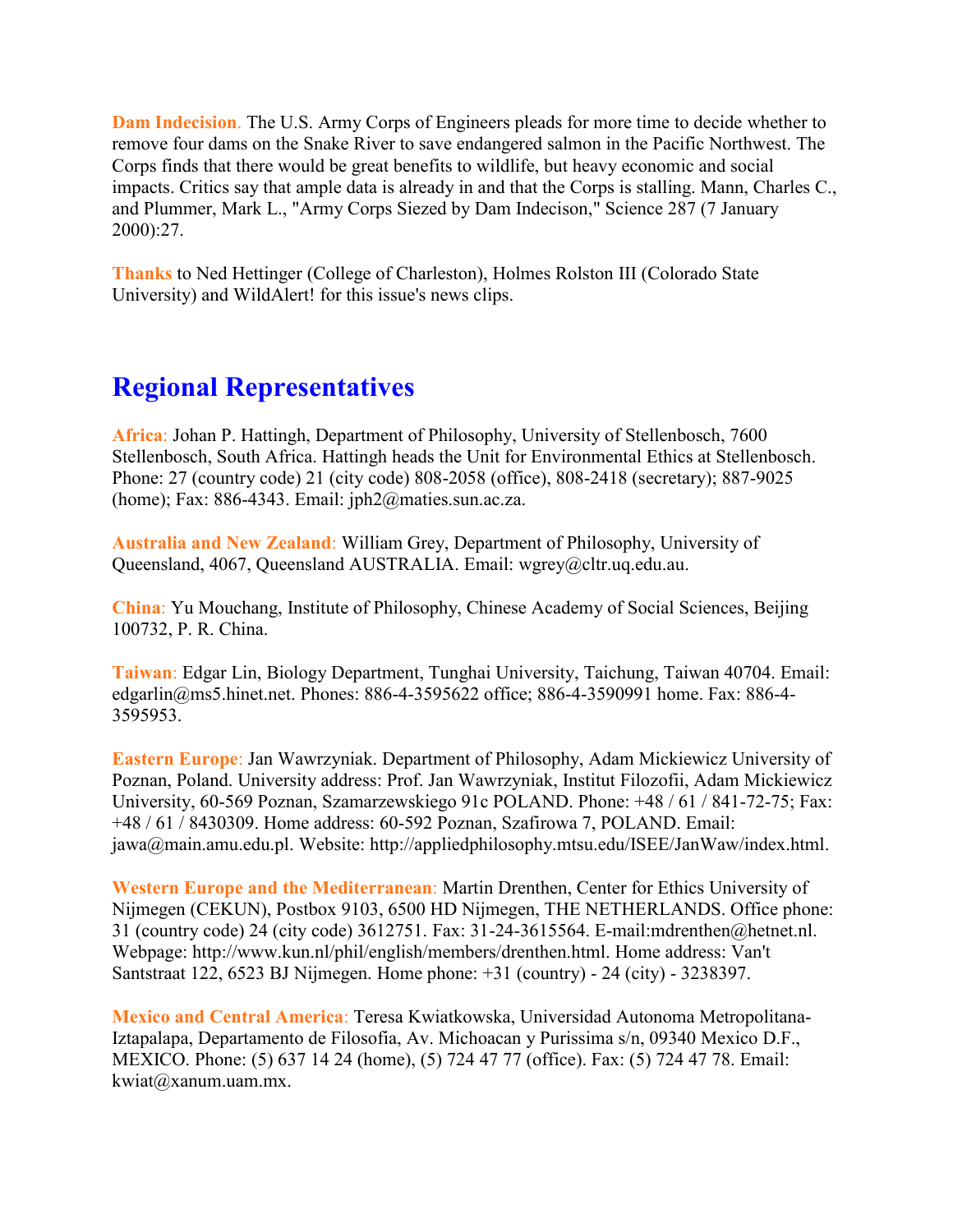**Dam Indecision**. The U.S. Army Corps of Engineers pleads for more time to decide whether to remove four dams on the Snake River to save endangered salmon in the Pacific Northwest. The Corps finds that there would be great benefits to wildlife, but heavy economic and social impacts. Critics say that ample data is already in and that the Corps is stalling. Mann, Charles C., and Plummer, Mark L., "Army Corps Siezed by Dam Indecison," Science 287 (7 January 2000):27.

**Thanks** to Ned Hettinger (College of Charleston), Holmes Rolston III (Colorado State University) and WildAlert! for this issue's news clips.

## Regional Representatives

**Africa**: Johan P. Hattingh, Department of Philosophy, University of Stellenbosch, 7600 Stellenbosch, South Africa. Hattingh heads the Unit for Environmental Ethics at Stellenbosch. Phone: 27 (country code) 21 (city code) 808-2058 (office), 808-2418 (secretary); 887-9025 (home); Fax: 886-4343. Email: jph2@maties.sun.ac.za.

**Australia and New Zealand**: William Grey, Department of Philosophy, University of Queensland, 4067, Queensland AUSTRALIA. Email: wgrey@cltr.uq.edu.au.

**China**: Yu Mouchang, Institute of Philosophy, Chinese Academy of Social Sciences, Beijing 100732, P. R. China.

**Taiwan**: Edgar Lin, Biology Department, Tunghai University, Taichung, Taiwan 40704. Email: edgarlin@ms5.hinet.net. Phones: 886-4-3595622 office; 886-4-3590991 home. Fax: 886-4-3595953.

**Eastern Europe**: Jan Wawrzyniak. Department of Philosophy, Adam Mickiewicz University of Poznan, Poland. University address: Prof. Jan Wawrzyniak, Institut Filozofii, Adam Mickiewicz University, 60-569 Poznan, Szamarzewskiego 91c POLAND. Phone: +48 / 61 / 841-72-75; Fax: +48 / 61 / 8430309. Home address: 60-592 Poznan, Szafirowa 7, POLAND. Email: jawa@main.amu.edu.pl. Website: http://appliedphilosophy.mtsu.edu/ISEE/JanWaw/index.html.

**Western Europe and the Mediterranean**: Martin Drenthen, Center for Ethics University of Nijmegen (CEKUN), Postbox 9103, 6500 HD Nijmegen, THE NETHERLANDS. Office phone: 31 (country code) 24 (city code) 3612751. Fax: 31-24-3615564. E-mail:mdrenthen@hetnet.nl. Webpage: http://www.kun.nl/phil/english/members/drenthen.html. Home address: Van't Santstraat 122, 6523 BJ Nijmegen. Home phone: +31 (country) - 24 (city) - 3238397.

**Mexico and Central America**: Teresa Kwiatkowska, Universidad Autonoma Metropolitana-Iztapalapa, Departamento de Filosofia, Av. Michoacan y Purissima s/n, 09340 Mexico D.F., MEXICO. Phone: (5) 637 14 24 (home), (5) 724 47 77 (office). Fax: (5) 724 47 78. Email: kwiat@xanum.uam.mx.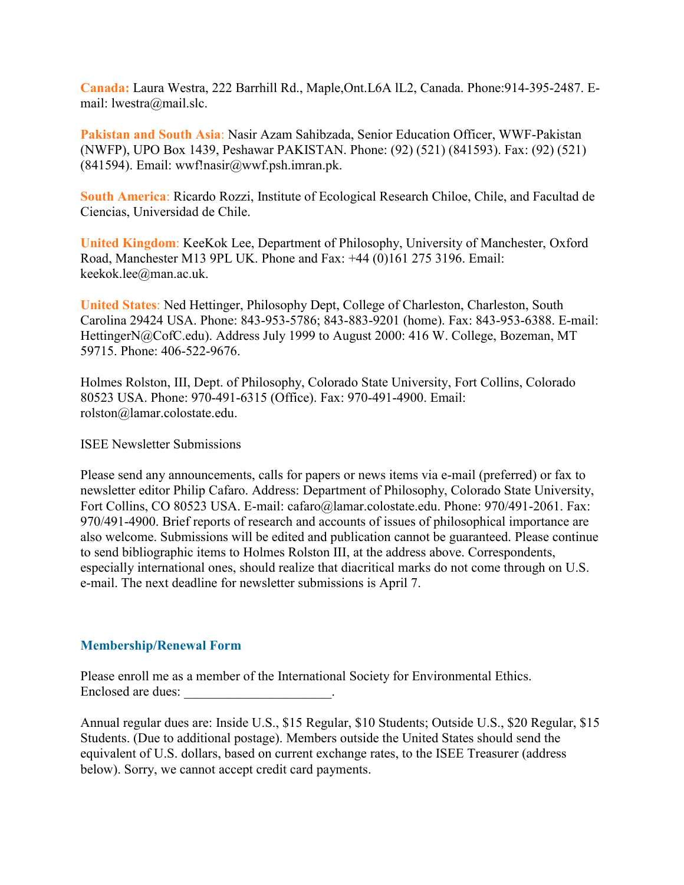**Canada:** Laura Westra, 222 Barrhill Rd., Maple,Ont.L6A lL2, Canada. Phone:914-395-2487. E-mail: lwestra@mail.slc.

**Pakistan and South Asia**: Nasir Azam Sahibzada, Senior Education Officer, WWF-Pakistan (NWFP), UPO Box 1439, Peshawar PAKISTAN. Phone: (92) (521) (841593). Fax: (92) (521) (841594). Email: wwf!nasir@wwf.psh.imran.pk.

**South America**: Ricardo Rozzi, Institute of Ecological Research Chiloe, Chile, and Facultad de Ciencias, Universidad de Chile.

**United Kingdom**: KeeKok Lee, Department of Philosophy, University of Manchester, Oxford Road, Manchester M13 9PL UK. Phone and Fax: +44 (0)161 275 3196. Email: keekok.lee@man.ac.uk.

**United States**: Ned Hettinger, Philosophy Dept, College of Charleston, Charleston, South Carolina 29424 USA. Phone: 843-953-5786; 843-883-9201 (home). Fax: 843-953-6388. E-mail: HettingerN@CofC.edu). Address July 1999 to August 2000: 416 W. College, Bozeman, MT 59715. Phone: 406-522-9676.

Holmes Rolston, III, Dept. of Philosophy, Colorado State University, Fort Collins, Colorado 80523 USA. Phone: 970-491-6315 (Office). Fax: 970-491-4900. Email: rolston@lamar.colostate.edu.

ISEE Newsletter Submissions

Please send any announcements, calls for papers or news items via e-mail (preferred) or fax to newsletter editor Philip Cafaro. Address: Department of Philosophy, Colorado State University, Fort Collins, CO 80523 USA. E-mail: cafaro@lamar.colostate.edu. Phone: 970/491-2061. Fax: 970/491-4900. Brief reports of research and accounts of issues of philosophical importance are also welcome. Submissions will be edited and publication cannot be guaranteed. Please continue to send bibliographic items to Holmes Rolston III, at the address above. Correspondents, especially international ones, should realize that diacritical marks do not come through on U.S. e-mail. The next deadline for newsletter submissions is April 7.

## Membership/Renewal Form

Please enroll me as a member of the International Society for Environmental Ethics.
Enclosed are dues: ______________________.

Annual regular dues are: Inside U.S., $15 Regular, $10 Students; Outside U.S., $20 Regular, $15 Students. (Due to additional postage). Members outside the United States should send the equivalent of U.S. dollars, based on current exchange rates, to the ISEE Treasurer (address below). Sorry, we cannot accept credit card payments.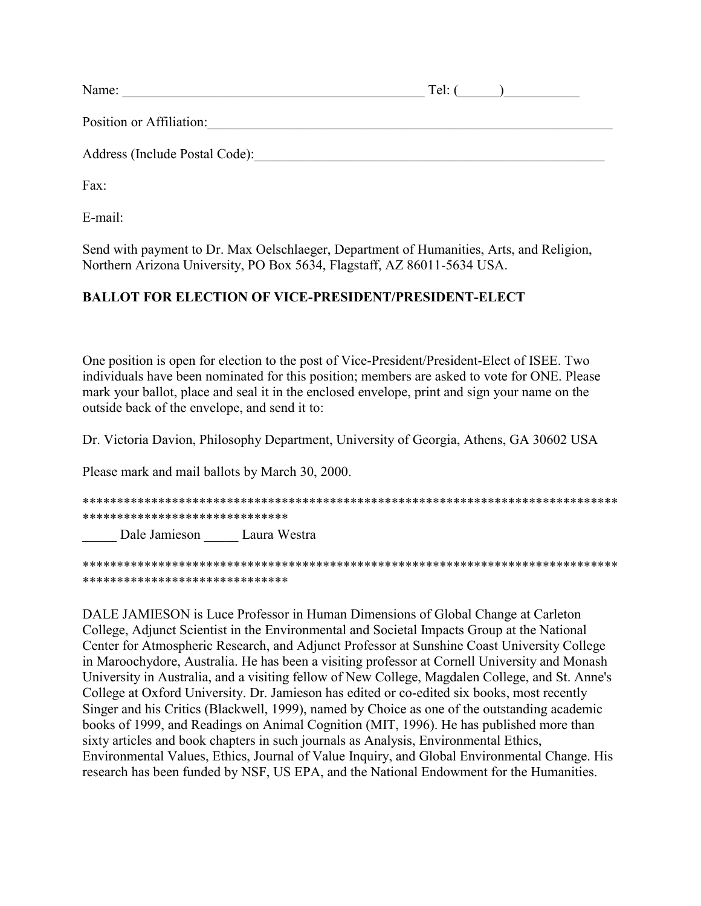Name: _____________________________________________ Tel: (______)___________

Position or Affiliation:______________________________________________________________

Address (Include Postal Code):_____________________________________________________

Fax:

E-mail:

Send with payment to Dr. Max Oelschlaeger, Department of Humanities, Arts, and Religion, Northern Arizona University, PO Box 5634, Flagstaff, AZ 86011-5634 USA.

**BALLOT FOR ELECTION OF VICE-PRESIDENT/PRESIDENT-ELECT**

One position is open for election to the post of Vice-President/President-Elect of ISEE. Two individuals have been nominated for this position; members are asked to vote for ONE. Please mark your ballot, place and seal it in the enclosed envelope, print and sign your name on the outside back of the envelope, and send it to:

Dr. Victoria Davion, Philosophy Department, University of Georgia, Athens, GA 30602 USA

Please mark and mail ballots by March 30, 2000.

*********************************************************************************************************

_____ Dale Jamieson _____ Laura Westra

*********************************************************************************************************

DALE JAMIESON is Luce Professor in Human Dimensions of Global Change at Carleton College, Adjunct Scientist in the Environmental and Societal Impacts Group at the National Center for Atmospheric Research, and Adjunct Professor at Sunshine Coast University College in Maroochydore, Australia. He has been a visiting professor at Cornell University and Monash University in Australia, and a visiting fellow of New College, Magdalen College, and St. Anne's College at Oxford University. Dr. Jamieson has edited or co-edited six books, most recently Singer and his Critics (Blackwell, 1999), named by Choice as one of the outstanding academic books of 1999, and Readings on Animal Cognition (MIT, 1996). He has published more than sixty articles and book chapters in such journals as Analysis, Environmental Ethics, Environmental Values, Ethics, Journal of Value Inquiry, and Global Environmental Change. His research has been funded by NSF, US EPA, and the National Endowment for the Humanities.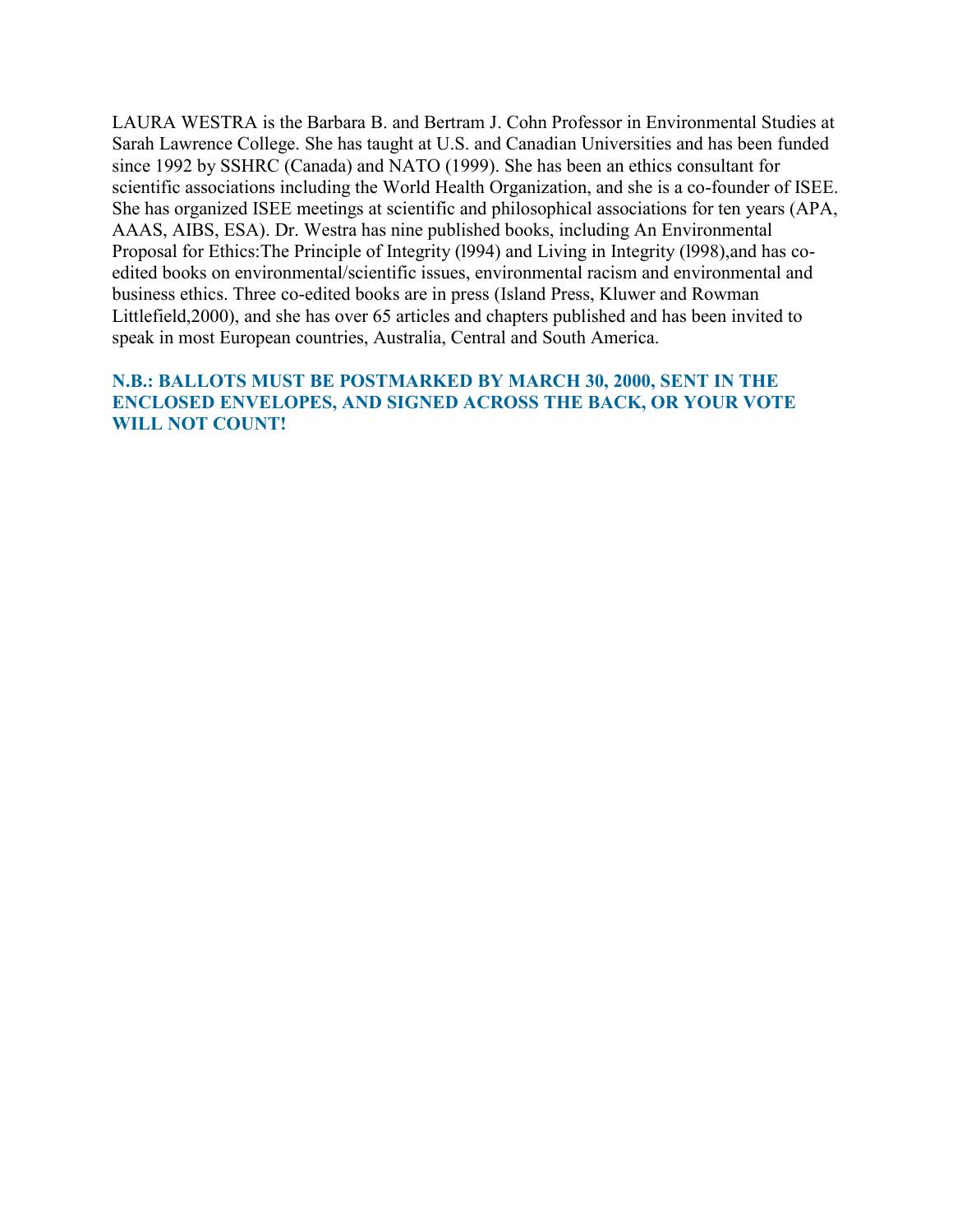LAURA WESTRA is the Barbara B. and Bertram J. Cohn Professor in Environmental Studies at Sarah Lawrence College. She has taught at U.S. and Canadian Universities and has been funded since 1992 by SSHRC (Canada) and NATO (1999). She has been an ethics consultant for scientific associations including the World Health Organization, and she is a co-founder of ISEE. She has organized ISEE meetings at scientific and philosophical associations for ten years (APA, AAAS, AIBS, ESA). Dr. Westra has nine published books, including An Environmental Proposal for Ethics:The Principle of Integrity (l994) and Living in Integrity (l998),and has co-edited books on environmental/scientific issues, environmental racism and environmental and business ethics. Three co-edited books are in press (Island Press, Kluwer and Rowman Littlefield,2000), and she has over 65 articles and chapters published and has been invited to speak in most European countries, Australia, Central and South America.

**N.B.: BALLOTS MUST BE POSTMARKED BY MARCH 30, 2000, SENT IN THE ENCLOSED ENVELOPES, AND SIGNED ACROSS THE BACK, OR YOUR VOTE WILL NOT COUNT!**